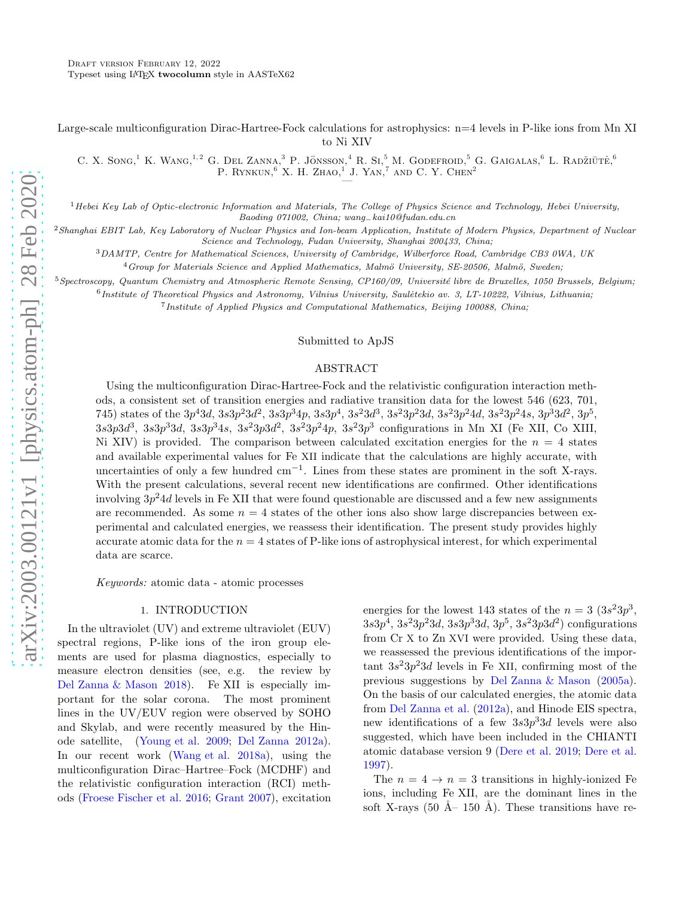Draft version February 12, 2022
Typeset using LaTeX **twocolumn** style in AASTeX62

# Large-scale multiconfiguration Dirac-Hartree-Fock calculations for astrophysics: n=4 levels in P-like ions from Mn XI to Ni XIV

C. X. Song,[1] K. Wang,[1,2] G. Del Zanna,[3] P. Jönsson,[4] R. Si,[5] M. Godefroid,[5] G. Gaigalas,[6] L. Radžiūtė,[6] P. Rynkun,[6] X. H. Zhao,[1] J. Yan,[7] and C. Y. Chen[2]

[1]*Hebei Key Lab of Optic-electronic Information and Materials, The College of Physics Science and Technology, Hebei University, Baoding 071002, China; wang_kai10@fudan.edu.cn*

[2]*Shanghai EBIT Lab, Key Laboratory of Nuclear Physics and Ion-beam Application, Institute of Modern Physics, Department of Nuclear Science and Technology, Fudan University, Shanghai 200433, China;*

[3]*DAMTP, Centre for Mathematical Sciences, University of Cambridge, Wilberforce Road, Cambridge CB3 0WA, UK*

[4]*Group for Materials Science and Applied Mathematics, Malmö University, SE-20506, Malmö, Sweden;*

[5]*Spectroscopy, Quantum Chemistry and Atmospheric Remote Sensing, CP160/09, Université libre de Bruxelles, 1050 Brussels, Belgium;*

[6]*Institute of Theoretical Physics and Astronomy, Vilnius University, Saulėtekio av. 3, LT-10222, Vilnius, Lithuania;*

[7]*Institute of Applied Physics and Computational Mathematics, Beijing 100088, China;*

Submitted to ApJS

## ABSTRACT

Using the multiconfiguration Dirac-Hartree-Fock and the relativistic configuration interaction methods, a consistent set of transition energies and radiative transition data for the lowest 546 (623, 701, 745) states of the $3p^4 4d$, $3s3p^2 3d^2$, $3s3p^3 4p$, $3s3p^4$, $3s^2 3d^3$, $3s^2 3p^2 3d$, $3s^2 3p^2 4d$, $3s^2 3p^2 4s$, $3p^3 3d^2$, $3p^5$, $3s3p3d^3$, $3s3p^3 3d$, $3s3p^3 4s$, $3s^2 3p3d^2$, $3s^2 3p^2 4p$, $3s^2 3p^3$ configurations in Mn XI (Fe XII, Co XIII, Ni XIV) is provided. The comparison between calculated excitation energies for the $n = 4$ states and available experimental values for Fe XII indicate that the calculations are highly accurate, with uncertainties of only a few hundred cm$^{-1}$. Lines from these states are prominent in the soft X-rays. With the present calculations, several recent new identifications are confirmed. Other identifications involving $3p^2 4d$ levels in Fe XII that were found questionable are discussed and a few new assignments are recommended. As some $n = 4$ states of the other ions also show large discrepancies between experimental and calculated energies, we reassess their identification. The present study provides highly accurate atomic data for the $n = 4$ states of P-like ions of astrophysical interest, for which experimental data are scarce.

*Keywords:* atomic data - atomic processes

## 1. INTRODUCTION

In the ultraviolet (UV) and extreme ultraviolet (EUV) spectral regions, P-like ions of the iron group elements are used for plasma diagnostics, especially to measure electron densities (see, e.g. the review by Del Zanna & Mason 2018). Fe XII is especially important for the solar corona. The most prominent lines in the UV/EUV region were observed by SOHO and Skylab, and were recently measured by the Hinode satellite, (Young et al. 2009; Del Zanna 2012a). In our recent work (Wang et al. 2018a), using the multiconfiguration Dirac–Hartree–Fock (MCDHF) and the relativistic configuration interaction (RCI) methods (Froese Fischer et al. 2016; Grant 2007), excitation energies for the lowest 143 states of the $n = 3$ ($3s^2 3p^3$, $3s3p^4$, $3s^2 3p^2 3d$, $3s3p^3 3d$, $3p^5$, $3s^2 3p3d^2$) configurations from Cr X to Zn XVI were provided. Using these data, we reassessed the previous identifications of the important $3s^2 3p^2 3d$ levels in Fe XII, confirming most of the previous suggestions by Del Zanna & Mason (2005a). On the basis of our calculated energies, the atomic data from Del Zanna et al. (2012a), and Hinode EIS spectra, new identifications of a few $3s3p^3 3d$ levels were also suggested, which have been included in the CHIANTI atomic database version 9 (Dere et al. 2019; Dere et al. 1997).

The $n = 4 \rightarrow n = 3$ transitions in highly-ionized Fe ions, including Fe XII, are the dominant lines in the soft X-rays (50 Å– 150 Å). These transitions have re-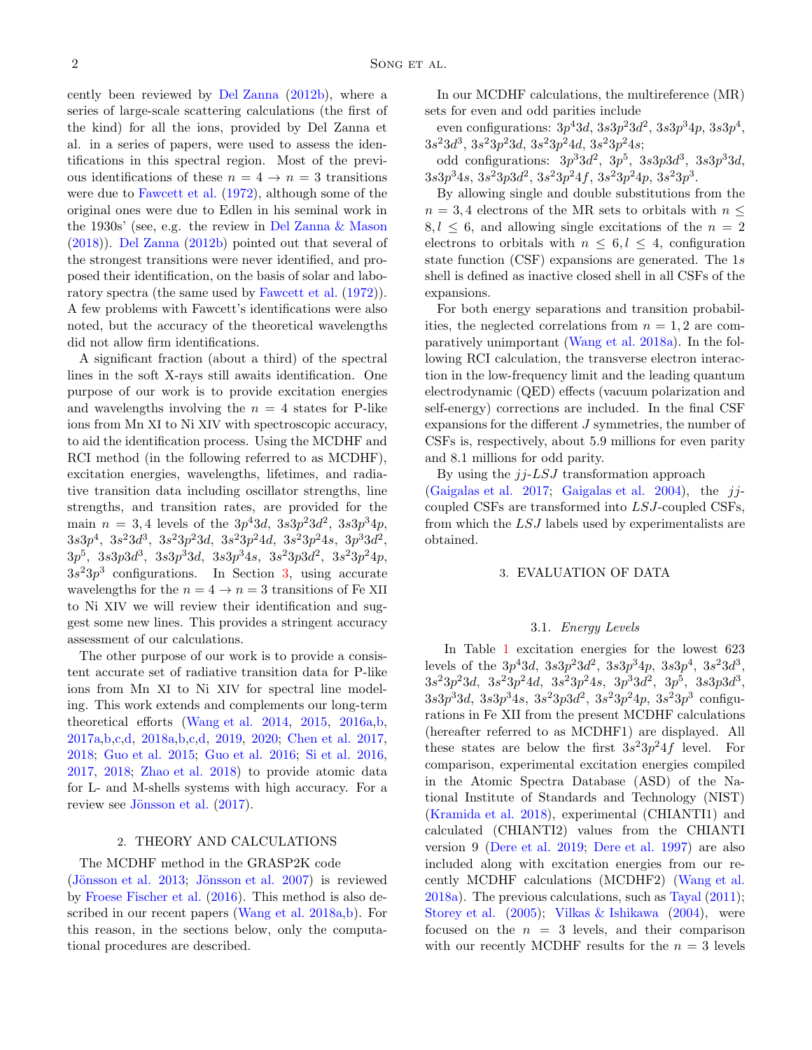cently been reviewed by Del Zanna (2012b), where a series of large-scale scattering calculations (the first of the kind) for all the ions, provided by Del Zanna et al. in a series of papers, were used to assess the identifications in this spectral region. Most of the previous identifications of these $n = 4 \rightarrow n = 3$ transitions were due to Fawcett et al. (1972), although some of the original ones were due to Edlen in his seminal work in the 1930s' (see, e.g. the review in Del Zanna & Mason (2018)). Del Zanna (2012b) pointed out that several of the strongest transitions were never identified, and proposed their identification, on the basis of solar and laboratory spectra (the same used by Fawcett et al. (1972)). A few problems with Fawcett's identifications were also noted, but the accuracy of the theoretical wavelengths did not allow firm identifications.

A significant fraction (about a third) of the spectral lines in the soft X-rays still awaits identification. One purpose of our work is to provide excitation energies and wavelengths involving the $n = 4$ states for P-like ions from Mn XI to Ni XIV with spectroscopic accuracy, to aid the identification process. Using the MCDHF and RCI method (in the following referred to as MCDHF), excitation energies, wavelengths, lifetimes, and radiative transition data including oscillator strengths, line strengths, and transition rates, are provided for the main $n = 3, 4$ levels of the $3p^4 3d$, $3s3p^2 3d^2$, $3s3p^3 4p$, $3s3p^4$, $3s^2 3d^3$, $3s^2 3p^2 3d$, $3s^2 3p^2 4d$, $3s^2 3p^2 4s$, $3p^3 3d^2$, $3p^5$, $3s3p3d^3$, $3s3p^3 3d$, $3s3p^3 4s$, $3s^2 3p3d^2$, $3s^2 3p^2 4p$, $3s^2 3p^3$ configurations. In Section 3, using accurate wavelengths for the $n = 4 \rightarrow n = 3$ transitions of Fe XII to Ni XIV we will review their identification and suggest some new lines. This provides a stringent accuracy assessment of our calculations.

The other purpose of our work is to provide a consistent accurate set of radiative transition data for P-like ions from Mn XI to Ni XIV for spectral line modeling. This work extends and complements our long-term theoretical efforts (Wang et al. 2014, 2015, 2016a,b, 2017a,b,c,d, 2018a,b,c,d, 2019, 2020; Chen et al. 2017, 2018; Guo et al. 2015; Guo et al. 2016; Si et al. 2016, 2017, 2018; Zhao et al. 2018) to provide atomic data for L- and M-shells systems with high accuracy. For a review see Jönsson et al. (2017).

## 2. THEORY AND CALCULATIONS

The MCDHF method in the GRASP2K code (Jönsson et al. 2013; Jönsson et al. 2007) is reviewed by Froese Fischer et al. (2016). This method is also described in our recent papers (Wang et al. 2018a,b). For this reason, in the sections below, only the computational procedures are described.

In our MCDHF calculations, the multireference (MR) sets for even and odd parities include

even configurations: $3p^4 3d$, $3s3p^2 3d^2$, $3s3p^3 4p$, $3s3p^4$, $3s^2 3d^3$, $3s^2 3p^2 3d$, $3s^2 3p^2 4d$, $3s^2 3p^2 4s$;

odd configurations: $3p^3 3d^2$, $3p^5$, $3s3p3d^3$, $3s3p^3 3d$, $3s3p^3 4s$, $3s^2 3p3d^2$, $3s^2 3p^2 4f$, $3s^2 3p^2 4p$, $3s^2 3p^3$.

By allowing single and double substitutions from the $n = 3, 4$ electrons of the MR sets to orbitals with $n \leq 8, l \leq 6$, and allowing single excitations of the $n = 2$ electrons to orbitals with $n \leq 6, l \leq 4$, configuration state function (CSF) expansions are generated. The $1s$ shell is defined as inactive closed shell in all CSFs of the expansions.

For both energy separations and transition probabilities, the neglected correlations from $n = 1, 2$ are comparatively unimportant (Wang et al. 2018a). In the following RCI calculation, the transverse electron interaction in the low-frequency limit and the leading quantum electrodynamic (QED) effects (vacuum polarization and self-energy) corrections are included. In the final CSF expansions for the different $J$ symmetries, the number of CSFs is, respectively, about 5.9 millions for even parity and 8.1 millions for odd parity.

By using the $jj$-$LSJ$ transformation approach (Gaigalas et al. 2017; Gaigalas et al. 2004), the $jj$-coupled CSFs are transformed into $LSJ$-coupled CSFs, from which the $LSJ$ labels used by experimentalists are obtained.

## 3. EVALUATION OF DATA

### 3.1. *Energy Levels*

In Table 1 excitation energies for the lowest 623 levels of the $3p^4 3d$, $3s3p^2 3d^2$, $3s3p^3 4p$, $3s3p^4$, $3s^2 3d^3$, $3s^2 3p^2 3d$, $3s^2 3p^2 4d$, $3s^2 3p^2 4s$, $3p^3 3d^2$, $3p^5$, $3s3p3d^3$, $3s3p^3 3d$, $3s3p^3 4s$, $3s^2 3p3d^2$, $3s^2 3p^2 4p$, $3s^2 3p^3$ configurations in Fe XII from the present MCDHF calculations (hereafter referred to as MCDHF1) are displayed. All these states are below the first $3s^2 3p^2 4f$ level. For comparison, experimental excitation energies compiled in the Atomic Spectra Database (ASD) of the National Institute of Standards and Technology (NIST) (Kramida et al. 2018), experimental (CHIANTI1) and calculated (CHIANTI2) values from the CHIANTI version 9 (Dere et al. 2019; Dere et al. 1997) are also included along with excitation energies from our recently MCDHF calculations (MCDHF2) (Wang et al. 2018a). The previous calculations, such as Tayal (2011); Storey et al. (2005); Vilkas & Ishikawa (2004), were focused on the $n = 3$ levels, and their comparison with our recently MCDHF results for the $n = 3$ levels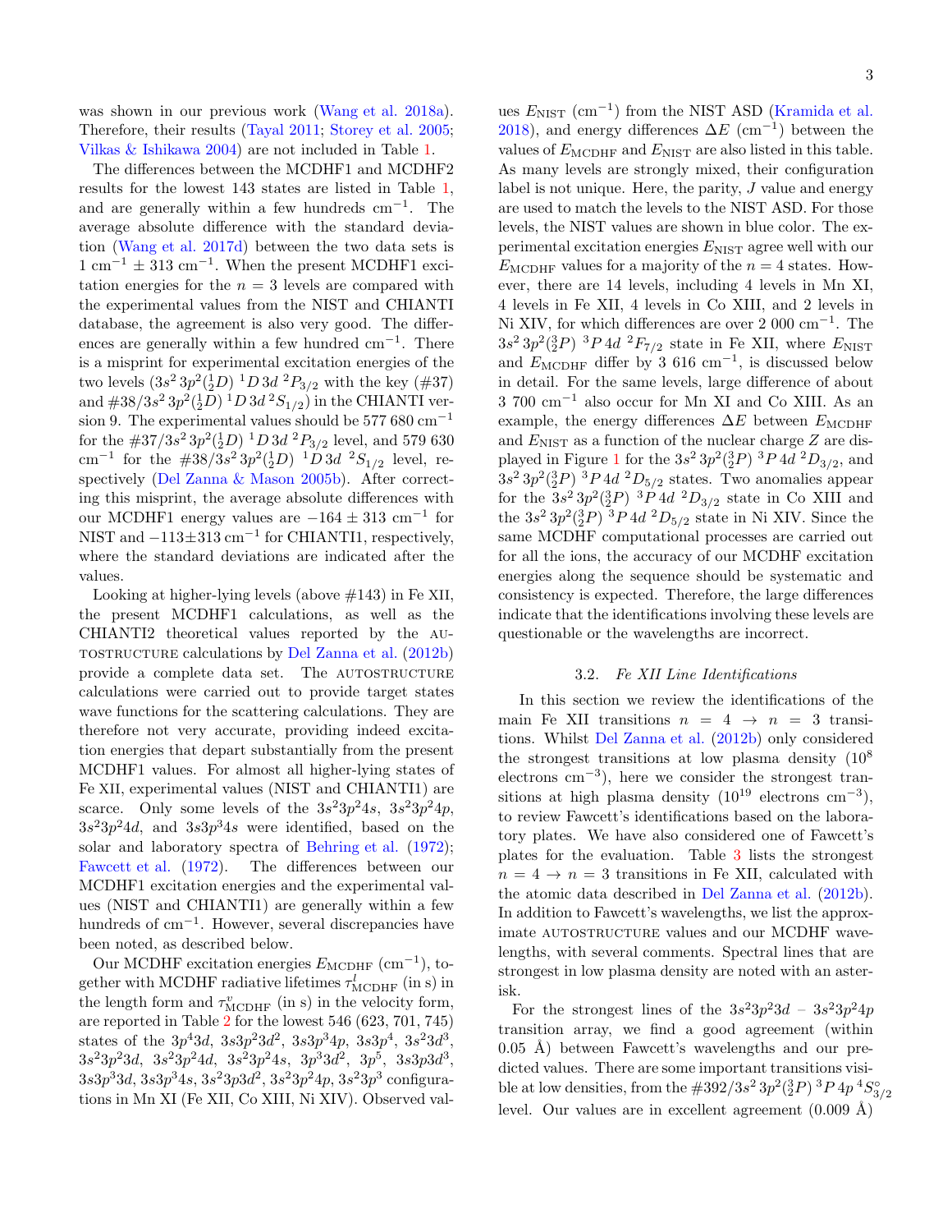was shown in our previous work (Wang et al. 2018a). Therefore, their results (Tayal 2011; Storey et al. 2005; Vilkas & Ishikawa 2004) are not included in Table 1.

The differences between the MCDHF1 and MCDHF2 results for the lowest 143 states are listed in Table 1, and are generally within a few hundreds cm$^{-1}$. The average absolute difference with the standard deviation (Wang et al. 2017d) between the two data sets is 1 cm$^{-1}$ ± 313 cm$^{-1}$. When the present MCDHF1 excitation energies for the $n = 3$ levels are compared with the experimental values from the NIST and CHIANTI database, the agreement is also very good. The differences are generally within a few hundred cm$^{-1}$. There is a misprint for experimental excitation energies of the two levels $(3s^2\,3p^2(^1_2D)\;^1D\,3d\;^2P_{3/2}$ with the key (#37) and #38/$3s^2\,3p^2(^1_2D)\;^1D\,3d\;^2S_{1/2})$ in the CHIANTI version 9. The experimental values should be 577 680 cm$^{-1}$ for the #37/$3s^2\,3p^2(^1_2D)\;^1D\,3d\;^2P_{3/2}$ level, and 579 630 cm$^{-1}$ for the #38/$3s^2\,3p^2(^1_2D)\;^1D\,3d\;^2S_{1/2}$ level, respectively (Del Zanna & Mason 2005b). After correcting this misprint, the average absolute differences with our MCDHF1 energy values are $-164 \pm 313$ cm$^{-1}$ for NIST and $-113 \pm 313$ cm$^{-1}$ for CHIANTI1, respectively, where the standard deviations are indicated after the values.

Looking at higher-lying levels (above #143) in Fe XII, the present MCDHF1 calculations, as well as the CHIANTI2 theoretical values reported by the AUTOSTRUCTURE calculations by Del Zanna et al. (2012b) provide a complete data set. The AUTOSTRUCTURE calculations were carried out to provide target states wave functions for the scattering calculations. They are therefore not very accurate, providing indeed excitation energies that depart substantially from the present MCDHF1 values. For almost all higher-lying states of Fe XII, experimental values (NIST and CHIANTI1) are scarce. Only some levels of the $3s^23p^24s$, $3s^23p^24p$, $3s^23p^24d$, and $3s3p^34s$ were identified, based on the solar and laboratory spectra of Behring et al. (1972); Fawcett et al. (1972). The differences between our MCDHF1 excitation energies and the experimental values (NIST and CHIANTI1) are generally within a few hundreds of cm$^{-1}$. However, several discrepancies have been noted, as described below.

Our MCDHF excitation energies $E_{\rm MCDHF}$ (cm$^{-1}$), together with MCDHF radiative lifetimes $\tau^l_{\rm MCDHF}$ (in s) in the length form and $\tau^v_{\rm MCDHF}$ (in s) in the velocity form, are reported in Table 2 for the lowest 546 (623, 701, 745) states of the $3p^43d$, $3s3p^23d^2$, $3s3p^34p$, $3s3p^4$, $3s^23d^3$, $3s^23p^23d$, $3s^23p^24d$, $3s^23p^24s$, $3p^33d^2$, $3p^5$, $3s3p3d^3$, $3s3p^33d$, $3s3p^34s$, $3s^23p3d^2$, $3s^23p^24p$, $3s^23p^3$ configurations in Mn XI (Fe XII, Co XIII, Ni XIV). Observed values $E_{\rm NIST}$ (cm$^{-1}$) from the NIST ASD (Kramida et al. 2018), and energy differences $\Delta E$ (cm$^{-1}$) between the values of $E_{\rm MCDHF}$ and $E_{\rm NIST}$ are also listed in this table. As many levels are strongly mixed, their configuration label is not unique. Here, the parity, $J$ value and energy are used to match the levels to the NIST ASD. For those levels, the NIST values are shown in blue color. The experimental excitation energies $E_{\rm NIST}$ agree well with our $E_{\rm MCDHF}$ values for a majority of the $n = 4$ states. However, there are 14 levels, including 4 levels in Mn XI, 4 levels in Fe XII, 4 levels in Co XIII, and 2 levels in Ni XIV, for which differences are over 2 000 cm$^{-1}$. The $3s^2\,3p^2(^3_2P)\;^3P\,4d\;^2F_{7/2}$ state in Fe XII, where $E_{\rm NIST}$ and $E_{\rm MCDHF}$ differ by 3 616 cm$^{-1}$, is discussed below in detail. For the same levels, large difference of about 3 700 cm$^{-1}$ also occur for Mn XI and Co XIII. As an example, the energy differences $\Delta E$ between $E_{\rm MCDHF}$ and $E_{\rm NIST}$ as a function of the nuclear charge $Z$ are displayed in Figure 1 for the $3s^2\,3p^2(^3_2P)\;^3P\,4d\;^2D_{3/2}$, and $3s^2\,3p^2(^3_2P)\;^3P\,4d\;^2D_{5/2}$ states. Two anomalies appear for the $3s^2\,3p^2(^3_2P)\;^3P\,4d\;^2D_{3/2}$ state in Co XIII and the $3s^2\,3p^2(^3_2P)\;^3P\,4d\;^2D_{5/2}$ state in Ni XIV. Since the same MCDHF computational processes are carried out for all the ions, the accuracy of our MCDHF excitation energies along the sequence should be systematic and consistency is expected. Therefore, the large differences indicate that the identifications involving these levels are questionable or the wavelengths are incorrect.

### 3.2. *Fe XII Line Identifications*

In this section we review the identifications of the main Fe XII transitions $n = 4 \rightarrow n = 3$ transitions. Whilst Del Zanna et al. (2012b) only considered the strongest transitions at low plasma density ($10^8$ electrons cm$^{-3}$), here we consider the strongest transitions at high plasma density ($10^{19}$ electrons cm$^{-3}$), to review Fawcett's identifications based on the laboratory plates. We have also considered one of Fawcett's plates for the evaluation. Table 3 lists the strongest $n = 4 \rightarrow n = 3$ transitions in Fe XII, calculated with the atomic data described in Del Zanna et al. (2012b). In addition to Fawcett's wavelengths, we list the approximate AUTOSTRUCTURE values and our MCDHF wavelengths, with several comments. Spectral lines that are strongest in low plasma density are noted with an asterisk.

For the strongest lines of the $3s^23p^23d$ – $3s^23p^24p$ transition array, we find a good agreement (within 0.05 Å) between Fawcett's wavelengths and our predicted values. There are some important transitions visible at low densities, from the #392/$3s^2\,3p^2(^3_2P)\;^3P\,4p\;^4S^\circ_{3/2}$ level. Our values are in excellent agreement (0.009 Å)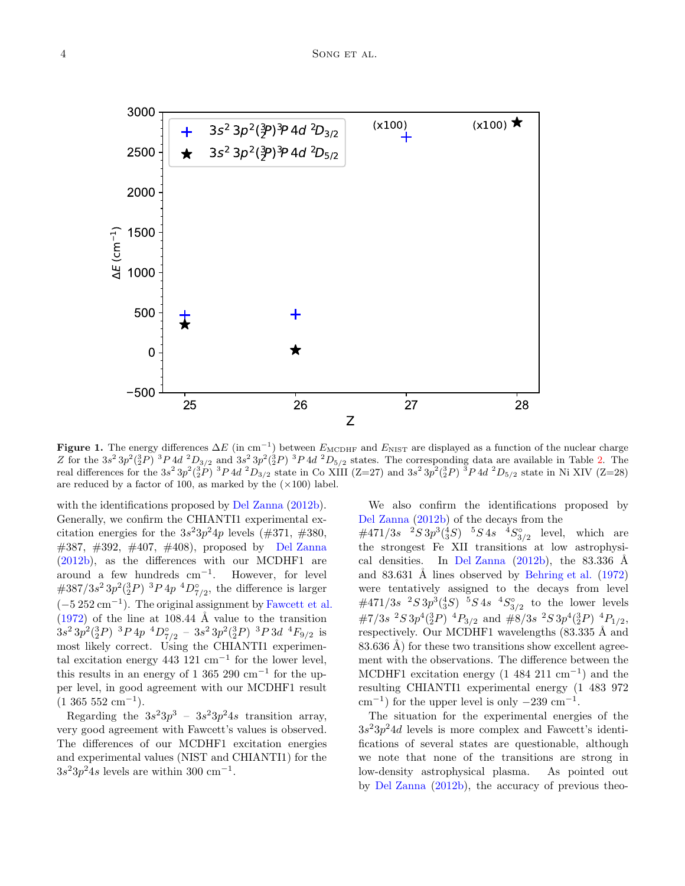**Figure 1.** The energy differences $\Delta E$ (in $\mathrm{cm}^{-1}$) between $E_{\mathrm{MCDHF}}$ and $E_{\mathrm{NIST}}$ are displayed as a function of the nuclear charge $Z$ for the $3s^2\,3p^2(^3_2P)\ ^3P\,4d\ ^2D_{3/2}$ and $3s^2\,3p^2(^3_2P)\ ^3P\,4d\ ^2D_{5/2}$ states. The corresponding data are available in Table 2. The real differences for the $3s^2\,3p^2(^3_2P)\ ^3P\,4d\ ^2D_{3/2}$ state in Co XIII (Z=27) and $3s^2\,3p^2(^3_2P)\ ^3P\,4d\ ^2D_{5/2}$ state in Ni XIV (Z=28) are reduced by a factor of 100, as marked by the (×100) label.

with the identifications proposed by Del Zanna (2012b). Generally, we confirm the CHIANTI1 experimental excitation energies for the $3s^23p^24p$ levels (#371, #380, #387, #392, #407, #408), proposed by Del Zanna (2012b), as the differences with our MCDHF1 are around a few hundreds $\mathrm{cm}^{-1}$. However, for level #387/$3s^2\,3p^2(^3_2P)\ ^3P\,4p\ ^4D^{\circ}_{7/2}$, the difference is larger ($-5\,252$ $\mathrm{cm}^{-1}$). The original assignment by Fawcett et al. (1972) of the line at 108.44 Å value to the transition $3s^2\,3p^2(^3_2P)\ ^3P\,4p\ ^4D^{\circ}_{7/2}$ – $3s^2\,3p^2(^3_2P)\ ^3P\,3d\ ^4F_{9/2}$ is most likely correct. Using the CHIANTI1 experimental excitation energy 443 121 $\mathrm{cm}^{-1}$ for the lower level, this results in an energy of 1 365 290 $\mathrm{cm}^{-1}$ for the upper level, in good agreement with our MCDHF1 result (1 365 552 $\mathrm{cm}^{-1}$).

Regarding the $3s^23p^3$ – $3s^23p^24s$ transition array, very good agreement with Fawcett's values is observed. The differences of our MCDHF1 excitation energies and experimental values (NIST and CHIANTI1) for the $3s^23p^24s$ levels are within 300 $\mathrm{cm}^{-1}$.

We also confirm the identifications proposed by Del Zanna (2012b) of the decays from the #471/$3s\ \ ^2S\,3p^3(^4_3S)\ \ ^5S\,4s\ \ ^4S^{\circ}_{3/2}$ level, which are the strongest Fe XII transitions at low astrophysical densities. In Del Zanna (2012b), the 83.336 Å and 83.631 Å lines observed by Behring et al. (1972) were tentatively assigned to the decays from level #471/$3s\ \ ^2S\,3p^3(^4_3S)\ \ ^5S\,4s\ \ ^4S^{\circ}_{3/2}$ to the lower levels #7/$3s\ ^2S\,3p^4(^3_2P)\ ^4P_{3/2}$ and #8/$3s\ ^2S\,3p^4(^3_2P)\ ^4P_{1/2}$, respectively. Our MCDHF1 wavelengths (83.335 Å and 83.636 Å) for these two transitions show excellent agreement with the observations. The difference between the MCDHF1 excitation energy (1 484 211 $\mathrm{cm}^{-1}$) and the resulting CHIANTI1 experimental energy (1 483 972 $\mathrm{cm}^{-1}$) for the upper level is only $-239$ $\mathrm{cm}^{-1}$.

The situation for the experimental energies of the $3s^23p^24d$ levels is more complex and Fawcett's identifications of several states are questionable, although we note that none of the transitions are strong in low-density astrophysical plasma. As pointed out by Del Zanna (2012b), the accuracy of previous theo-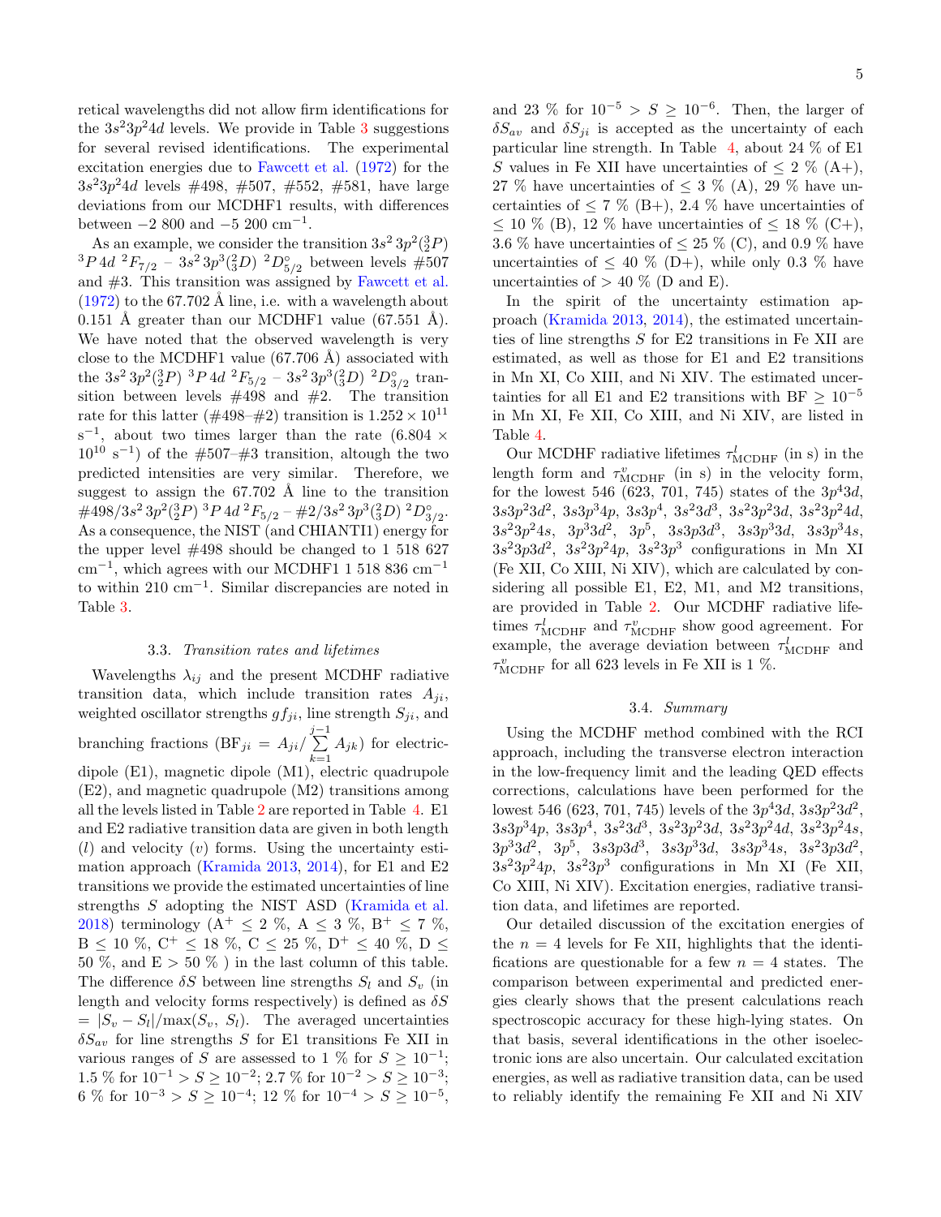retical wavelengths did not allow firm identifications for the $3s^2 3p^2 4d$ levels. We provide in Table 3 suggestions for several revised identifications. The experimental excitation energies due to Fawcett et al. (1972) for the $3s^2 3p^2 4d$ levels #498, #507, #552, #581, have large deviations from our MCDHF1 results, with differences between −2 800 and −5 200 cm$^{-1}$.

As an example, we consider the transition $3s^2\,3p^2(^3_2P)\;^3P\,4d\;^2F_{7/2}$ – $3s^2\,3p^3(^2_3D)\;^2D^{\circ}_{5/2}$ between levels #507 and #3. This transition was assigned by Fawcett et al. (1972) to the 67.702 Å line, i.e. with a wavelength about 0.151 Å greater than our MCDHF1 value (67.551 Å). We have noted that the observed wavelength is very close to the MCDHF1 value (67.706 Å) associated with the $3s^2\,3p^2(^3_2P)\;^3P\,4d\;^2F_{5/2}$ – $3s^2\,3p^3(^2_3D)\;^2D^{\circ}_{3/2}$ transition between levels #498 and #2. The transition rate for this latter (#498–#2) transition is $1.252 \times 10^{11}$ s$^{-1}$, about two times larger than the rate ($6.804 \times 10^{10}$ s$^{-1}$) of the #507–#3 transition, altough the two predicted intensities are very similar. Therefore, we suggest to assign the 67.702 Å line to the transition #498/$3s^2\,3p^2(^3_2P)\;^3P\,4d\;^2F_{5/2}$ – #2/$3s^2\,3p^3(^2_3D)\;^2D^{\circ}_{3/2}$. As a consequence, the NIST (and CHIANTI1) energy for the upper level #498 should be changed to 1 518 627 cm$^{-1}$, which agrees with our MCDHF1 1 518 836 cm$^{-1}$ to within 210 cm$^{-1}$. Similar discrepancies are noted in Table 3.

### 3.3. *Transition rates and lifetimes*

Wavelengths $\lambda_{ij}$ and the present MCDHF radiative transition data, which include transition rates $A_{ji}$, weighted oscillator strengths $gf_{ji}$, line strength $S_{ji}$, and branching fractions ($\mathrm{BF}_{ji} = A_{ji}/\sum_{k=1}^{j-1} A_{jk}$) for electric-dipole (E1), magnetic dipole (M1), electric quadrupole (E2), and magnetic quadrupole (M2) transitions among all the levels listed in Table 2 are reported in Table 4. E1 and E2 radiative transition data are given in both length ($l$) and velocity ($v$) forms. Using the uncertainty estimation approach (Kramida 2013, 2014), for E1 and E2 transitions we provide the estimated uncertainties of line strengths $S$ adopting the NIST ASD (Kramida et al. 2018) terminology (A$^+$ ≤ 2 %, A ≤ 3 %, B$^+$ ≤ 7 %, B ≤ 10 %, C$^+$ ≤ 18 %, C ≤ 25 %, D$^+$ ≤ 40 %, D ≤ 50 %, and E > 50 % ) in the last column of this table. The difference $\delta S$ between line strengths $S_l$ and $S_v$ (in length and velocity forms respectively) is defined as $\delta S = |S_v - S_l|/\max(S_v, S_l)$. The averaged uncertainties $\delta S_{av}$ for line strengths $S$ for E1 transitions Fe XII in various ranges of $S$ are assessed to 1 % for $S \geq 10^{-1}$; 1.5 % for $10^{-1} > S \geq 10^{-2}$; 2.7 % for $10^{-2} > S \geq 10^{-3}$; 6 % for $10^{-3} > S \geq 10^{-4}$; 12 % for $10^{-4} > S \geq 10^{-5}$, and 23 % for $10^{-5} > S \geq 10^{-6}$. Then, the larger of $\delta S_{av}$ and $\delta S_{ji}$ is accepted as the uncertainty of each particular line strength. In Table 4, about 24 % of E1 $S$ values in Fe XII have uncertainties of ≤ 2 % (A+), 27 % have uncertainties of ≤ 3 % (A), 29 % have uncertainties of ≤ 7 % (B+), 2.4 % have uncertainties of ≤ 10 % (B), 12 % have uncertainties of ≤ 18 % (C+), 3.6 % have uncertainties of ≤ 25 % (C), and 0.9 % have uncertainties of ≤ 40 % (D+), while only 0.3 % have uncertainties of > 40 % (D and E).

In the spirit of the uncertainty estimation approach (Kramida 2013, 2014), the estimated uncertainties of line strengths $S$ for E2 transitions in Fe XII are estimated, as well as those for E1 and E2 transitions in Mn XI, Co XIII, and Ni XIV. The estimated uncertainties for all E1 and E2 transitions with BF ≥ $10^{-5}$ in Mn XI, Fe XII, Co XIII, and Ni XIV, are listed in Table 4.

Our MCDHF radiative lifetimes $\tau^l_{\mathrm{MCDHF}}$ (in s) in the length form and $\tau^v_{\mathrm{MCDHF}}$ (in s) in the velocity form, for the lowest 546 (623, 701, 745) states of the $3p^4 3d$, $3s3p^2 3d^2$, $3s3p^3 4p$, $3s3p^4$, $3s^2 3d^3$, $3s^2 3p^2 3d$, $3s^2 3p^2 4d$, $3s^2 3p^2 4s$, $3p^3 3d^2$, $3p^5$, $3s3p3d^3$, $3s3p^3 3d$, $3s3p^3 4s$, $3s^2 3p3d^2$, $3s^2 3p^2 4p$, $3s^2 3p^3$ configurations in Mn XI (Fe XII, Co XIII, Ni XIV), which are calculated by considering all possible E1, E2, M1, and M2 transitions, are provided in Table 2. Our MCDHF radiative lifetimes $\tau^l_{\mathrm{MCDHF}}$ and $\tau^v_{\mathrm{MCDHF}}$ show good agreement. For example, the average deviation between $\tau^l_{\mathrm{MCDHF}}$ and $\tau^v_{\mathrm{MCDHF}}$ for all 623 levels in Fe XII is 1 %.

### 3.4. *Summary*

Using the MCDHF method combined with the RCI approach, including the transverse electron interaction in the low-frequency limit and the leading QED effects corrections, calculations have been performed for the lowest 546 (623, 701, 745) levels of the $3p^4 3d$, $3s3p^2 3d^2$, $3s3p^3 4p$, $3s3p^4$, $3s^2 3d^3$, $3s^2 3p^2 3d$, $3s^2 3p^2 4d$, $3s^2 3p^2 4s$, $3p^3 3d^2$, $3p^5$, $3s3p3d^3$, $3s3p^3 3d$, $3s3p^3 4s$, $3s^2 3p3d^2$, $3s^2 3p^2 4p$, $3s^2 3p^3$ configurations in Mn XI (Fe XII, Co XIII, Ni XIV). Excitation energies, radiative transition data, and lifetimes are reported.

Our detailed discussion of the excitation energies of the $n = 4$ levels for Fe XII, highlights that the identifications are questionable for a few $n = 4$ states. The comparison between experimental and predicted energies clearly shows that the present calculations reach spectroscopic accuracy for these high-lying states. On that basis, several identifications in the other isoelectronic ions are also uncertain. Our calculated excitation energies, as well as radiative transition data, can be used to reliably identify the remaining Fe XII and Ni XIV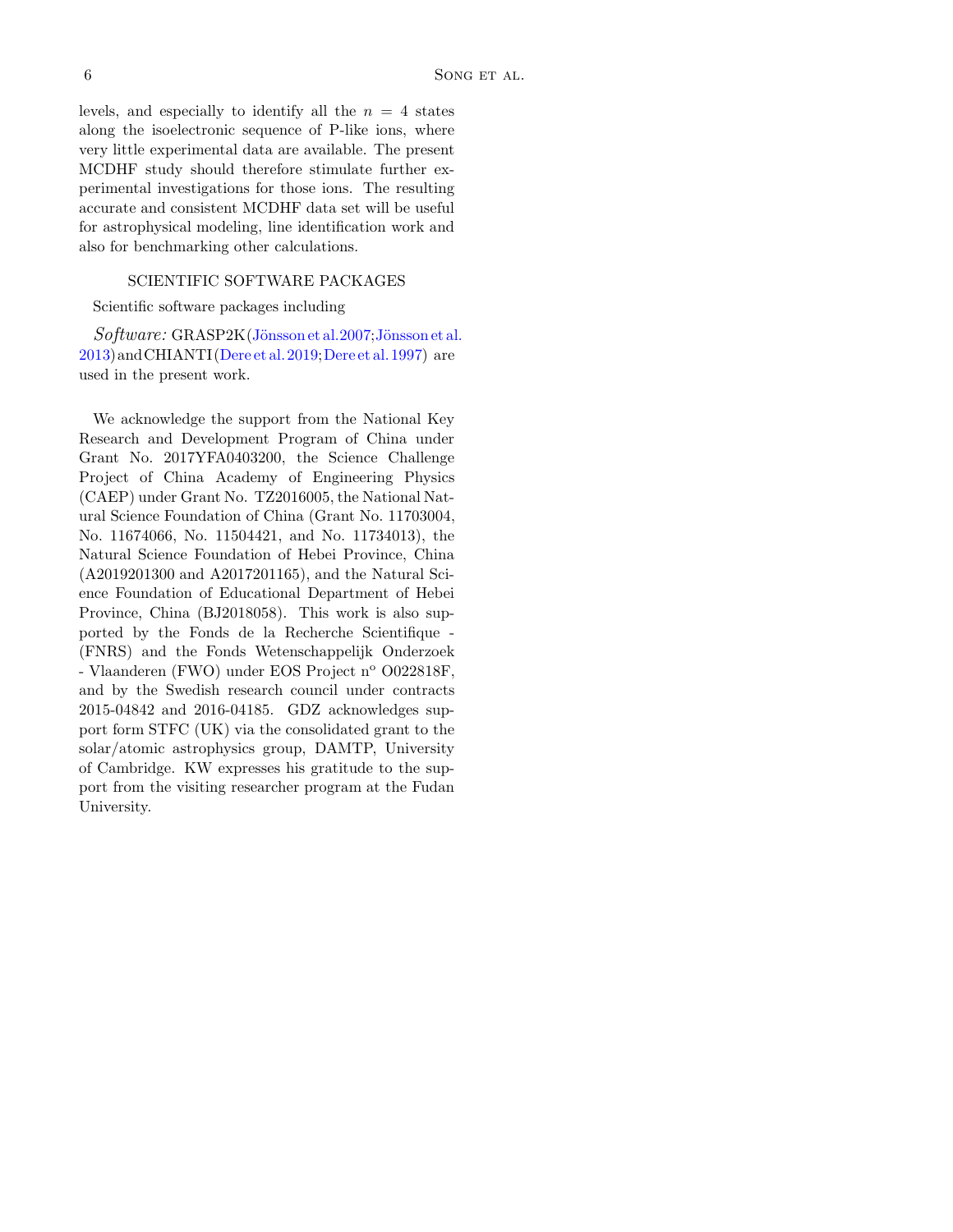levels, and especially to identify all the $n = 4$ states along the isoelectronic sequence of P-like ions, where very little experimental data are available. The present MCDHF study should therefore stimulate further experimental investigations for those ions. The resulting accurate and consistent MCDHF data set will be useful for astrophysical modeling, line identification work and also for benchmarking other calculations.

## SCIENTIFIC SOFTWARE PACKAGES

Scientific software packages including

*Software:* GRASP2K (Jönsson et al. 2007; Jönsson et al. 2013) and CHIANTI (Dere et al. 2019; Dere et al. 1997) are used in the present work.

We acknowledge the support from the National Key Research and Development Program of China under Grant No. 2017YFA0403200, the Science Challenge Project of China Academy of Engineering Physics (CAEP) under Grant No. TZ2016005, the National Natural Science Foundation of China (Grant No. 11703004, No. 11674066, No. 11504421, and No. 11734013), the Natural Science Foundation of Hebei Province, China (A2019201300 and A2017201165), and the Natural Science Foundation of Educational Department of Hebei Province, China (BJ2018058). This work is also supported by the Fonds de la Recherche Scientifique - (FNRS) and the Fonds Wetenschappelijk Onderzoek - Vlaanderen (FWO) under EOS Project n$^{o}$ O022818F, and by the Swedish research council under contracts 2015-04842 and 2016-04185. GDZ acknowledges support form STFC (UK) via the consolidated grant to the solar/atomic astrophysics group, DAMTP, University of Cambridge. KW expresses his gratitude to the support from the visiting researcher program at the Fudan University.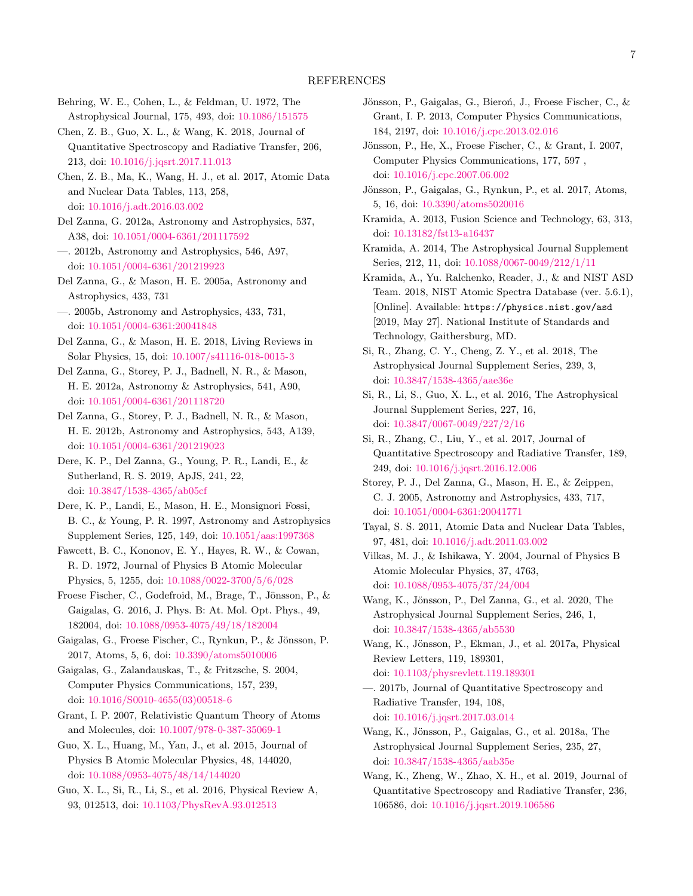# REFERENCES

Behring, W. E., Cohen, L., & Feldman, U. 1972, The Astrophysical Journal, 175, 493, doi: 10.1086/151575

Chen, Z. B., Guo, X. L., & Wang, K. 2018, Journal of Quantitative Spectroscopy and Radiative Transfer, 206, 213, doi: 10.1016/j.jqsrt.2017.11.013

Chen, Z. B., Ma, K., Wang, H. J., et al. 2017, Atomic Data and Nuclear Data Tables, 113, 258, doi: 10.1016/j.adt.2016.03.002

Del Zanna, G. 2012a, Astronomy and Astrophysics, 537, A38, doi: 10.1051/0004-6361/201117592

—. 2012b, Astronomy and Astrophysics, 546, A97, doi: 10.1051/0004-6361/201219923

Del Zanna, G., & Mason, H. E. 2005a, Astronomy and Astrophysics, 433, 731

—. 2005b, Astronomy and Astrophysics, 433, 731, doi: 10.1051/0004-6361:20041848

Del Zanna, G., & Mason, H. E. 2018, Living Reviews in Solar Physics, 15, doi: 10.1007/s41116-018-0015-3

Del Zanna, G., Storey, P. J., Badnell, N. R., & Mason, H. E. 2012a, Astronomy & Astrophysics, 541, A90, doi: 10.1051/0004-6361/201118720

Del Zanna, G., Storey, P. J., Badnell, N. R., & Mason, H. E. 2012b, Astronomy and Astrophysics, 543, A139, doi: 10.1051/0004-6361/201219023

Dere, K. P., Del Zanna, G., Young, P. R., Landi, E., & Sutherland, R. S. 2019, ApJS, 241, 22, doi: 10.3847/1538-4365/ab05cf

Dere, K. P., Landi, E., Mason, H. E., Monsignori Fossi, B. C., & Young, P. R. 1997, Astronomy and Astrophysics Supplement Series, 125, 149, doi: 10.1051/aas:1997368

Fawcett, B. C., Kononov, E. Y., Hayes, R. W., & Cowan, R. D. 1972, Journal of Physics B Atomic Molecular Physics, 5, 1255, doi: 10.1088/0022-3700/5/6/028

Froese Fischer, C., Godefroid, M., Brage, T., Jönsson, P., & Gaigalas, G. 2016, J. Phys. B: At. Mol. Opt. Phys., 49, 182004, doi: 10.1088/0953-4075/49/18/182004

Gaigalas, G., Froese Fischer, C., Rynkun, P., & Jönsson, P. 2017, Atoms, 5, 6, doi: 10.3390/atoms5010006

Gaigalas, G., Zalandauskas, T., & Fritzsche, S. 2004, Computer Physics Communications, 157, 239, doi: 10.1016/S0010-4655(03)00518-6

Grant, I. P. 2007, Relativistic Quantum Theory of Atoms and Molecules, doi: 10.1007/978-0-387-35069-1

Guo, X. L., Huang, M., Yan, J., et al. 2015, Journal of Physics B Atomic Molecular Physics, 48, 144020, doi: 10.1088/0953-4075/48/14/144020

Guo, X. L., Si, R., Li, S., et al. 2016, Physical Review A, 93, 012513, doi: 10.1103/PhysRevA.93.012513

Jönsson, P., Gaigalas, G., Bieroń, J., Froese Fischer, C., & Grant, I. P. 2013, Computer Physics Communications, 184, 2197, doi: 10.1016/j.cpc.2013.02.016

Jönsson, P., He, X., Froese Fischer, C., & Grant, I. 2007, Computer Physics Communications, 177, 597 , doi: 10.1016/j.cpc.2007.06.002

Jönsson, P., Gaigalas, G., Rynkun, P., et al. 2017, Atoms, 5, 16, doi: 10.3390/atoms5020016

Kramida, A. 2013, Fusion Science and Technology, 63, 313, doi: 10.13182/fst13-a16437

Kramida, A. 2014, The Astrophysical Journal Supplement Series, 212, 11, doi: 10.1088/0067-0049/212/1/11

Kramida, A., Yu. Ralchenko, Reader, J., & and NIST ASD Team. 2018, NIST Atomic Spectra Database (ver. 5.6.1), [Online]. Available: `https://physics.nist.gov/asd` [2019, May 27]. National Institute of Standards and Technology, Gaithersburg, MD.

Si, R., Zhang, C. Y., Cheng, Z. Y., et al. 2018, The Astrophysical Journal Supplement Series, 239, 3, doi: 10.3847/1538-4365/aae36e

Si, R., Li, S., Guo, X. L., et al. 2016, The Astrophysical Journal Supplement Series, 227, 16, doi: 10.3847/0067-0049/227/2/16

Si, R., Zhang, C., Liu, Y., et al. 2017, Journal of Quantitative Spectroscopy and Radiative Transfer, 189, 249, doi: 10.1016/j.jqsrt.2016.12.006

Storey, P. J., Del Zanna, G., Mason, H. E., & Zeippen, C. J. 2005, Astronomy and Astrophysics, 433, 717, doi: 10.1051/0004-6361:20041771

Tayal, S. S. 2011, Atomic Data and Nuclear Data Tables, 97, 481, doi: 10.1016/j.adt.2011.03.002

Vilkas, M. J., & Ishikawa, Y. 2004, Journal of Physics B Atomic Molecular Physics, 37, 4763, doi: 10.1088/0953-4075/37/24/004

Wang, K., Jönsson, P., Del Zanna, G., et al. 2020, The Astrophysical Journal Supplement Series, 246, 1, doi: 10.3847/1538-4365/ab5530

Wang, K., Jönsson, P., Ekman, J., et al. 2017a, Physical Review Letters, 119, 189301, doi: 10.1103/physrevlett.119.189301

—. 2017b, Journal of Quantitative Spectroscopy and Radiative Transfer, 194, 108, doi: 10.1016/j.jqsrt.2017.03.014

Wang, K., Jönsson, P., Gaigalas, G., et al. 2018a, The Astrophysical Journal Supplement Series, 235, 27, doi: 10.3847/1538-4365/aab35e

Wang, K., Zheng, W., Zhao, X. H., et al. 2019, Journal of Quantitative Spectroscopy and Radiative Transfer, 236, 106586, doi: 10.1016/j.jqsrt.2019.106586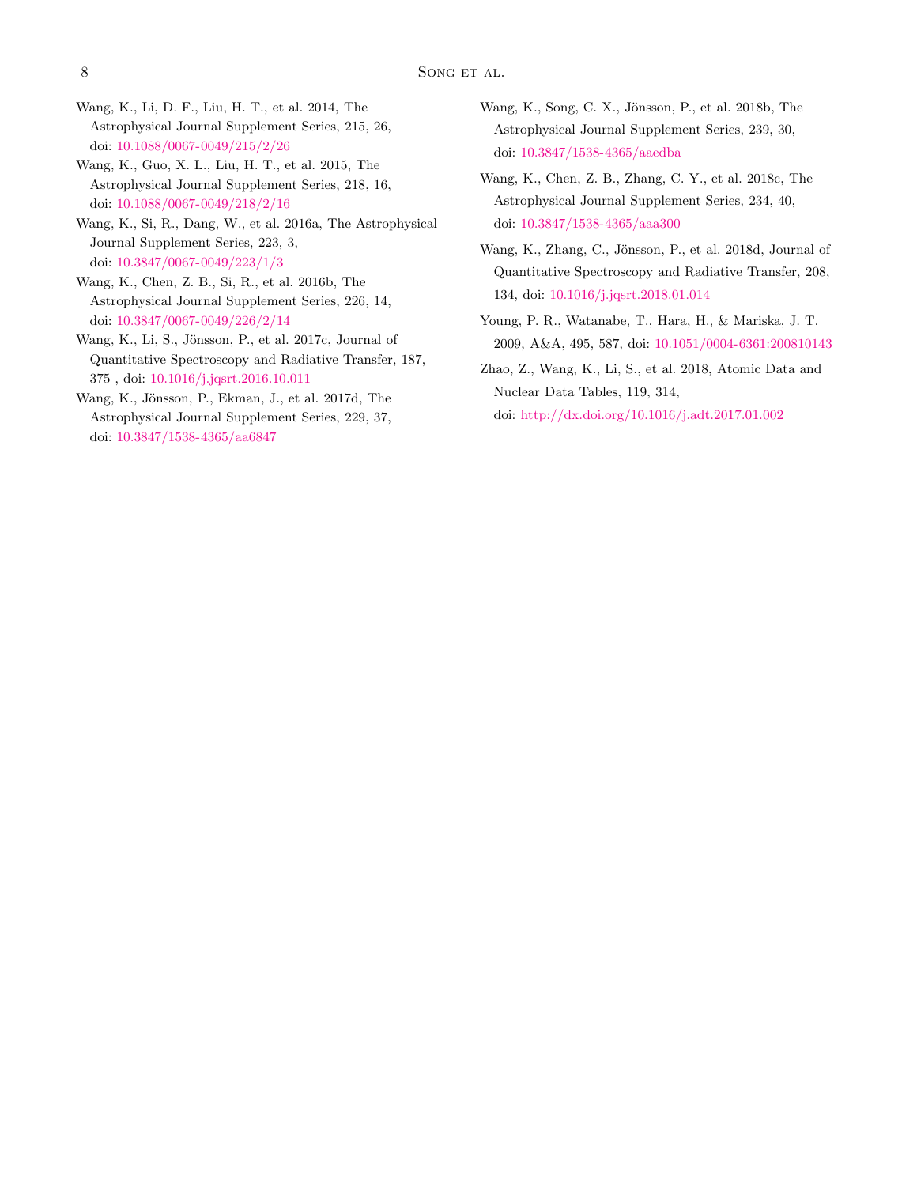Wang, K., Li, D. F., Liu, H. T., et al. 2014, The Astrophysical Journal Supplement Series, 215, 26, doi: 10.1088/0067-0049/215/2/26

Wang, K., Guo, X. L., Liu, H. T., et al. 2015, The Astrophysical Journal Supplement Series, 218, 16, doi: 10.1088/0067-0049/218/2/16

Wang, K., Si, R., Dang, W., et al. 2016a, The Astrophysical Journal Supplement Series, 223, 3, doi: 10.3847/0067-0049/223/1/3

Wang, K., Chen, Z. B., Si, R., et al. 2016b, The Astrophysical Journal Supplement Series, 226, 14, doi: 10.3847/0067-0049/226/2/14

Wang, K., Li, S., Jönsson, P., et al. 2017c, Journal of Quantitative Spectroscopy and Radiative Transfer, 187, 375 , doi: 10.1016/j.jqsrt.2016.10.011

Wang, K., Jönsson, P., Ekman, J., et al. 2017d, The Astrophysical Journal Supplement Series, 229, 37, doi: 10.3847/1538-4365/aa6847

Wang, K., Song, C. X., Jönsson, P., et al. 2018b, The Astrophysical Journal Supplement Series, 239, 30, doi: 10.3847/1538-4365/aaedba

Wang, K., Chen, Z. B., Zhang, C. Y., et al. 2018c, The Astrophysical Journal Supplement Series, 234, 40, doi: 10.3847/1538-4365/aaa300

Wang, K., Zhang, C., Jönsson, P., et al. 2018d, Journal of Quantitative Spectroscopy and Radiative Transfer, 208, 134, doi: 10.1016/j.jqsrt.2018.01.014

Young, P. R., Watanabe, T., Hara, H., & Mariska, J. T. 2009, A&A, 495, 587, doi: 10.1051/0004-6361:200810143

Zhao, Z., Wang, K., Li, S., et al. 2018, Atomic Data and Nuclear Data Tables, 119, 314, doi: http://dx.doi.org/10.1016/j.adt.2017.01.002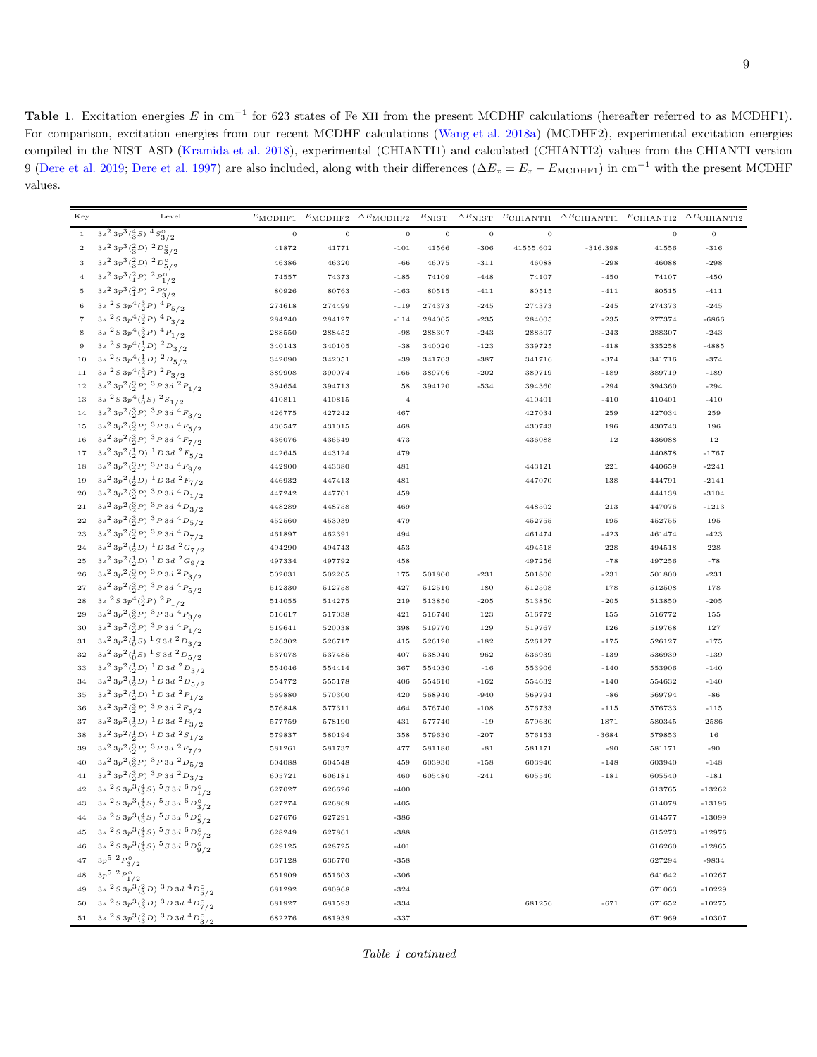**Table 1**. Excitation energies $E$ in cm$^{-1}$ for 623 states of Fe XII from the present MCDHF calculations (hereafter referred to as MCDHF1). For comparison, excitation energies from our recent MCDHF calculations (Wang et al. 2018a) (MCDHF2), experimental excitation energies compiled in the NIST ASD (Kramida et al. 2018), experimental (CHIANTI1) and calculated (CHIANTI2) values from the CHIANTI version 9 (Dere et al. 2019; Dere et al. 1997) are also included, along with their differences ($\Delta E_x = E_x - E_{\mathrm{MCDHF1}}$) in cm$^{-1}$ with the present MCDHF values.

| Key | Level | $E_{\mathrm{MCDHF1}}$ | $E_{\mathrm{MCDHF2}}$ | $\Delta E_{\mathrm{MCDHF2}}$ | $E_{\mathrm{NIST}}$ | $\Delta E_{\mathrm{NIST}}$ | $E_{\mathrm{CHIANTI1}}$ | $\Delta E_{\mathrm{CHIANTI1}}$ | $E_{\mathrm{CHIANTI2}}$ | $\Delta E_{\mathrm{CHIANTI2}}$ |
|---|---|---|---|---|---|---|---|---|---|---|
| 1 | $3s^2\,3p^3(^4_3S)\ ^4S^\circ_{3/2}$ | 0 | 0 | 0 | 0 | 0 | 0 | | 0 | 0 |
| 2 | $3s^2\,3p^3(^2_3D)\ ^2D^\circ_{3/2}$ | 41872 | 41771 | -101 | 41566 | -306 | 41555.602 | -316.398 | 41556 | -316 |
| 3 | $3s^2\,3p^3(^2_3D)\ ^2D^\circ_{5/2}$ | 46386 | 46320 | -66 | 46075 | -311 | 46088 | -298 | 46088 | -298 |
| 4 | $3s^2\,3p^3(^2_1P)\ ^2P^\circ_{1/2}$ | 74557 | 74373 | -185 | 74109 | -448 | 74107 | -450 | 74107 | -450 |
| 5 | $3s^2\,3p^3(^2_1P)\ ^2P^\circ_{3/2}$ | 80926 | 80763 | -163 | 80515 | -411 | 80515 | -411 | 80515 | -411 |
| 6 | $3s\ ^2S\,3p^4(^3_2P)\ ^4P_{5/2}$ | 274618 | 274499 | -119 | 274373 | -245 | 274373 | -245 | 274373 | -245 |
| 7 | $3s\ ^2S\,3p^4(^3_2P)\ ^4P_{3/2}$ | 284240 | 284127 | -114 | 284005 | -235 | 284005 | -235 | 277374 | -6866 |
| 8 | $3s\ ^2S\,3p^4(^3_2P)\ ^4P_{1/2}$ | 288550 | 288452 | -98 | 288307 | -243 | 288307 | -243 | 288307 | -243 |
| 9 | $3s\ ^2S\,3p^4(^1_2D)\ ^2D_{3/2}$ | 340143 | 340105 | -38 | 340020 | -123 | 339725 | -418 | 335258 | -4885 |
| 10 | $3s\ ^2S\,3p^4(^1_2D)\ ^2D_{5/2}$ | 342090 | 342051 | -39 | 341703 | -387 | 341716 | -374 | 341716 | -374 |
| 11 | $3s\ ^2S\,3p^4(^3_2P)\ ^2P_{3/2}$ | 389908 | 390074 | 166 | 389706 | -202 | 389719 | -189 | 389719 | -189 |
| 12 | $3s^2\,3p^2(^3_2P)\ ^3P\,3d\ ^2P_{1/2}$ | 394654 | 394713 | 58 | 394120 | -534 | 394360 | -294 | 394360 | -294 |
| 13 | $3s\ ^2S\,3p^4(^1_0S)\ ^2S_{1/2}$ | 410811 | 410815 | 4 | | | 410401 | -410 | 410401 | -410 |
| 14 | $3s^2\,3p^2(^3_2P)\ ^3P\,3d\ ^4F_{3/2}$ | 426775 | 427242 | 467 | | | 427034 | 259 | 427034 | 259 |
| 15 | $3s^2\,3p^2(^3_2P)\ ^3P\,3d\ ^4F_{5/2}$ | 430547 | 431015 | 468 | | | 430743 | 196 | 430743 | 196 |
| 16 | $3s^2\,3p^2(^3_2P)\ ^3P\,3d\ ^4F_{7/2}$ | 436076 | 436549 | 473 | | | 436088 | 12 | 436088 | 12 |
| 17 | $3s^2\,3p^2(^1_2D)\ ^1D\,3d\ ^2F_{5/2}$ | 442645 | 443124 | 479 | | | | | 440878 | -1767 |
| 18 | $3s^2\,3p^2(^3_2P)\ ^3P\,3d\ ^4F_{9/2}$ | 442900 | 443380 | 481 | | | 443121 | 221 | 440659 | -2241 |
| 19 | $3s^2\,3p^2(^1_2D)\ ^1D\,3d\ ^2F_{7/2}$ | 446932 | 447413 | 481 | | | 447070 | 138 | 444791 | -2141 |
| 20 | $3s^2\,3p^2(^3_2P)\ ^3P\,3d\ ^4D_{1/2}$ | 447242 | 447701 | 459 | | | | | 444138 | -3104 |
| 21 | $3s^2\,3p^2(^3_2P)\ ^3P\,3d\ ^4D_{3/2}$ | 448289 | 448758 | 469 | | | 448502 | 213 | 447076 | -1213 |
| 22 | $3s^2\,3p^2(^3_2P)\ ^3P\,3d\ ^4D_{5/2}$ | 452560 | 453039 | 479 | | | 452755 | 195 | 452755 | 195 |
| 23 | $3s^2\,3p^2(^3_2P)\ ^3P\,3d\ ^4D_{7/2}$ | 461897 | 462391 | 494 | | | 461474 | -423 | 461474 | -423 |
| 24 | $3s^2\,3p^2(^1_2D)\ ^1D\,3d\ ^2G_{7/2}$ | 494290 | 494743 | 453 | | | 494518 | 228 | 494518 | 228 |
| 25 | $3s^2\,3p^2(^1_2D)\ ^1D\,3d\ ^2G_{9/2}$ | 497334 | 497792 | 458 | | | 497256 | -78 | 497256 | -78 |
| 26 | $3s^2\,3p^2(^3_2P)\ ^3P\,3d\ ^2P_{3/2}$ | 502031 | 502205 | 175 | 501800 | -231 | 501800 | -231 | 501800 | -231 |
| 27 | $3s^2\,3p^2(^3_2P)\ ^3P\,3d\ ^4P_{5/2}$ | 512330 | 512758 | 427 | 512510 | 180 | 512508 | 178 | 512508 | 178 |
| 28 | $3s\ ^2S\,3p^4(^3_2P)\ ^2P_{1/2}$ | 514055 | 514275 | 219 | 513850 | -205 | 513850 | -205 | 513850 | -205 |
| 29 | $3s^2\,3p^2(^3_2P)\ ^3P\,3d\ ^4P_{3/2}$ | 516617 | 517038 | 421 | 516740 | 123 | 516772 | 155 | 516772 | 155 |
| 30 | $3s^2\,3p^2(^3_2P)\ ^3P\,3d\ ^4P_{1/2}$ | 519641 | 520038 | 398 | 519770 | 129 | 519767 | 126 | 519768 | 127 |
| 31 | $3s^2\,3p^2(^1_0S)\ ^1S\,3d\ ^2D_{3/2}$ | 526302 | 526717 | 415 | 526120 | -182 | 526127 | -175 | 526127 | -175 |
| 32 | $3s^2\,3p^2(^1_0S)\ ^1S\,3d\ ^2D_{5/2}$ | 537078 | 537485 | 407 | 538040 | 962 | 536939 | -139 | 536939 | -139 |
| 33 | $3s^2\,3p^2(^1_2D)\ ^1D\,3d\ ^2D_{3/2}$ | 554046 | 554414 | 367 | 554030 | -16 | 553906 | -140 | 553906 | -140 |
| 34 | $3s^2\,3p^2(^1_2D)\ ^1D\,3d\ ^2D_{5/2}$ | 554772 | 555178 | 406 | 554610 | -162 | 554632 | -140 | 554632 | -140 |
| 35 | $3s^2\,3p^2(^1_2D)\ ^1D\,3d\ ^2P_{1/2}$ | 569880 | 570300 | 420 | 568940 | -940 | 569794 | -86 | 569794 | -86 |
| 36 | $3s^2\,3p^2(^3_2P)\ ^3P\,3d\ ^2F_{5/2}$ | 576848 | 577311 | 464 | 576740 | -108 | 576733 | -115 | 576733 | -115 |
| 37 | $3s^2\,3p^2(^1_2D)\ ^1D\,3d\ ^2P_{3/2}$ | 577759 | 578190 | 431 | 577740 | -19 | 579630 | 1871 | 580345 | 2586 |
| 38 | $3s^2\,3p^2(^1_2D)\ ^1D\,3d\ ^2S_{1/2}$ | 579837 | 580194 | 358 | 579630 | -207 | 576153 | -3684 | 579853 | 16 |
| 39 | $3s^2\,3p^2(^3_2P)\ ^3P\,3d\ ^2F_{7/2}$ | 581261 | 581737 | 477 | 581180 | -81 | 581171 | -90 | 581171 | -90 |
| 40 | $3s^2\,3p^2(^3_2P)\ ^3P\,3d\ ^2D_{5/2}$ | 604088 | 604548 | 459 | 603930 | -158 | 603940 | -148 | 603940 | -148 |
| 41 | $3s^2\,3p^2(^3_2P)\ ^3P\,3d\ ^2D_{3/2}$ | 605721 | 606181 | 460 | 605480 | -241 | 605540 | -181 | 605540 | -181 |
| 42 | $3s\ ^2S\,3p^3(^4_3S)\ ^5S\,3d\ ^6D^\circ_{1/2}$ | 627027 | 626626 | -400 | | | | | 613765 | -13262 |
| 43 | $3s\ ^2S\,3p^3(^4_3S)\ ^5S\,3d\ ^6D^\circ_{3/2}$ | 627274 | 626869 | -405 | | | | | 614078 | -13196 |
| 44 | $3s\ ^2S\,3p^3(^4_3S)\ ^5S\,3d\ ^6D^\circ_{5/2}$ | 627676 | 627291 | -386 | | | | | 614577 | -13099 |
| 45 | $3s\ ^2S\,3p^3(^4_3S)\ ^5S\,3d\ ^6D^\circ_{7/2}$ | 628249 | 627861 | -388 | | | | | 615273 | -12976 |
| 46 | $3s\ ^2S\,3p^3(^4_3S)\ ^5S\,3d\ ^6D^\circ_{9/2}$ | 629125 | 628725 | -401 | | | | | 616260 | -12865 |
| 47 | $3p^5\ ^2P^\circ_{3/2}$ | 637128 | 636770 | -358 | | | | | 627294 | -9834 |
| 48 | $3p^5\ ^2P^\circ_{1/2}$ | 651909 | 651603 | -306 | | | | | 641642 | -10267 |
| 49 | $3s\ ^2S\,3p^3(^2_3D)\ ^3D\,3d\ ^4D^\circ_{5/2}$ | 681292 | 680968 | -324 | | | | | 671063 | -10229 |
| 50 | $3s\ ^2S\,3p^3(^2_3D)\ ^3D\,3d\ ^4D^\circ_{7/2}$ | 681927 | 681593 | -334 | | | 681256 | -671 | 671652 | -10275 |
| 51 | $3s\ ^2S\,3p^3(^2_3D)\ ^3D\,3d\ ^4D^\circ_{3/2}$ | 682276 | 681939 | -337 | | | | | 671969 | -10307 |

*Table 1 continued*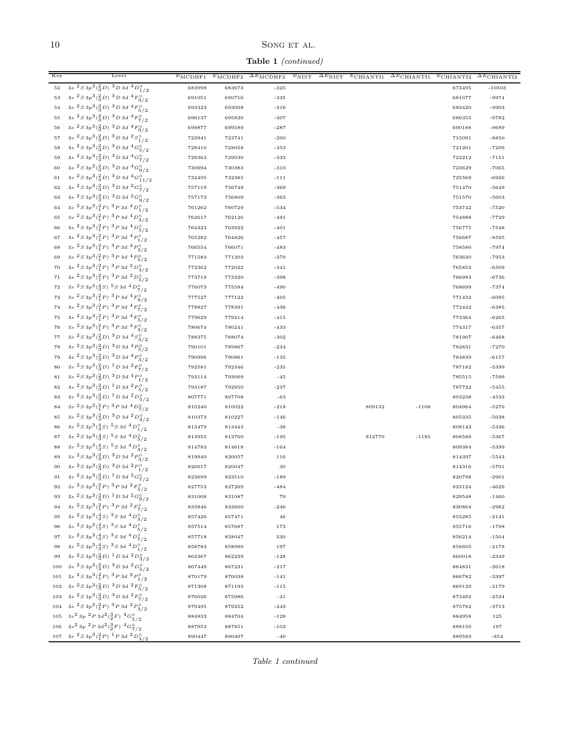**Table 1** *(continued)*

| Key | Level | $E_{\rm MCDHF1}$ | $E_{\rm MCDHF2}$ | $\Delta E_{\rm MCDHF2}$ | $E_{\rm NIST}$ | $\Delta E_{\rm NIST}$ | $E_{\rm CHIANTI1}$ | $\Delta E_{\rm CHIANTI1}$ | $E_{\rm CHIANTI2}$ | $\Delta E_{\rm CHIANTI2}$ |
|---|---|---|---|---|---|---|---|---|---|---|
| 52 | $3s\ ^2S\ 3p^3(^2_3D)\ ^3D\ 3d\ ^4D^o_{1/2}$ | 683998 | 683673 | -325 | | | | | 673495 | -10503 |
| 53 | $3s\ ^2S\ 3p^3(^2_3D)\ ^3D\ 3d\ ^4F^o_{3/2}$ | 691051 | 690716 | -335 | | | | | 681077 | -9974 |
| 54 | $3s\ ^2S\ 3p^3(^2_3D)\ ^3D\ 3d\ ^4F^o_{5/2}$ | 693323 | 693008 | -316 | | | | | 683420 | -9903 |
| 55 | $3s\ ^2S\ 3p^3(^2_3D)\ ^3D\ 3d\ ^4F^o_{7/2}$ | 696137 | 695830 | -307 | | | | | 686355 | -9782 |
| 56 | $3s\ ^2S\ 3p^3(^2_3D)\ ^3D\ 3d\ ^4F^o_{9/2}$ | 699877 | 699589 | -287 | | | | | 690188 | -9689 |
| 57 | $3s\ ^2S\ 3p^3(^2_3D)\ ^3D\ 3d\ ^2S^o_{1/2}$ | 723941 | 723741 | -200 | | | | | 715091 | -8850 |
| 58 | $3s\ ^2S\ 3p^3(^2_3D)\ ^3D\ 3d\ ^4G^o_{5/2}$ | 728410 | 728058 | -353 | | | | | 721201 | -7209 |
| 59 | $3s\ ^2S\ 3p^3(^2_3D)\ ^3D\ 3d\ ^4G^o_{7/2}$ | 729363 | 729030 | -333 | | | | | 722212 | -7151 |
| 60 | $3s\ ^2S\ 3p^3(^2_3D)\ ^3D\ 3d\ ^4G^o_{9/2}$ | 730694 | 730383 | -310 | | | | | 723629 | -7065 |
| 61 | $3s\ ^2S\ 3p^3(^2_3D)\ ^3D\ 3d\ ^4G^o_{11/2}$ | 732495 | 732385 | -111 | | | | | 725569 | -6926 |
| 62 | $3s\ ^2S\ 3p^3(^2_3D)\ ^3D\ 3d\ ^2G^o_{7/2}$ | 757119 | 756749 | -369 | | | | | 751470 | -5649 |
| 63 | $3s\ ^2S\ 3p^3(^2_3D)\ ^3D\ 3d\ ^2G^o_{9/2}$ | 757173 | 756809 | -363 | | | | | 751570 | -5603 |
| 64 | $3s\ ^2S\ 3p^3(^2_1P)\ ^3P\ 3d\ ^4D^o_{1/2}$ | 761262 | 760729 | -534 | | | | | 753742 | -7520 |
| 65 | $3s\ ^2S\ 3p^3(^2_1P)\ ^3P\ 3d\ ^4D^o_{3/2}$ | 762617 | 762126 | -491 | | | | | 754888 | -7729 |
| 66 | $3s\ ^2S\ 3p^3(^2_1P)\ ^3P\ 3d\ ^4D^o_{5/2}$ | 764323 | 763922 | -401 | | | | | 756775 | -7548 |
| 67 | $3s\ ^2S\ 3p^3(^2_1P)\ ^3P\ 3d\ ^4P^o_{1/2}$ | 765282 | 764826 | -457 | | | | | 756687 | -8595 |
| 68 | $3s\ ^2S\ 3p^3(^2_1P)\ ^3P\ 3d\ ^4P^o_{3/2}$ | 766554 | 766071 | -483 | | | | | 758580 | -7974 |
| 69 | $3s\ ^2S\ 3p^3(^2_1P)\ ^3P\ 3d\ ^4P^o_{5/2}$ | 771583 | 771203 | -379 | | | | | 763630 | -7953 |
| 70 | $3s\ ^2S\ 3p^3(^2_1P)\ ^3P\ 3d\ ^2D^o_{3/2}$ | 772362 | 772022 | -341 | | | | | 765853 | -6509 |
| 71 | $3s\ ^2S\ 3p^3(^2_1P)\ ^3P\ 3d\ ^2D^o_{5/2}$ | 773719 | 773320 | -398 | | | | | 766983 | -6736 |
| 72 | $3s\ ^2S\ 3p^3(^4_3S)\ ^5S\ 3d\ ^4D^o_{7/2}$ | 776073 | 775584 | -490 | | | | | 768699 | -7374 |
| 73 | $3s\ ^2S\ 3p^3(^2_1P)\ ^3P\ 3d\ ^4F^o_{9/2}$ | 777527 | 777122 | -405 | | | | | 771432 | -6095 |
| 74 | $3s\ ^2S\ 3p^3(^2_1P)\ ^3P\ 3d\ ^4F^o_{7/2}$ | 778827 | 778391 | -436 | | | | | 772442 | -6385 |
| 75 | $3s\ ^2S\ 3p^3(^2_1P)\ ^3P\ 3d\ ^4F^o_{5/2}$ | 779629 | 779214 | -415 | | | | | 773364 | -6265 |
| 76 | $3s\ ^2S\ 3p^3(^2_1P)\ ^3P\ 3d\ ^4F^o_{3/2}$ | 780674 | 780241 | -433 | | | | | 774317 | -6357 |
| 77 | $3s\ ^2S\ 3p^3(^2_3D)\ ^3D\ 3d\ ^4S^o_{3/2}$ | 788375 | 788074 | -302 | | | | | 781907 | -6468 |
| 78 | $3s\ ^2S\ 3p^3(^2_3D)\ ^3D\ 3d\ ^4P^o_{5/2}$ | 790101 | 789867 | -234 | | | | | 782831 | -7270 |
| 79 | $3s\ ^2S\ 3p^3(^2_3D)\ ^3D\ 3d\ ^4P^o_{3/2}$ | 790996 | 790861 | -135 | | | | | 784839 | -6157 |
| 80 | $3s\ ^2S\ 3p^3(^2_3D)\ ^1D\ 3d\ ^2F^o_{7/2}$ | 792581 | 792346 | -235 | | | | | 787182 | -5399 |
| 81 | $3s\ ^2S\ 3p^3(^2_3D)\ ^3D\ 3d\ ^4P^o_{1/2}$ | 793114 | 793069 | -45 | | | | | 785515 | -7599 |
| 82 | $3s\ ^2S\ 3p^3(^2_3D)\ ^1D\ 3d\ ^2F^o_{5/2}$ | 793187 | 792950 | -237 | | | | | 787732 | -5455 |
| 83 | $3s\ ^2S\ 3p^3(^2_3D)\ ^1D\ 3d\ ^2D^o_{5/2}$ | 807771 | 807708 | -63 | | | | | 803238 | -4533 |
| 84 | $3s\ ^2S\ 3p^3(^2_1P)\ ^3P\ 3d\ ^4D^o_{7/2}$ | 810240 | 810022 | -218 | | | 809132 | -1108 | 804964 | -5276 |
| 85 | $3s\ ^2S\ 3p^3(^2_3D)\ ^3D\ 3d\ ^2D^o_{3/2}$ | 810373 | 810227 | -146 | | | | | 805335 | -5038 |
| 86 | $3s\ ^2S\ 3p^3(^4_3S)\ ^5S\ 3d\ ^4D^o_{1/2}$ | 813479 | 813443 | -36 | | | | | 808143 | -5336 |
| 87 | $3s\ ^2S\ 3p^3(^4_3S)\ ^5S\ 3d\ ^4D^o_{5/2}$ | 813955 | 813760 | -195 | | | 812770 | -1185 | 808588 | -5367 |
| 88 | $3s\ ^2S\ 3p^3(^4_3S)\ ^5S\ 3d\ ^4D^o_{3/2}$ | 814783 | 814618 | -164 | | | | | 809384 | -5399 |
| 89 | $3s\ ^2S\ 3p^3(^2_3D)\ ^3D\ 3d\ ^2P^o_{3/2}$ | 819940 | 820057 | 116 | | | | | 814397 | -5543 |
| 90 | $3s\ ^2S\ 3p^3(^2_3D)\ ^3D\ 3d\ ^2P^o_{1/2}$ | 820017 | 820047 | 30 | | | | | 814316 | -5701 |
| 91 | $3s\ ^2S\ 3p^3(^2_3D)\ ^1D\ 3d\ ^2G^o_{7/2}$ | 823699 | 823510 | -189 | | | | | 820798 | -2901 |
| 92 | $3s\ ^2S\ 3p^3(^2_1P)\ ^3P\ 3d\ ^2F^o_{5/2}$ | 827753 | 827269 | -484 | | | | | 823124 | -4629 |
| 93 | $3s\ ^2S\ 3p^3(^2_3D)\ ^1D\ 3d\ ^2G^o_{9/2}$ | 831008 | 831087 | 79 | | | | | 829548 | -1460 |
| 94 | $3s\ ^2S\ 3p^3(^2_1P)\ ^3P\ 3d\ ^2F^o_{7/2}$ | 833846 | 833600 | -246 | | | | | 830864 | -2982 |
| 95 | $3s\ ^2S\ 3p^3(^4_3S)\ ^3S\ 3d\ ^4D^o_{3/2}$ | 857426 | 857471 | 46 | | | | | 855285 | -2141 |
| 96 | $3s\ ^2S\ 3p^3(^4_3S)\ ^3S\ 3d\ ^4D^o_{5/2}$ | 857514 | 857687 | 173 | | | | | 855716 | -1798 |
| 97 | $3s\ ^2S\ 3p^3(^4_3S)\ ^3S\ 3d\ ^4D^o_{7/2}$ | 857718 | 858047 | 330 | | | | | 856214 | -1504 |
| 98 | $3s\ ^2S\ 3p^3(^4_3S)\ ^3S\ 3d\ ^4D^o_{1/2}$ | 858783 | 858980 | 197 | | | | | 856605 | -2178 |
| 99 | $3s\ ^2S\ 3p^3(^2_3D)\ ^1D\ 3d\ ^2D^o_{3/2}$ | 862367 | 862239 | -128 | | | | | 860018 | -2349 |
| 100 | $3s\ ^2S\ 3p^3(^2_3D)\ ^3D\ 3d\ ^2D^o_{5/2}$ | 867449 | 867231 | -217 | | | | | 864831 | -2618 |
| 101 | $3s\ ^2S\ 3p^3(^2_1P)\ ^3P\ 3d\ ^2P^o_{1/2}$ | 870179 | 870038 | -141 | | | | | 866782 | -3397 |
| 102 | $3s\ ^2S\ 3p^3(^2_3D)\ ^3D\ 3d\ ^2F^o_{5/2}$ | 871308 | 871193 | -115 | | | | | 869129 | -2179 |
| 103 | $3s\ ^2S\ 3p^3(^2_3D)\ ^3D\ 3d\ ^2F^o_{7/2}$ | 876026 | 875986 | -41 | | | | | 873492 | -2534 |
| 104 | $3s\ ^2S\ 3p^3(^2_1P)\ ^3P\ 3d\ ^2P^o_{3/2}$ | 879495 | 879252 | -243 | | | | | 875782 | -3713 |
| 105 | $3s^2\ 3p\ ^2P\ 3d^2(^3_2F)\ ^4G^o_{5/2}$ | 884833 | 884704 | -128 | | | | | 884958 | 125 |
| 106 | $3s^2\ 3p\ ^2P\ 3d^2(^3_2F)\ ^4G^o_{7/2}$ | 887953 | 887851 | -102 | | | | | 888150 | 197 |
| 107 | $3s\ ^2S\ 3p^3(^2_1P)\ ^1P\ 3d\ ^2D^o_{3/2}$ | 890447 | 890407 | -40 | | | | | 889593 | -854 |

*Table 1 continued*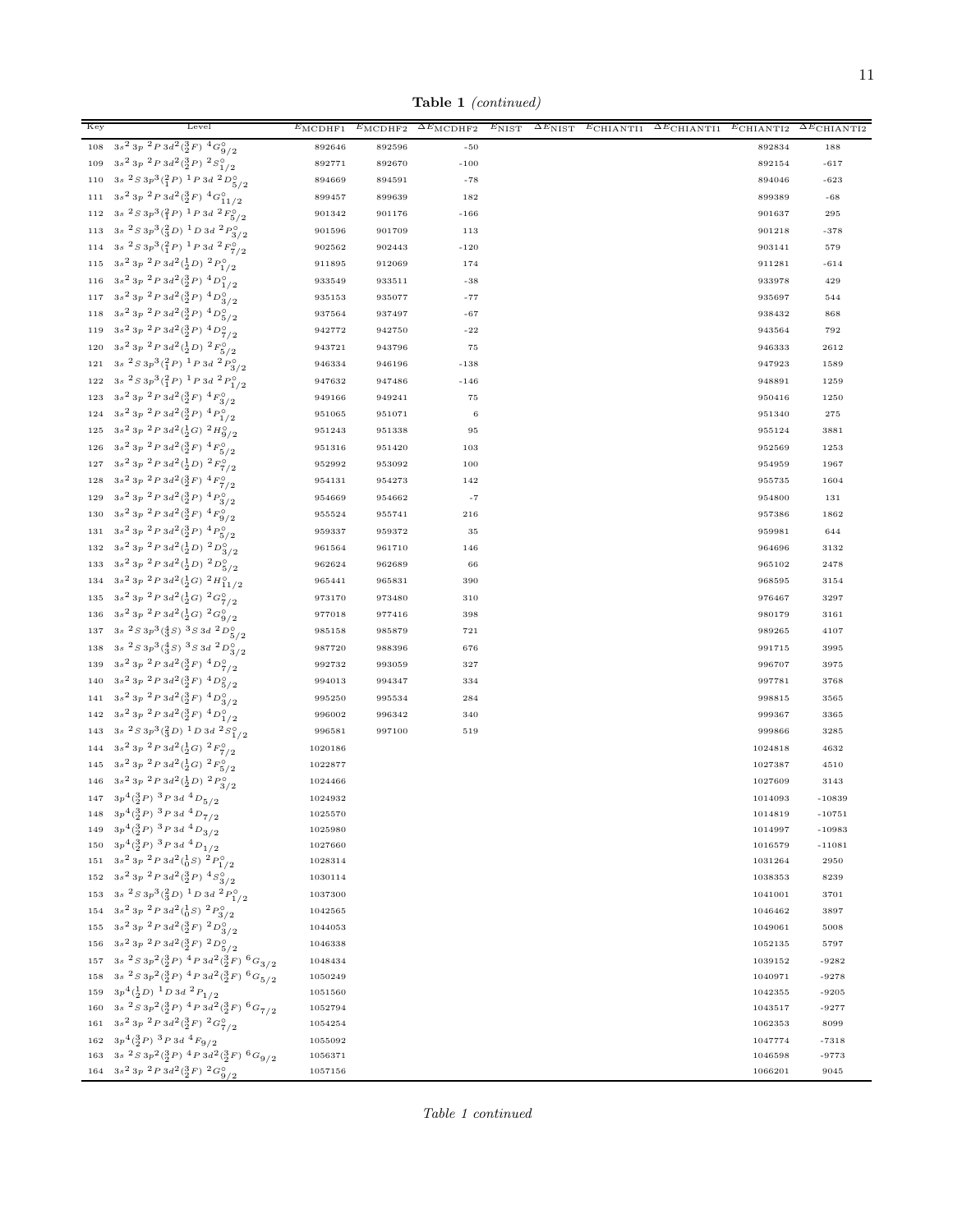**Table 1** *(continued)*

| Key | Level | $E_{\rm MCDHF1}$ | $E_{\rm MCDHF2}$ | $\Delta E_{\rm MCDHF2}$ | $E_{\rm NIST}$ | $\Delta E_{\rm NIST}$ | $E_{\rm CHIANTI1}$ | $\Delta E_{\rm CHIANTI1}$ | $E_{\rm CHIANTI2}$ | $\Delta E_{\rm CHIANTI2}$ |
|---|---|---|---|---|---|---|---|---|---|---|
| 108 | $3s^2\,3p\;^2P\,3d^2(^3_2F)\;^4G^{\circ}_{9/2}$ | 892646 | 892596 | -50 | | | | | 892834 | 188 |
| 109 | $3s^2\,3p\;^2P\,3d^2(^3_2P)\;^2S^{\circ}_{1/2}$ | 892771 | 892670 | -100 | | | | | 892154 | -617 |
| 110 | $3s\;^2S\,3p^3(^2_1P)\;^1P\,3d\;^2D^{\circ}_{5/2}$ | 894669 | 894591 | -78 | | | | | 894046 | -623 |
| 111 | $3s^2\,3p\;^2P\,3d^2(^3_2F)\;^4G^{\circ}_{11/2}$ | 899457 | 899639 | 182 | | | | | 899389 | -68 |
| 112 | $3s\;^2S\,3p^3(^2_1P)\;^1P\,3d\;^2F^{\circ}_{5/2}$ | 901342 | 901176 | -166 | | | | | 901637 | 295 |
| 113 | $3s\;^2S\,3p^3(^2_3D)\;^1D\,3d\;^2P^{\circ}_{3/2}$ | 901596 | 901709 | 113 | | | | | 901218 | -378 |
| 114 | $3s\;^2S\,3p^3(^2_1P)\;^1P\,3d\;^2F^{\circ}_{7/2}$ | 902562 | 902443 | -120 | | | | | 903141 | 579 |
| 115 | $3s^2\,3p\;^2P\,3d^2(^1_2D)\;^2P^{\circ}_{1/2}$ | 911895 | 912069 | 174 | | | | | 911281 | -614 |
| 116 | $3s^2\,3p\;^2P\,3d^2(^3_2P)\;^4D^{\circ}_{1/2}$ | 933549 | 933511 | -38 | | | | | 933978 | 429 |
| 117 | $3s^2\,3p\;^2P\,3d^2(^3_2P)\;^4D^{\circ}_{3/2}$ | 935153 | 935077 | -77 | | | | | 935697 | 544 |
| 118 | $3s^2\,3p\;^2P\,3d^2(^3_2P)\;^4D^{\circ}_{5/2}$ | 937564 | 937497 | -67 | | | | | 938432 | 868 |
| 119 | $3s^2\,3p\;^2P\,3d^2(^3_2P)\;^4D^{\circ}_{7/2}$ | 942772 | 942750 | -22 | | | | | 943564 | 792 |
| 120 | $3s^2\,3p\;^2P\,3d^2(^1_2D)\;^2F^{\circ}_{5/2}$ | 943721 | 943796 | 75 | | | | | 946333 | 2612 |
| 121 | $3s\;^2S\,3p^3(^2_1P)\;^1P\,3d\;^2P^{\circ}_{3/2}$ | 946334 | 946196 | -138 | | | | | 947923 | 1589 |
| 122 | $3s\;^2S\,3p^3(^2_1P)\;^1P\,3d\;^2P^{\circ}_{1/2}$ | 947632 | 947486 | -146 | | | | | 948891 | 1259 |
| 123 | $3s^2\,3p\;^2P\,3d^2(^3_2F)\;^4F^{\circ}_{3/2}$ | 949166 | 949241 | 75 | | | | | 950416 | 1250 |
| 124 | $3s^2\,3p\;^2P\,3d^2(^3_2P)\;^4P^{\circ}_{1/2}$ | 951065 | 951071 | 6 | | | | | 951340 | 275 |
| 125 | $3s^2\,3p\;^2P\,3d^2(^1_2G)\;^2H^{\circ}_{9/2}$ | 951243 | 951338 | 95 | | | | | 955124 | 3881 |
| 126 | $3s^2\,3p\;^2P\,3d^2(^3_2F)\;^4F^{\circ}_{5/2}$ | 951316 | 951420 | 103 | | | | | 952569 | 1253 |
| 127 | $3s^2\,3p\;^2P\,3d^2(^1_2D)\;^2F^{\circ}_{7/2}$ | 952992 | 953092 | 100 | | | | | 954959 | 1967 |
| 128 | $3s^2\,3p\;^2P\,3d^2(^3_2F)\;^4F^{\circ}_{7/2}$ | 954131 | 954273 | 142 | | | | | 955735 | 1604 |
| 129 | $3s^2\,3p\;^2P\,3d^2(^3_2P)\;^4P^{\circ}_{3/2}$ | 954669 | 954662 | -7 | | | | | 954800 | 131 |
| 130 | $3s^2\,3p\;^2P\,3d^2(^3_2F)\;^4F^{\circ}_{9/2}$ | 955524 | 955741 | 216 | | | | | 957386 | 1862 |
| 131 | $3s^2\,3p\;^2P\,3d^2(^3_2P)\;^4P^{\circ}_{5/2}$ | 959337 | 959372 | 35 | | | | | 959981 | 644 |
| 132 | $3s^2\,3p\;^2P\,3d^2(^1_2D)\;^2D^{\circ}_{3/2}$ | 961564 | 961710 | 146 | | | | | 964696 | 3132 |
| 133 | $3s^2\,3p\;^2P\,3d^2(^1_2D)\;^2D^{\circ}_{5/2}$ | 962624 | 962689 | 66 | | | | | 965102 | 2478 |
| 134 | $3s^2\,3p\;^2P\,3d^2(^1_2G)\;^2H^{\circ}_{11/2}$ | 965441 | 965831 | 390 | | | | | 968595 | 3154 |
| 135 | $3s^2\,3p\;^2P\,3d^2(^1_2G)\;^2G^{\circ}_{7/2}$ | 973170 | 973480 | 310 | | | | | 976467 | 3297 |
| 136 | $3s^2\,3p\;^2P\,3d^2(^1_2G)\;^2G^{\circ}_{9/2}$ | 977018 | 977416 | 398 | | | | | 980179 | 3161 |
| 137 | $3s\;^2S\,3p^3(^4_3S)\;^3S\,3d\;^2D^{\circ}_{5/2}$ | 985158 | 985879 | 721 | | | | | 989265 | 4107 |
| 138 | $3s\;^2S\,3p^3(^4_3S)\;^3S\,3d\;^2D^{\circ}_{3/2}$ | 987720 | 988396 | 676 | | | | | 991715 | 3995 |
| 139 | $3s^2\,3p\;^2P\,3d^2(^3_2F)\;^4D^{\circ}_{7/2}$ | 992732 | 993059 | 327 | | | | | 996707 | 3975 |
| 140 | $3s^2\,3p\;^2P\,3d^2(^3_2F)\;^4D^{\circ}_{5/2}$ | 994013 | 994347 | 334 | | | | | 997781 | 3768 |
| 141 | $3s^2\,3p\;^2P\,3d^2(^3_2F)\;^4D^{\circ}_{3/2}$ | 995250 | 995534 | 284 | | | | | 998815 | 3565 |
| 142 | $3s^2\,3p\;^2P\,3d^2(^3_2F)\;^4D^{\circ}_{1/2}$ | 996002 | 996342 | 340 | | | | | 999367 | 3365 |
| 143 | $3s\;^2S\,3p^3(^2_3D)\;^1D\,3d\;^2S^{\circ}_{1/2}$ | 996581 | 997100 | 519 | | | | | 999866 | 3285 |
| 144 | $3s^2\,3p\;^2P\,3d^2(^1_2G)\;^2F^{\circ}_{7/2}$ | 1020186 | | | | | | | 1024818 | 4632 |
| 145 | $3s^2\,3p\;^2P\,3d^2(^1_2G)\;^2F^{\circ}_{5/2}$ | 1022877 | | | | | | | 1027387 | 4510 |
| 146 | $3s^2\,3p\;^2P\,3d^2(^1_2D)\;^2P^{\circ}_{3/2}$ | 1024466 | | | | | | | 1027609 | 3143 |
| 147 | $3p^4(^3_2P)\;^3P\,3d\;^4D_{5/2}$ | 1024932 | | | | | | | 1014093 | -10839 |
| 148 | $3p^4(^3_2P)\;^3P\,3d\;^4D_{7/2}$ | 1025570 | | | | | | | 1014819 | -10751 |
| 149 | $3p^4(^3_2P)\;^3P\,3d\;^4D_{3/2}$ | 1025980 | | | | | | | 1014997 | -10983 |
| 150 | $3p^4(^3_2P)\;^3P\,3d\;^4D_{1/2}$ | 1027660 | | | | | | | 1016579 | -11081 |
| 151 | $3s^2\,3p\;^2P\,3d^2(^1_0S)\;^2P^{\circ}_{1/2}$ | 1028314 | | | | | | | 1031264 | 2950 |
| 152 | $3s^2\,3p\;^2P\,3d^2(^3_2P)\;^4S^{\circ}_{3/2}$ | 1030114 | | | | | | | 1038353 | 8239 |
| 153 | $3s\;^2S\,3p^3(^2_3D)\;^1D\,3d\;^2P^{\circ}_{1/2}$ | 1037300 | | | | | | | 1041001 | 3701 |
| 154 | $3s^2\,3p\;^2P\,3d^2(^1_0S)\;^2P^{\circ}_{3/2}$ | 1042565 | | | | | | | 1046462 | 3897 |
| 155 | $3s^2\,3p\;^2P\,3d^2(^3_2F)\;^2D^{\circ}_{3/2}$ | 1044053 | | | | | | | 1049061 | 5008 |
| 156 | $3s^2\,3p\;^2P\,3d^2(^3_2F)\;^2D^{\circ}_{5/2}$ | 1046338 | | | | | | | 1052135 | 5797 |
| 157 | $3s\;^2S\,3p^2(^3_2P)\;^4P\,3d^2(^3_2F)\;^6G_{3/2}$ | 1048434 | | | | | | | 1039152 | -9282 |
| 158 | $3s\;^2S\,3p^2(^3_2P)\;^4P\,3d^2(^3_2F)\;^6G_{5/2}$ | 1050249 | | | | | | | 1040971 | -9278 |
| 159 | $3p^4(^1_2D)\;^1D\,3d\;^2P_{1/2}$ | 1051560 | | | | | | | 1042355 | -9205 |
| 160 | $3s\;^2S\,3p^2(^3_2P)\;^4P\,3d^2(^3_2F)\;^6G_{7/2}$ | 1052794 | | | | | | | 1043517 | -9277 |
| 161 | $3s^2\,3p\;^2P\,3d^2(^3_2F)\;^2G^{\circ}_{7/2}$ | 1054254 | | | | | | | 1062353 | 8099 |
| 162 | $3p^4(^3_2P)\;^3P\,3d\;^4F_{9/2}$ | 1055092 | | | | | | | 1047774 | -7318 |
| 163 | $3s\;^2S\,3p^2(^3_2P)\;^4P\,3d^2(^3_2F)\;^6G_{9/2}$ | 1056371 | | | | | | | 1046598 | -9773 |
| 164 | $3s^2\,3p\;^2P\,3d^2(^3_2F)\;^2G^{\circ}_{9/2}$ | 1057156 | | | | | | | 1066201 | 9045 |

*Table 1 continued*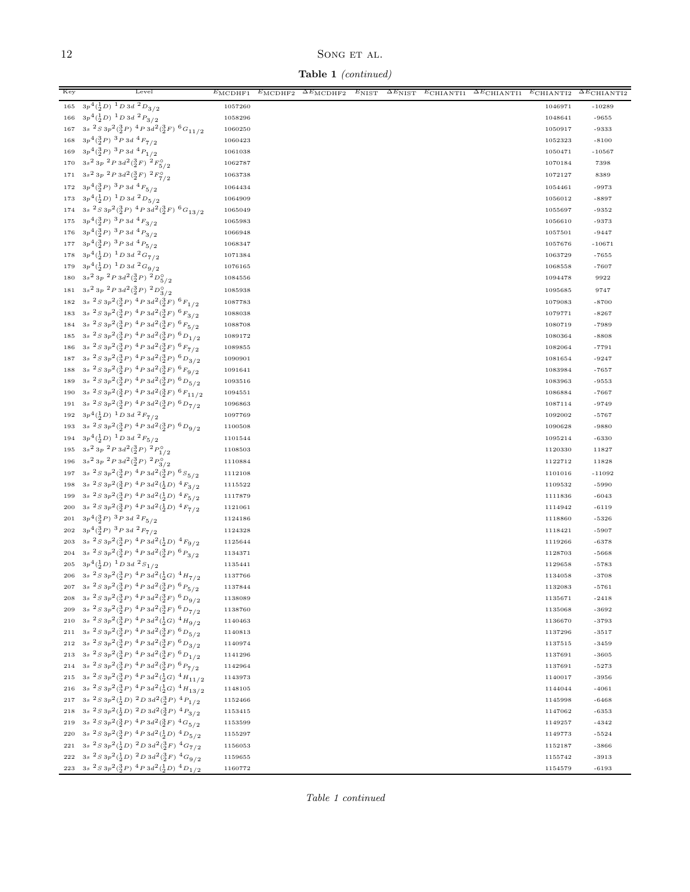**Table 1** *(continued)*

| Key | Level | $E_{\rm MCDHF1}$ | $E_{\rm MCDHF2}$ | $\Delta E_{\rm MCDHF2}$ | $E_{\rm NIST}$ | $\Delta E_{\rm NIST}$ | $E_{\rm CHIANTI1}$ | $\Delta E_{\rm CHIANTI1}$ | $E_{\rm CHIANTI2}$ | $\Delta E_{\rm CHIANTI2}$ |
|---|---|---|---|---|---|---|---|---|---|---|
| 165 | $3p^4(^1_2D)\ ^1D\ 3d\ ^2D_{3/2}$ | 1057260 | | | | | | | 1046971 | -10289 |
| 166 | $3p^4(^1_2D)\ ^1D\ 3d\ ^2P_{3/2}$ | 1058296 | | | | | | | 1048641 | -9655 |
| 167 | $3s\ ^2S\ 3p^2(^3_2P)\ ^4P\ 3d^2(^3_2F)\ ^6G_{11/2}$ | 1060250 | | | | | | | 1050917 | -9333 |
| 168 | $3p^4(^3_2P)\ ^3P\ 3d\ ^4F_{7/2}$ | 1060423 | | | | | | | 1052323 | -8100 |
| 169 | $3p^4(^3_2P)\ ^3P\ 3d\ ^4P_{1/2}$ | 1061038 | | | | | | | 1050471 | -10567 |
| 170 | $3s^2\ 3p\ ^2P\ 3d^2(^3_2F)\ ^2F^{\circ}_{5/2}$ | 1062787 | | | | | | | 1070184 | 7398 |
| 171 | $3s^2\ 3p\ ^2P\ 3d^2(^3_2F)\ ^2F^{\circ}_{7/2}$ | 1063738 | | | | | | | 1072127 | 8389 |
| 172 | $3p^4(^3_2P)\ ^3P\ 3d\ ^4F_{5/2}$ | 1064434 | | | | | | | 1054461 | -9973 |
| 173 | $3p^4(^1_2D)\ ^1D\ 3d\ ^2D_{5/2}$ | 1064909 | | | | | | | 1056012 | -8897 |
| 174 | $3s\ ^2S\ 3p^2(^3_2P)\ ^4P\ 3d^2(^3_2F)\ ^6G_{13/2}$ | 1065049 | | | | | | | 1055697 | -9352 |
| 175 | $3p^4(^3_2P)\ ^3P\ 3d\ ^4F_{3/2}$ | 1065983 | | | | | | | 1056610 | -9373 |
| 176 | $3p^4(^3_2P)\ ^3P\ 3d\ ^4P_{3/2}$ | 1066948 | | | | | | | 1057501 | -9447 |
| 177 | $3p^4(^3_2P)\ ^3P\ 3d\ ^4P_{5/2}$ | 1068347 | | | | | | | 1057676 | -10671 |
| 178 | $3p^4(^1_2D)\ ^1D\ 3d\ ^2G_{7/2}$ | 1071384 | | | | | | | 1063729 | -7655 |
| 179 | $3p^4(^1_2D)\ ^1D\ 3d\ ^2G_{9/2}$ | 1076165 | | | | | | | 1068558 | -7607 |
| 180 | $3s^2\ 3p\ ^2P\ 3d^2(^3_2P)\ ^2D^{\circ}_{5/2}$ | 1084556 | | | | | | | 1094478 | 9922 |
| 181 | $3s^2\ 3p\ ^2P\ 3d^2(^3_2P)\ ^2D^{\circ}_{3/2}$ | 1085938 | | | | | | | 1095685 | 9747 |
| 182 | $3s\ ^2S\ 3p^2(^3_2P)\ ^4P\ 3d^2(^3_2F)\ ^6F_{1/2}$ | 1087783 | | | | | | | 1079083 | -8700 |
| 183 | $3s\ ^2S\ 3p^2(^3_2P)\ ^4P\ 3d^2(^3_2F)\ ^6F_{3/2}$ | 1088038 | | | | | | | 1079771 | -8267 |
| 184 | $3s\ ^2S\ 3p^2(^3_2P)\ ^4P\ 3d^2(^3_2F)\ ^6F_{5/2}$ | 1088708 | | | | | | | 1080719 | -7989 |
| 185 | $3s\ ^2S\ 3p^2(^3_2P)\ ^4P\ 3d^2(^3_2P)\ ^6D_{1/2}$ | 1089172 | | | | | | | 1080364 | -8808 |
| 186 | $3s\ ^2S\ 3p^2(^3_2P)\ ^4P\ 3d^2(^3_2F)\ ^6F_{7/2}$ | 1089855 | | | | | | | 1082064 | -7791 |
| 187 | $3s\ ^2S\ 3p^2(^3_2P)\ ^4P\ 3d^2(^3_2P)\ ^6D_{3/2}$ | 1090901 | | | | | | | 1081654 | -9247 |
| 188 | $3s\ ^2S\ 3p^2(^3_2P)\ ^4P\ 3d^2(^3_2F)\ ^6F_{9/2}$ | 1091641 | | | | | | | 1083984 | -7657 |
| 189 | $3s\ ^2S\ 3p^2(^3_2P)\ ^4P\ 3d^2(^3_2P)\ ^6D_{5/2}$ | 1093516 | | | | | | | 1083963 | -9553 |
| 190 | $3s\ ^2S\ 3p^2(^3_2P)\ ^4P\ 3d^2(^3_2F)\ ^6F_{11/2}$ | 1094551 | | | | | | | 1086884 | -7667 |
| 191 | $3s\ ^2S\ 3p^2(^3_2P)\ ^4P\ 3d^2(^3_2P)\ ^6D_{7/2}$ | 1096863 | | | | | | | 1087114 | -9749 |
| 192 | $3p^4(^1_2D)\ ^1D\ 3d\ ^2F_{7/2}$ | 1097769 | | | | | | | 1092002 | -5767 |
| 193 | $3s\ ^2S\ 3p^2(^3_2P)\ ^4P\ 3d^2(^3_2P)\ ^6D_{9/2}$ | 1100508 | | | | | | | 1090628 | -9880 |
| 194 | $3p^4(^1_2D)\ ^1D\ 3d\ ^2F_{5/2}$ | 1101544 | | | | | | | 1095214 | -6330 |
| 195 | $3s^2\ 3p\ ^2P\ 3d^2(^3_2P)\ ^2P^{\circ}_{1/2}$ | 1108503 | | | | | | | 1120330 | 11827 |
| 196 | $3s^2\ 3p\ ^2P\ 3d^2(^3_2P)\ ^2P^{\circ}_{3/2}$ | 1110884 | | | | | | | 1122712 | 11828 |
| 197 | $3s\ ^2S\ 3p^2(^3_2P)\ ^4P\ 3d^2(^3_2P)\ ^6S_{5/2}$ | 1112108 | | | | | | | 1101016 | -11092 |
| 198 | $3s\ ^2S\ 3p^2(^3_2P)\ ^4P\ 3d^2(^1_2D)\ ^4F_{3/2}$ | 1115522 | | | | | | | 1109532 | -5990 |
| 199 | $3s\ ^2S\ 3p^2(^3_2P)\ ^4P\ 3d^2(^1_2D)\ ^4F_{5/2}$ | 1117879 | | | | | | | 1111836 | -6043 |
| 200 | $3s\ ^2S\ 3p^2(^3_2P)\ ^4P\ 3d^2(^1_2D)\ ^4F_{7/2}$ | 1121061 | | | | | | | 1114942 | -6119 |
| 201 | $3p^4(^3_2P)\ ^3P\ 3d\ ^2F_{5/2}$ | 1124186 | | | | | | | 1118860 | -5326 |
| 202 | $3p^4(^3_2P)\ ^3P\ 3d\ ^2F_{7/2}$ | 1124328 | | | | | | | 1118421 | -5907 |
| 203 | $3s\ ^2S\ 3p^2(^3_2P)\ ^4P\ 3d^2(^1_2D)\ ^4F_{9/2}$ | 1125644 | | | | | | | 1119266 | -6378 |
| 204 | $3s\ ^2S\ 3p^2(^3_2P)\ ^4P\ 3d^2(^3_2P)\ ^6P_{3/2}$ | 1134371 | | | | | | | 1128703 | -5668 |
| 205 | $3p^4(^1_2D)\ ^1D\ 3d\ ^2S_{1/2}$ | 1135441 | | | | | | | 1129658 | -5783 |
| 206 | $3s\ ^2S\ 3p^2(^3_2P)\ ^4P\ 3d^2(^1_2G)\ ^4H_{7/2}$ | 1137766 | | | | | | | 1134058 | -3708 |
| 207 | $3s\ ^2S\ 3p^2(^3_2P)\ ^4P\ 3d^2(^3_2P)\ ^6P_{5/2}$ | 1137844 | | | | | | | 1132083 | -5761 |
| 208 | $3s\ ^2S\ 3p^2(^3_2P)\ ^4P\ 3d^2(^3_2F)\ ^6D_{9/2}$ | 1138089 | | | | | | | 1135671 | -2418 |
| 209 | $3s\ ^2S\ 3p^2(^3_2P)\ ^4P\ 3d^2(^3_2F)\ ^6D_{7/2}$ | 1138760 | | | | | | | 1135068 | -3692 |
| 210 | $3s\ ^2S\ 3p^2(^3_2P)\ ^4P\ 3d^2(^1_2G)\ ^4H_{9/2}$ | 1140463 | | | | | | | 1136670 | -3793 |
| 211 | $3s\ ^2S\ 3p^2(^3_2P)\ ^4P\ 3d^2(^3_2F)\ ^6D_{5/2}$ | 1140813 | | | | | | | 1137296 | -3517 |
| 212 | $3s\ ^2S\ 3p^2(^3_2P)\ ^4P\ 3d^2(^3_2F)\ ^6D_{3/2}$ | 1140974 | | | | | | | 1137515 | -3459 |
| 213 | $3s\ ^2S\ 3p^2(^3_2P)\ ^4P\ 3d^2(^3_2F)\ ^6D_{1/2}$ | 1141296 | | | | | | | 1137691 | -3605 |
| 214 | $3s\ ^2S\ 3p^2(^3_2P)\ ^4P\ 3d^2(^3_2P)\ ^6P_{7/2}$ | 1142964 | | | | | | | 1137691 | -5273 |
| 215 | $3s\ ^2S\ 3p^2(^3_2P)\ ^4P\ 3d^2(^1_2G)\ ^4H_{11/2}$ | 1143973 | | | | | | | 1140017 | -3956 |
| 216 | $3s\ ^2S\ 3p^2(^3_2P)\ ^4P\ 3d^2(^1_2G)\ ^4H_{13/2}$ | 1148105 | | | | | | | 1144044 | -4061 |
| 217 | $3s\ ^2S\ 3p^2(^1_2D)\ ^2D\ 3d^2(^3_2P)\ ^4P_{1/2}$ | 1152466 | | | | | | | 1145998 | -6468 |
| 218 | $3s\ ^2S\ 3p^2(^1_2D)\ ^2D\ 3d^2(^3_2P)\ ^4P_{3/2}$ | 1153415 | | | | | | | 1147062 | -6353 |
| 219 | $3s\ ^2S\ 3p^2(^3_2P)\ ^4P\ 3d^2(^3_2F)\ ^4G_{5/2}$ | 1153599 | | | | | | | 1149257 | -4342 |
| 220 | $3s\ ^2S\ 3p^2(^3_2P)\ ^4P\ 3d^2(^1_2D)\ ^4D_{5/2}$ | 1155297 | | | | | | | 1149773 | -5524 |
| 221 | $3s\ ^2S\ 3p^2(^1_2D)\ ^2D\ 3d^2(^3_2F)\ ^4G_{7/2}$ | 1156053 | | | | | | | 1152187 | -3866 |
| 222 | $3s\ ^2S\ 3p^2(^1_2D)\ ^2D\ 3d^2(^3_2F)\ ^4G_{9/2}$ | 1159655 | | | | | | | 1155742 | -3913 |
| 223 | $3s\ ^2S\ 3p^2(^3_2P)\ ^4P\ 3d^2(^1_2D)\ ^4D_{1/2}$ | 1160772 | | | | | | | 1154579 | -6193 |

*Table 1 continued*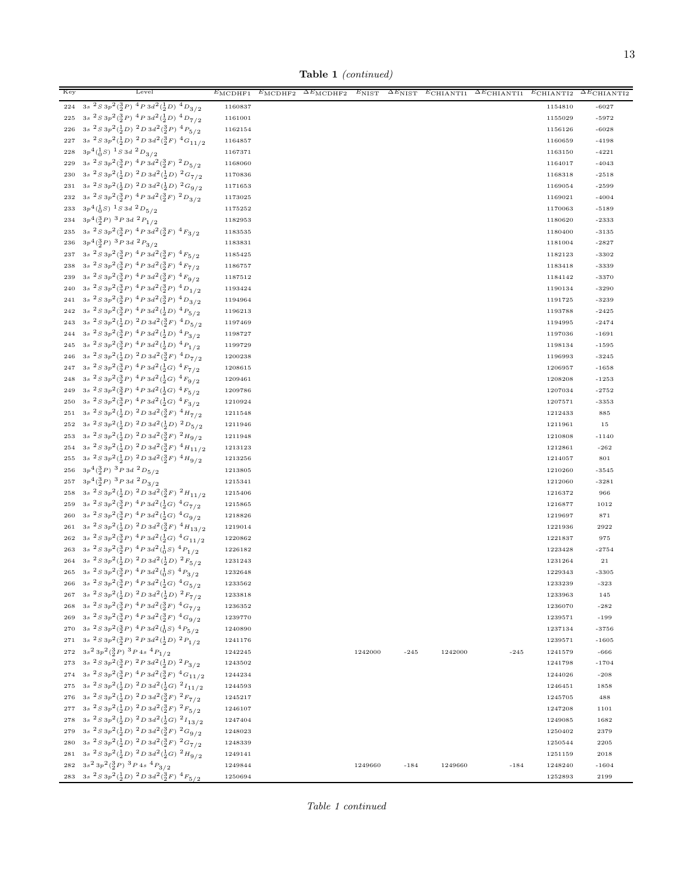**Table 1** *(continued)*

| Key | Level | $E_{\rm MCDHF1}$ | $E_{\rm MCDHF2}$ | $\Delta E_{\rm MCDHF2}$ | $E_{\rm NIST}$ | $\Delta E_{\rm NIST}$ | $E_{\rm CHIANTI1}$ | $\Delta E_{\rm CHIANTI1}$ | $E_{\rm CHIANTI2}$ | $\Delta E_{\rm CHIANTI2}$ |
|---|---|---|---|---|---|---|---|---|---|---|
| 224 | $3s\ ^2S\,3p^2(^3_2P)\ ^4P\,3d^2(^1_2D)\ ^4D_{3/2}$ | 1160837 | | | | | | | 1154810 | -6027 |
| 225 | $3s\ ^2S\,3p^2(^3_2P)\ ^4P\,3d^2(^1_2D)\ ^4D_{7/2}$ | 1161001 | | | | | | | 1155029 | -5972 |
| 226 | $3s\ ^2S\,3p^2(^1_2D)\ ^2D\,3d^2(^3_2P)\ ^4P_{5/2}$ | 1162154 | | | | | | | 1156126 | -6028 |
| 227 | $3s\ ^2S\,3p^2(^1_2D)\ ^2D\,3d^2(^3_2F)\ ^4G_{11/2}$ | 1164857 | | | | | | | 1160659 | -4198 |
| 228 | $3p^4(^1_0S)\ ^1S\,3d\ ^2D_{3/2}$ | 1167371 | | | | | | | 1163150 | -4221 |
| 229 | $3s\ ^2S\,3p^2(^3_2P)\ ^4P\,3d^2(^3_2F)\ ^2D_{5/2}$ | 1168060 | | | | | | | 1164017 | -4043 |
| 230 | $3s\ ^2S\,3p^2(^1_2D)\ ^2D\,3d^2(^1_2D)\ ^2G_{7/2}$ | 1170836 | | | | | | | 1168318 | -2518 |
| 231 | $3s\ ^2S\,3p^2(^1_2D)\ ^2D\,3d^2(^1_2D)\ ^2G_{9/2}$ | 1171653 | | | | | | | 1169054 | -2599 |
| 232 | $3s\ ^2S\,3p^2(^3_2P)\ ^4P\,3d^2(^3_2F)\ ^2D_{3/2}$ | 1173025 | | | | | | | 1169021 | -4004 |
| 233 | $3p^4(^1_0S)\ ^1S\,3d\ ^2D_{5/2}$ | 1175252 | | | | | | | 1170063 | -5189 |
| 234 | $3p^4(^3_2P)\ ^3P\,3d\ ^2P_{1/2}$ | 1182953 | | | | | | | 1180620 | -2333 |
| 235 | $3s\ ^2S\,3p^2(^3_2P)\ ^4P\,3d^2(^3_2F)\ ^4F_{3/2}$ | 1183535 | | | | | | | 1180400 | -3135 |
| 236 | $3p^4(^3_2P)\ ^3P\,3d\ ^2P_{3/2}$ | 1183831 | | | | | | | 1181004 | -2827 |
| 237 | $3s\ ^2S\,3p^2(^3_2P)\ ^4P\,3d^2(^3_2F)\ ^4F_{5/2}$ | 1185425 | | | | | | | 1182123 | -3302 |
| 238 | $3s\ ^2S\,3p^2(^3_2P)\ ^4P\,3d^2(^3_2F)\ ^4F_{7/2}$ | 1186757 | | | | | | | 1183418 | -3339 |
| 239 | $3s\ ^2S\,3p^2(^3_2P)\ ^4P\,3d^2(^3_2F)\ ^4F_{9/2}$ | 1187512 | | | | | | | 1184142 | -3370 |
| 240 | $3s\ ^2S\,3p^2(^3_2P)\ ^4P\,3d^2(^3_2P)\ ^4D_{1/2}$ | 1193424 | | | | | | | 1190134 | -3290 |
| 241 | $3s\ ^2S\,3p^2(^3_2P)\ ^4P\,3d^2(^3_2P)\ ^4D_{3/2}$ | 1194964 | | | | | | | 1191725 | -3239 |
| 242 | $3s\ ^2S\,3p^2(^3_2P)\ ^4P\,3d^2(^1_2D)\ ^4P_{5/2}$ | 1196213 | | | | | | | 1193788 | -2425 |
| 243 | $3s\ ^2S\,3p^2(^1_2D)\ ^2D\,3d^2(^3_2F)\ ^4D_{5/2}$ | 1197469 | | | | | | | 1194995 | -2474 |
| 244 | $3s\ ^2S\,3p^2(^3_2P)\ ^4P\,3d^2(^1_2D)\ ^4P_{3/2}$ | 1198727 | | | | | | | 1197036 | -1691 |
| 245 | $3s\ ^2S\,3p^2(^3_2P)\ ^4P\,3d^2(^1_2D)\ ^4P_{1/2}$ | 1199729 | | | | | | | 1198134 | -1595 |
| 246 | $3s\ ^2S\,3p^2(^1_2D)\ ^2D\,3d^2(^3_2F)\ ^4D_{7/2}$ | 1200238 | | | | | | | 1196993 | -3245 |
| 247 | $3s\ ^2S\,3p^2(^3_2P)\ ^4P\,3d^2(^1_2G)\ ^4F_{7/2}$ | 1208615 | | | | | | | 1206957 | -1658 |
| 248 | $3s\ ^2S\,3p^2(^3_2P)\ ^4P\,3d^2(^1_2G)\ ^4F_{9/2}$ | 1209461 | | | | | | | 1208208 | -1253 |
| 249 | $3s\ ^2S\,3p^2(^3_2P)\ ^4P\,3d^2(^1_2G)\ ^4F_{5/2}$ | 1209786 | | | | | | | 1207034 | -2752 |
| 250 | $3s\ ^2S\,3p^2(^3_2P)\ ^4P\,3d^2(^1_2G)\ ^4F_{3/2}$ | 1210924 | | | | | | | 1207571 | -3353 |
| 251 | $3s\ ^2S\,3p^2(^1_2D)\ ^2D\,3d^2(^3_2F)\ ^4H_{7/2}$ | 1211548 | | | | | | | 1212433 | 885 |
| 252 | $3s\ ^2S\,3p^2(^1_2D)\ ^2D\,3d^2(^1_2D)\ ^2D_{5/2}$ | 1211946 | | | | | | | 1211961 | 15 |
| 253 | $3s\ ^2S\,3p^2(^1_2D)\ ^2D\,3d^2(^3_2F)\ ^2H_{9/2}$ | 1211948 | | | | | | | 1210808 | -1140 |
| 254 | $3s\ ^2S\,3p^2(^1_2D)\ ^2D\,3d^2(^3_2F)\ ^4H_{11/2}$ | 1213123 | | | | | | | 1212861 | -262 |
| 255 | $3s\ ^2S\,3p^2(^1_2D)\ ^2D\,3d^2(^3_2F)\ ^4H_{9/2}$ | 1213256 | | | | | | | 1214057 | 801 |
| 256 | $3p^4(^3_2P)\ ^3P\,3d\ ^2D_{5/2}$ | 1213805 | | | | | | | 1210260 | -3545 |
| 257 | $3p^4(^3_2P)\ ^3P\,3d\ ^2D_{3/2}$ | 1215341 | | | | | | | 1212060 | -3281 |
| 258 | $3s\ ^2S\,3p^2(^1_2D)\ ^2D\,3d^2(^3_2F)\ ^2H_{11/2}$ | 1215406 | | | | | | | 1216372 | 966 |
| 259 | $3s\ ^2S\,3p^2(^3_2P)\ ^4P\,3d^2(^1_2G)\ ^4G_{7/2}$ | 1215865 | | | | | | | 1216877 | 1012 |
| 260 | $3s\ ^2S\,3p^2(^3_2P)\ ^4P\,3d^2(^1_2G)\ ^4G_{9/2}$ | 1218826 | | | | | | | 1219697 | 871 |
| 261 | $3s\ ^2S\,3p^2(^1_2D)\ ^2D\,3d^2(^3_2F)\ ^4H_{13/2}$ | 1219014 | | | | | | | 1221936 | 2922 |
| 262 | $3s\ ^2S\,3p^2(^3_2P)\ ^4P\,3d^2(^1_2G)\ ^4G_{11/2}$ | 1220862 | | | | | | | 1221837 | 975 |
| 263 | $3s\ ^2S\,3p^2(^3_2P)\ ^4P\,3d^2(^1_0S)\ ^4P_{1/2}$ | 1226182 | | | | | | | 1223428 | -2754 |
| 264 | $3s\ ^2S\,3p^2(^1_2D)\ ^2D\,3d^2(^1_2D)\ ^2F_{5/2}$ | 1231243 | | | | | | | 1231264 | 21 |
| 265 | $3s\ ^2S\,3p^2(^3_2P)\ ^4P\,3d^2(^1_0S)\ ^4P_{3/2}$ | 1232648 | | | | | | | 1229343 | -3305 |
| 266 | $3s\ ^2S\,3p^2(^3_2P)\ ^4P\,3d^2(^1_2G)\ ^4G_{5/2}$ | 1233562 | | | | | | | 1233239 | -323 |
| 267 | $3s\ ^2S\,3p^2(^1_2D)\ ^2D\,3d^2(^1_2D)\ ^2F_{7/2}$ | 1233818 | | | | | | | 1233963 | 145 |
| 268 | $3s\ ^2S\,3p^2(^3_2P)\ ^4P\,3d^2(^3_2F)\ ^4G_{7/2}$ | 1236352 | | | | | | | 1236070 | -282 |
| 269 | $3s\ ^2S\,3p^2(^3_2P)\ ^4P\,3d^2(^3_2F)\ ^4G_{9/2}$ | 1239770 | | | | | | | 1239571 | -199 |
| 270 | $3s\ ^2S\,3p^2(^3_2P)\ ^4P\,3d^2(^1_0S)\ ^4P_{5/2}$ | 1240890 | | | | | | | 1237134 | -3756 |
| 271 | $3s\ ^2S\,3p^2(^3_2P)\ ^2P\,3d^2(^1_2D)\ ^2P_{1/2}$ | 1241176 | | | | | | | 1239571 | -1605 |
| 272 | $3s^2\,3p^2(^3_2P)\ ^3P\,4s\ ^4P_{1/2}$ | 1242245 | | | 1242000 | -245 | 1242000 | -245 | 1241579 | -666 |
| 273 | $3s\ ^2S\,3p^2(^3_2P)\ ^2P\,3d^2(^1_2D)\ ^2P_{3/2}$ | 1243502 | | | | | | | 1241798 | -1704 |
| 274 | $3s\ ^2S\,3p^2(^3_2P)\ ^4P\,3d^2(^3_2F)\ ^4G_{11/2}$ | 1244234 | | | | | | | 1244026 | -208 |
| 275 | $3s\ ^2S\,3p^2(^1_2D)\ ^2D\,3d^2(^1_2G)\ ^2I_{11/2}$ | 1244593 | | | | | | | 1246451 | 1858 |
| 276 | $3s\ ^2S\,3p^2(^1_2D)\ ^2D\,3d^2(^3_2F)\ ^2F_{7/2}$ | 1245217 | | | | | | | 1245705 | 488 |
| 277 | $3s\ ^2S\,3p^2(^1_2D)\ ^2D\,3d^2(^3_2F)\ ^2F_{5/2}$ | 1246107 | | | | | | | 1247208 | 1101 |
| 278 | $3s\ ^2S\,3p^2(^1_2D)\ ^2D\,3d^2(^1_2G)\ ^2I_{13/2}$ | 1247404 | | | | | | | 1249085 | 1682 |
| 279 | $3s\ ^2S\,3p^2(^1_2D)\ ^2D\,3d^2(^3_2F)\ ^2G_{9/2}$ | 1248023 | | | | | | | 1250402 | 2379 |
| 280 | $3s\ ^2S\,3p^2(^1_2D)\ ^2D\,3d^2(^3_2F)\ ^2G_{7/2}$ | 1248339 | | | | | | | 1250544 | 2205 |
| 281 | $3s\ ^2S\,3p^2(^1_2D)\ ^2D\,3d^2(^1_2G)\ ^2H_{9/2}$ | 1249141 | | | | | | | 1251159 | 2018 |
| 282 | $3s^2\,3p^2(^3_2P)\ ^3P\,4s\ ^4P_{3/2}$ | 1249844 | | | 1249660 | -184 | 1249660 | -184 | 1248240 | -1604 |
| 283 | $3s\ ^2S\,3p^2(^1_2D)\ ^2D\,3d^2(^3_2F)\ ^4F_{5/2}$ | 1250694 | | | | | | | 1252893 | 2199 |

*Table 1 continued*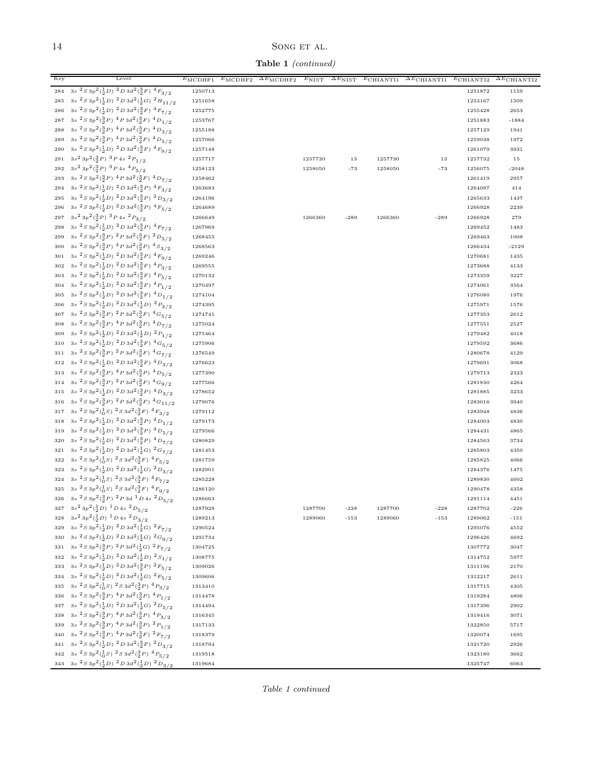**Table 1** *(continued)*

| Key | Level | $E_{\rm MCDHF1}$ | $E_{\rm MCDHF2}$ | $\Delta E_{\rm MCDHF2}$ | $E_{\rm NIST}$ | $\Delta E_{\rm NIST}$ | $E_{\rm CHIANTI1}$ | $\Delta E_{\rm CHIANTI1}$ | $E_{\rm CHIANTI2}$ | $\Delta E_{\rm CHIANTI2}$ |
|---|---|---|---|---|---|---|---|---|---|---|
| 284 | $3s\ ^2S\,3p^2(^1_2D)\ ^2D\,3d^2(^3_2F)\ ^4F_{3/2}$ | 1250713 | | | | | | | 1251872 | 1159 |
| 285 | $3s\ ^2S\,3p^2(^1_2D)\ ^2D\,3d^2(^1_2G)\ ^2H_{11/2}$ | 1251658 | | | | | | | 1253167 | 1509 |
| 286 | $3s\ ^2S\,3p^2(^1_2D)\ ^2D\,3d^2(^3_2F)\ ^4F_{7/2}$ | 1252775 | | | | | | | 1255428 | 2653 |
| 287 | $3s\ ^2S\,3p^2(^3_2P)\ ^4P\,3d^2(^3_2F)\ ^4D_{1/2}$ | 1253767 | | | | | | | 1251883 | -1884 |
| 288 | $3s\ ^2S\,3p^2(^3_2P)\ ^4P\,3d^2(^3_2F)\ ^4D_{3/2}$ | 1255188 | | | | | | | 1257129 | 1941 |
| 289 | $3s\ ^2S\,3p^2(^3_2P)\ ^4P\,3d^2(^3_2F)\ ^4D_{5/2}$ | 1257066 | | | | | | | 1259038 | 1972 |
| 290 | $3s\ ^2S\,3p^2(^1_2D)\ ^2D\,3d^2(^3_2F)\ ^4F_{9/2}$ | 1257148 | | | | | | | 1261079 | 3931 |
| 291 | $3s^2\,3p^2(^3_2P)\ ^3P\,4s\ ^2P_{1/2}$ | 1257717 | | | 1257730 | 13 | 1257730 | 13 | 1257732 | 15 |
| 292 | $3s^2\,3p^2(^3_2P)\ ^3P\,4s\ ^4P_{5/2}$ | 1258123 | | | 1258050 | -73 | 1258050 | -73 | 1256075 | -2048 |
| 293 | $3s\ ^2S\,3p^2(^3_2P)\ ^4P\,3d^2(^3_2F)\ ^4D_{7/2}$ | 1258462 | | | | | | | 1261419 | 2957 |
| 294 | $3s\ ^2S\,3p^2(^1_2D)\ ^2D\,3d^2(^3_2P)\ ^4F_{3/2}$ | 1263683 | | | | | | | 1264097 | 414 |
| 295 | $3s\ ^2S\,3p^2(^1_2D)\ ^2D\,3d^2(^3_2P)\ ^2D_{3/2}$ | 1264196 | | | | | | | 1265633 | 1437 |
| 296 | $3s\ ^2S\,3p^2(^1_2D)\ ^2D\,3d^2(^3_2P)\ ^4F_{5/2}$ | 1264689 | | | | | | | 1266928 | 2239 |
| 297 | $3s^2\,3p^2(^3_2P)\ ^3P\,4s\ ^2P_{3/2}$ | 1266649 | | | 1266360 | -289 | 1266360 | -289 | 1266928 | 279 |
| 298 | $3s\ ^2S\,3p^2(^1_2D)\ ^2D\,3d^2(^3_2P)\ ^4F_{7/2}$ | 1267969 | | | | | | | 1269452 | 1483 |
| 299 | $3s\ ^2S\,3p^2(^3_2P)\ ^2P\,3d^2(^3_2F)\ ^2D_{5/2}$ | 1268455 | | | | | | | 1269463 | 1008 |
| 300 | $3s\ ^2S\,3p^2(^3_2P)\ ^4P\,3d^2(^3_2P)\ ^4S_{3/2}$ | 1268563 | | | | | | | 1266434 | -2129 |
| 301 | $3s\ ^2S\,3p^2(^1_2D)\ ^2D\,3d^2(^3_2P)\ ^4F_{9/2}$ | 1269246 | | | | | | | 1270681 | 1435 |
| 302 | $3s\ ^2S\,3p^2(^1_2D)\ ^2D\,3d^2(^3_2F)\ ^4P_{3/2}$ | 1269555 | | | | | | | 1273688 | 4133 |
| 303 | $3s\ ^2S\,3p^2(^1_2D)\ ^2D\,3d^2(^3_2F)\ ^4P_{5/2}$ | 1270132 | | | | | | | 1273359 | 3227 |
| 304 | $3s\ ^2S\,3p^2(^1_2D)\ ^2D\,3d^2(^3_2F)\ ^4P_{1/2}$ | 1270497 | | | | | | | 1274061 | 3564 |
| 305 | $3s\ ^2S\,3p^2(^1_2D)\ ^2D\,3d^2(^3_2F)\ ^4D_{1/2}$ | 1274104 | | | | | | | 1276080 | 1976 |
| 306 | $3s\ ^2S\,3p^2(^1_2D)\ ^2D\,3d^2(^1_2D)\ ^2P_{3/2}$ | 1274395 | | | | | | | 1275971 | 1576 |
| 307 | $3s\ ^2S\,3p^2(^3_2P)\ ^2P\,3d^2(^3_2F)\ ^4G_{5/2}$ | 1274741 | | | | | | | 1277353 | 2612 |
| 308 | $3s\ ^2S\,3p^2(^3_2P)\ ^4P\,3d^2(^3_2P)\ ^4D_{7/2}$ | 1275024 | | | | | | | 1277551 | 2527 |
| 309 | $3s\ ^2S\,3p^2(^1_2D)\ ^2D\,3d^2(^1_2D)\ ^2P_{1/2}$ | 1275464 | | | | | | | 1279482 | 4018 |
| 310 | $3s\ ^2S\,3p^2(^1_2D)\ ^2D\,3d^2(^3_2F)\ ^4G_{5/2}$ | 1275906 | | | | | | | 1279592 | 3686 |
| 311 | $3s\ ^2S\,3p^2(^3_2P)\ ^2P\,3d^2(^3_2F)\ ^4G_{7/2}$ | 1276549 | | | | | | | 1280678 | 4129 |
| 312 | $3s\ ^2S\,3p^2(^1_2D)\ ^2D\,3d^2(^3_2F)\ ^4D_{3/2}$ | 1276623 | | | | | | | 1279691 | 3068 |
| 313 | $3s\ ^2S\,3p^2(^3_2P)\ ^4P\,3d^2(^3_2P)\ ^4D_{5/2}$ | 1277390 | | | | | | | 1279713 | 2323 |
| 314 | $3s\ ^2S\,3p^2(^3_2P)\ ^2P\,3d^2(^3_2F)\ ^4G_{9/2}$ | 1277566 | | | | | | | 1281830 | 4264 |
| 315 | $3s\ ^2S\,3p^2(^1_2D)\ ^2D\,3d^2(^3_2P)\ ^4D_{3/2}$ | 1278652 | | | | | | | 1281885 | 3233 |
| 316 | $3s\ ^2S\,3p^2(^3_2P)\ ^2P\,3d^2(^3_2F)\ ^4G_{11/2}$ | 1279076 | | | | | | | 1283016 | 3940 |
| 317 | $3s\ ^2S\,3p^2(^1_0S)\ ^2S\,3d^2(^3_2F)\ ^4F_{3/2}$ | 1279112 | | | | | | | 1283948 | 4836 |
| 318 | $3s\ ^2S\,3p^2(^1_2D)\ ^2D\,3d^2(^3_2P)\ ^4D_{1/2}$ | 1279173 | | | | | | | 1284003 | 4830 |
| 319 | $3s\ ^2S\,3p^2(^1_2D)\ ^2D\,3d^2(^3_2P)\ ^4D_{5/2}$ | 1279566 | | | | | | | 1284431 | 4865 |
| 320 | $3s\ ^2S\,3p^2(^1_2D)\ ^2D\,3d^2(^3_2P)\ ^4D_{7/2}$ | 1280829 | | | | | | | 1284563 | 3734 |
| 321 | $3s\ ^2S\,3p^2(^1_2D)\ ^2D\,3d^2(^1_2G)\ ^2G_{7/2}$ | 1281453 | | | | | | | 1285803 | 4350 |
| 322 | $3s\ ^2S\,3p^2(^1_0S)\ ^2S\,3d^2(^3_2F)\ ^4F_{5/2}$ | 1281759 | | | | | | | 1285825 | 4066 |
| 323 | $3s\ ^2S\,3p^2(^1_2D)\ ^2D\,3d^2(^1_2G)\ ^2D_{3/2}$ | 1282901 | | | | | | | 1284376 | 1475 |
| 324 | $3s\ ^2S\,3p^2(^1_0S)\ ^2S\,3d^2(^3_2F)\ ^4F_{7/2}$ | 1285228 | | | | | | | 1289830 | 4602 |
| 325 | $3s\ ^2S\,3p^2(^1_0S)\ ^2S\,3d^2(^3_2F)\ ^4F_{9/2}$ | 1286120 | | | | | | | 1290478 | 4358 |
| 326 | $3s\ ^2S\,3p^2(^3_2P)\ ^2P\,3d\ ^1D\,4s\ ^2D_{5/2}$ | 1286663 | | | | | | | 1291114 | 4451 |
| 327 | $3s^2\,3p^2(^1_2D)\ ^1D\,4s\ ^2D_{5/2}$ | 1287928 | | | 1287700 | -228 | 1287700 | -228 | 1287702 | -226 |
| 328 | $3s^2\,3p^2(^1_2D)\ ^1D\,4s\ ^2D_{3/2}$ | 1289213 | | | 1289060 | -153 | 1289060 | -153 | 1289062 | -151 |
| 329 | $3s\ ^2S\,3p^2(^1_2D)\ ^2D\,3d^2(^1_2G)\ ^2F_{7/2}$ | 1290524 | | | | | | | 1295076 | 4552 |
| 330 | $3s\ ^2S\,3p^2(^1_2D)\ ^2D\,3d^2(^1_2G)\ ^2G_{9/2}$ | 1291734 | | | | | | | 1296426 | 4692 |
| 331 | $3s\ ^2S\,3p^2(^3_2P)\ ^2P\,3d^2(^1_2G)\ ^2F_{7/2}$ | 1304725 | | | | | | | 1307772 | 3047 |
| 332 | $3s\ ^2S\,3p^2(^1_2D)\ ^2D\,3d^2(^1_2D)\ ^2S_{1/2}$ | 1308775 | | | | | | | 1314752 | 5977 |
| 333 | $3s\ ^2S\,3p^2(^1_2D)\ ^2D\,3d^2(^3_2P)\ ^2F_{5/2}$ | 1309026 | | | | | | | 1311196 | 2170 |
| 334 | $3s\ ^2S\,3p^2(^1_2D)\ ^2D\,3d^2(^1_2G)\ ^2F_{5/2}$ | 1309606 | | | | | | | 1312217 | 2611 |
| 335 | $3s\ ^2S\,3p^2(^1_0S)\ ^2S\,3d^2(^3_2P)\ ^4P_{3/2}$ | 1313410 | | | | | | | 1317715 | 4305 |
| 336 | $3s\ ^2S\,3p^2(^3_2P)\ ^4P\,3d^2(^3_2P)\ ^4P_{1/2}$ | 1314478 | | | | | | | 1319284 | 4806 |
| 337 | $3s\ ^2S\,3p^2(^1_2D)\ ^2D\,3d^2(^1_2G)\ ^2D_{5/2}$ | 1314494 | | | | | | | 1317396 | 2902 |
| 338 | $3s\ ^2S\,3p^2(^3_2P)\ ^4P\,3d^2(^3_2P)\ ^4P_{3/2}$ | 1316345 | | | | | | | 1319416 | 3071 |
| 339 | $3s\ ^2S\,3p^2(^3_2P)\ ^4P\,3d^2(^3_2P)\ ^2P_{1/2}$ | 1317133 | | | | | | | 1322850 | 5717 |
| 340 | $3s\ ^2S\,3p^2(^3_2P)\ ^4P\,3d^2(^3_2F)\ ^2F_{7/2}$ | 1318379 | | | | | | | 1320074 | 1695 |
| 341 | $3s\ ^2S\,3p^2(^1_2D)\ ^2D\,3d^2(^3_2F)\ ^2D_{3/2}$ | 1318794 | | | | | | | 1321720 | 2926 |
| 342 | $3s\ ^2S\,3p^2(^1_0S)\ ^2S\,3d^2(^3_2P)\ ^4P_{5/2}$ | 1319518 | | | | | | | 1323180 | 3662 |
| 343 | $3s\ ^2S\,3p^2(^1_2D)\ ^2D\,3d^2(^1_2D)\ ^2D_{3/2}$ | 1319684 | | | | | | | 1325747 | 6063 |

*Table 1 continued*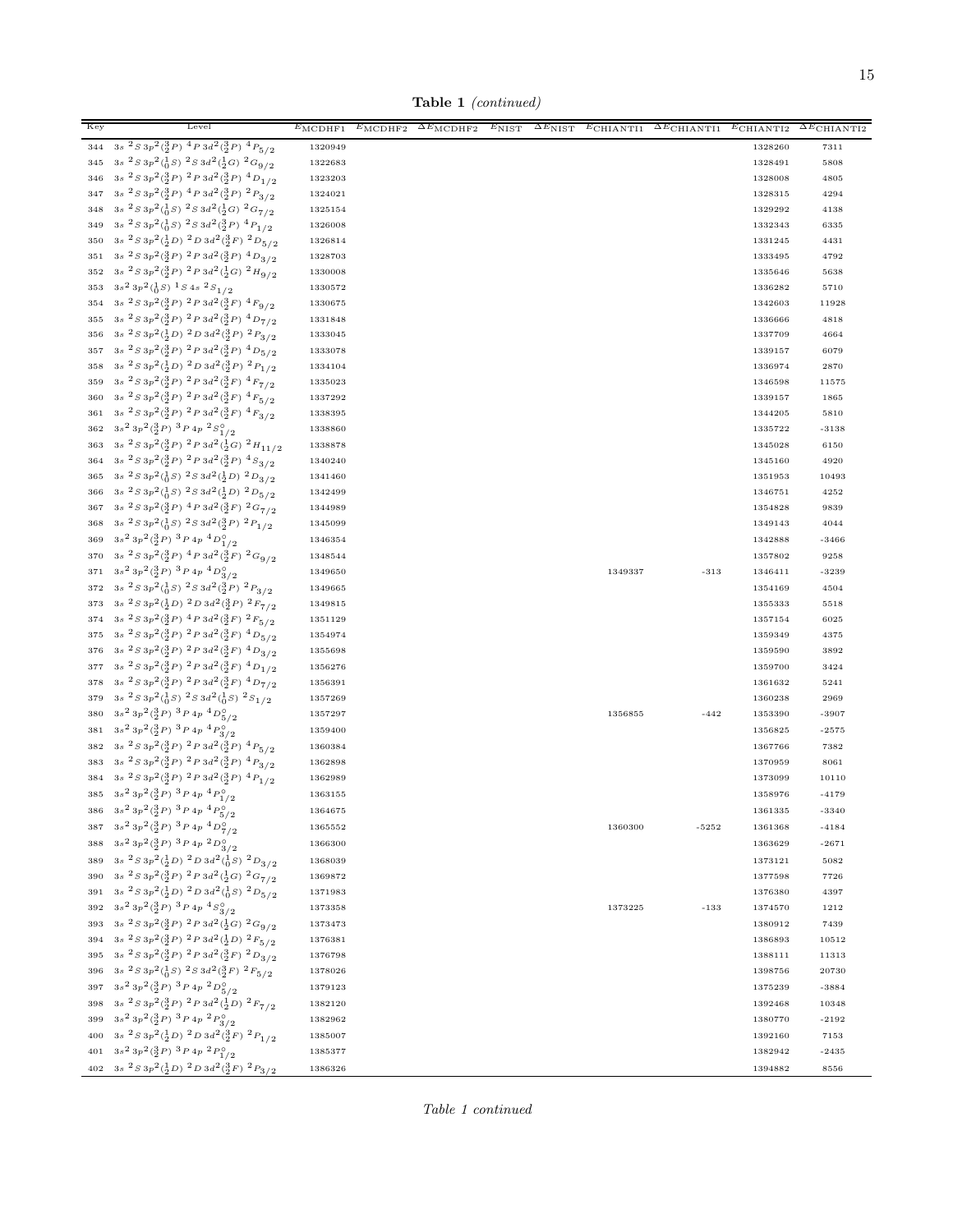**Table 1** *(continued)*

| Key | Level | $E_{\rm MCDHF1}$ | $E_{\rm MCDHF2}$ | $\Delta E_{\rm MCDHF2}$ | $E_{\rm NIST}$ | $\Delta E_{\rm NIST}$ | $E_{\rm CHIANTI1}$ | $\Delta E_{\rm CHIANTI1}$ | $E_{\rm CHIANTI2}$ | $\Delta E_{\rm CHIANTI2}$ |
|---|---|---|---|---|---|---|---|---|---|---|
| 344 | $3s\ ^2S\,3p^2(^3_2P)\ ^4P\,3d^2(^3_2P)\ ^4P_{5/2}$ | 1320949 | | | | | | | 1328260 | 7311 |
| 345 | $3s\ ^2S\,3p^2(^1_0S)\ ^2S\,3d^2(^1_2G)\ ^2G_{9/2}$ | 1322683 | | | | | | | 1328491 | 5808 |
| 346 | $3s\ ^2S\,3p^2(^3_2P)\ ^2P\,3d^2(^3_2P)\ ^4D_{1/2}$ | 1323203 | | | | | | | 1328008 | 4805 |
| 347 | $3s\ ^2S\,3p^2(^3_2P)\ ^4P\,3d^2(^3_2P)\ ^2P_{3/2}$ | 1324021 | | | | | | | 1328315 | 4294 |
| 348 | $3s\ ^2S\,3p^2(^1_0S)\ ^2S\,3d^2(^1_2G)\ ^2G_{7/2}$ | 1325154 | | | | | | | 1329292 | 4138 |
| 349 | $3s\ ^2S\,3p^2(^1_0S)\ ^2S\,3d^2(^3_2P)\ ^4P_{1/2}$ | 1326008 | | | | | | | 1332343 | 6335 |
| 350 | $3s\ ^2S\,3p^2(^1_2D)\ ^2D\,3d^2(^3_2F)\ ^2D_{5/2}$ | 1326814 | | | | | | | 1331245 | 4431 |
| 351 | $3s\ ^2S\,3p^2(^3_2P)\ ^2P\,3d^2(^3_2P)\ ^4D_{3/2}$ | 1328703 | | | | | | | 1333495 | 4792 |
| 352 | $3s\ ^2S\,3p^2(^3_2P)\ ^2P\,3d^2(^1_2G)\ ^2H_{9/2}$ | 1330008 | | | | | | | 1335646 | 5638 |
| 353 | $3s^2\,3p^2(^1_0S)\ ^1S\,4s\ ^2S_{1/2}$ | 1330572 | | | | | | | 1336282 | 5710 |
| 354 | $3s\ ^2S\,3p^2(^3_2P)\ ^2P\,3d^2(^3_2F)\ ^4F_{9/2}$ | 1330675 | | | | | | | 1342603 | 11928 |
| 355 | $3s\ ^2S\,3p^2(^3_2P)\ ^2P\,3d^2(^3_2P)\ ^4D_{7/2}$ | 1331848 | | | | | | | 1336666 | 4818 |
| 356 | $3s\ ^2S\,3p^2(^1_2D)\ ^2D\,3d^2(^3_2P)\ ^2P_{3/2}$ | 1333045 | | | | | | | 1337709 | 4664 |
| 357 | $3s\ ^2S\,3p^2(^3_2P)\ ^2P\,3d^2(^3_2P)\ ^4D_{5/2}$ | 1333078 | | | | | | | 1339157 | 6079 |
| 358 | $3s\ ^2S\,3p^2(^1_2D)\ ^2D\,3d^2(^3_2P)\ ^2P_{1/2}$ | 1334104 | | | | | | | 1336974 | 2870 |
| 359 | $3s\ ^2S\,3p^2(^3_2P)\ ^2P\,3d^2(^3_2F)\ ^4F_{7/2}$ | 1335023 | | | | | | | 1346598 | 11575 |
| 360 | $3s\ ^2S\,3p^2(^3_2P)\ ^2P\,3d^2(^3_2F)\ ^4F_{5/2}$ | 1337292 | | | | | | | 1339157 | 1865 |
| 361 | $3s\ ^2S\,3p^2(^3_2P)\ ^2P\,3d^2(^3_2F)\ ^4F_{3/2}$ | 1338395 | | | | | | | 1344205 | 5810 |
| 362 | $3s^2\,3p^2(^3_2P)\ ^3P\,4p\ ^2S^{\circ}_{1/2}$ | 1338860 | | | | | | | 1335722 | -3138 |
| 363 | $3s\ ^2S\,3p^2(^3_2P)\ ^2P\,3d^2(^1_2G)\ ^2H_{11/2}$ | 1338878 | | | | | | | 1345028 | 6150 |
| 364 | $3s\ ^2S\,3p^2(^3_2P)\ ^2P\,3d^2(^3_2P)\ ^4S_{3/2}$ | 1340240 | | | | | | | 1345160 | 4920 |
| 365 | $3s\ ^2S\,3p^2(^1_0S)\ ^2S\,3d^2(^1_2D)\ ^2D_{3/2}$ | 1341460 | | | | | | | 1351953 | 10493 |
| 366 | $3s\ ^2S\,3p^2(^1_0S)\ ^2S\,3d^2(^1_2D)\ ^2D_{5/2}$ | 1342499 | | | | | | | 1346751 | 4252 |
| 367 | $3s\ ^2S\,3p^2(^3_2P)\ ^4P\,3d^2(^3_2F)\ ^2G_{7/2}$ | 1344989 | | | | | | | 1354828 | 9839 |
| 368 | $3s\ ^2S\,3p^2(^1_0S)\ ^2S\,3d^2(^3_2P)\ ^2P_{1/2}$ | 1345099 | | | | | | | 1349143 | 4044 |
| 369 | $3s^2\,3p^2(^3_2P)\ ^3P\,4p\ ^4D^{\circ}_{1/2}$ | 1346354 | | | | | | | 1342888 | -3466 |
| 370 | $3s\ ^2S\,3p^2(^3_2P)\ ^4P\,3d^2(^3_2F)\ ^2G_{9/2}$ | 1348544 | | | | | | | 1357802 | 9258 |
| 371 | $3s^2\,3p^2(^3_2P)\ ^3P\,4p\ ^4D^{\circ}_{3/2}$ | 1349650 | | | | | 1349337 | -313 | 1346411 | -3239 |
| 372 | $3s\ ^2S\,3p^2(^1_0S)\ ^2S\,3d^2(^3_2P)\ ^2P_{3/2}$ | 1349665 | | | | | | | 1354169 | 4504 |
| 373 | $3s\ ^2S\,3p^2(^1_2D)\ ^2D\,3d^2(^3_2P)\ ^2F_{7/2}$ | 1349815 | | | | | | | 1355333 | 5518 |
| 374 | $3s\ ^2S\,3p^2(^3_2P)\ ^4P\,3d^2(^3_2F)\ ^2F_{5/2}$ | 1351129 | | | | | | | 1357154 | 6025 |
| 375 | $3s\ ^2S\,3p^2(^3_2P)\ ^2P\,3d^2(^3_2F)\ ^4D_{5/2}$ | 1354974 | | | | | | | 1359349 | 4375 |
| 376 | $3s\ ^2S\,3p^2(^3_2P)\ ^2P\,3d^2(^3_2F)\ ^4D_{3/2}$ | 1355698 | | | | | | | 1359590 | 3892 |
| 377 | $3s\ ^2S\,3p^2(^3_2P)\ ^2P\,3d^2(^3_2F)\ ^4D_{1/2}$ | 1356276 | | | | | | | 1359700 | 3424 |
| 378 | $3s\ ^2S\,3p^2(^3_2P)\ ^2P\,3d^2(^3_2F)\ ^4D_{7/2}$ | 1356391 | | | | | | | 1361632 | 5241 |
| 379 | $3s\ ^2S\,3p^2(^1_0S)\ ^2S\,3d^2(^1_0S)\ ^2S_{1/2}$ | 1357269 | | | | | | | 1360238 | 2969 |
| 380 | $3s^2\,3p^2(^3_2P)\ ^3P\,4p\ ^4D^{\circ}_{5/2}$ | 1357297 | | | | | 1356855 | -442 | 1353390 | -3907 |
| 381 | $3s^2\,3p^2(^3_2P)\ ^3P\,4p\ ^4P^{\circ}_{3/2}$ | 1359400 | | | | | | | 1356825 | -2575 |
| 382 | $3s\ ^2S\,3p^2(^3_2P)\ ^2P\,3d^2(^3_2P)\ ^4P_{5/2}$ | 1360384 | | | | | | | 1367766 | 7382 |
| 383 | $3s\ ^2S\,3p^2(^3_2P)\ ^2P\,3d^2(^3_2P)\ ^4P_{3/2}$ | 1362898 | | | | | | | 1370959 | 8061 |
| 384 | $3s\ ^2S\,3p^2(^3_2P)\ ^2P\,3d^2(^3_2P)\ ^4P_{1/2}$ | 1362989 | | | | | | | 1373099 | 10110 |
| 385 | $3s^2\,3p^2(^3_2P)\ ^3P\,4p\ ^4P^{\circ}_{1/2}$ | 1363155 | | | | | | | 1358976 | -4179 |
| 386 | $3s^2\,3p^2(^3_2P)\ ^3P\,4p\ ^4P^{\circ}_{5/2}$ | 1364675 | | | | | | | 1361335 | -3340 |
| 387 | $3s^2\,3p^2(^3_2P)\ ^3P\,4p\ ^4D^{\circ}_{7/2}$ | 1365552 | | | | | 1360300 | -5252 | 1361368 | -4184 |
| 388 | $3s^2\,3p^2(^3_2P)\ ^3P\,4p\ ^2D^{\circ}_{3/2}$ | 1366300 | | | | | | | 1363629 | -2671 |
| 389 | $3s\ ^2S\,3p^2(^1_2D)\ ^2D\,3d^2(^1_0S)\ ^2D_{3/2}$ | 1368039 | | | | | | | 1373121 | 5082 |
| 390 | $3s\ ^2S\,3p^2(^3_2P)\ ^2P\,3d^2(^1_2G)\ ^2G_{7/2}$ | 1369872 | | | | | | | 1377598 | 7726 |
| 391 | $3s\ ^2S\,3p^2(^1_2D)\ ^2D\,3d^2(^1_0S)\ ^2D_{5/2}$ | 1371983 | | | | | | | 1376380 | 4397 |
| 392 | $3s^2\,3p^2(^3_2P)\ ^3P\,4p\ ^4S^{\circ}_{3/2}$ | 1373358 | | | | | 1373225 | -133 | 1374570 | 1212 |
| 393 | $3s\ ^2S\,3p^2(^3_2P)\ ^2P\,3d^2(^1_2G)\ ^2G_{9/2}$ | 1373473 | | | | | | | 1380912 | 7439 |
| 394 | $3s\ ^2S\,3p^2(^3_2P)\ ^2P\,3d^2(^1_2D)\ ^2F_{5/2}$ | 1376381 | | | | | | | 1386893 | 10512 |
| 395 | $3s\ ^2S\,3p^2(^3_2P)\ ^2P\,3d^2(^3_2F)\ ^2D_{3/2}$ | 1376798 | | | | | | | 1388111 | 11313 |
| 396 | $3s\ ^2S\,3p^2(^1_0S)\ ^2S\,3d^2(^3_2F)\ ^2F_{5/2}$ | 1378026 | | | | | | | 1398756 | 20730 |
| 397 | $3s^2\,3p^2(^3_2P)\ ^3P\,4p\ ^2D^{\circ}_{5/2}$ | 1379123 | | | | | | | 1375239 | -3884 |
| 398 | $3s\ ^2S\,3p^2(^3_2P)\ ^2P\,3d^2(^1_2D)\ ^2F_{7/2}$ | 1382120 | | | | | | | 1392468 | 10348 |
| 399 | $3s^2\,3p^2(^3_2P)\ ^3P\,4p\ ^2P^{\circ}_{3/2}$ | 1382962 | | | | | | | 1380770 | -2192 |
| 400 | $3s\ ^2S\,3p^2(^1_2D)\ ^2D\,3d^2(^3_2F)\ ^2P_{1/2}$ | 1385007 | | | | | | | 1392160 | 7153 |
| 401 | $3s^2\,3p^2(^3_2P)\ ^3P\,4p\ ^2P^{\circ}_{1/2}$ | 1385377 | | | | | | | 1382942 | -2435 |
| 402 | $3s\ ^2S\,3p^2(^1_2D)\ ^2D\,3d^2(^3_2F)\ ^2P_{3/2}$ | 1386326 | | | | | | | 1394882 | 8556 |

*Table 1 continued*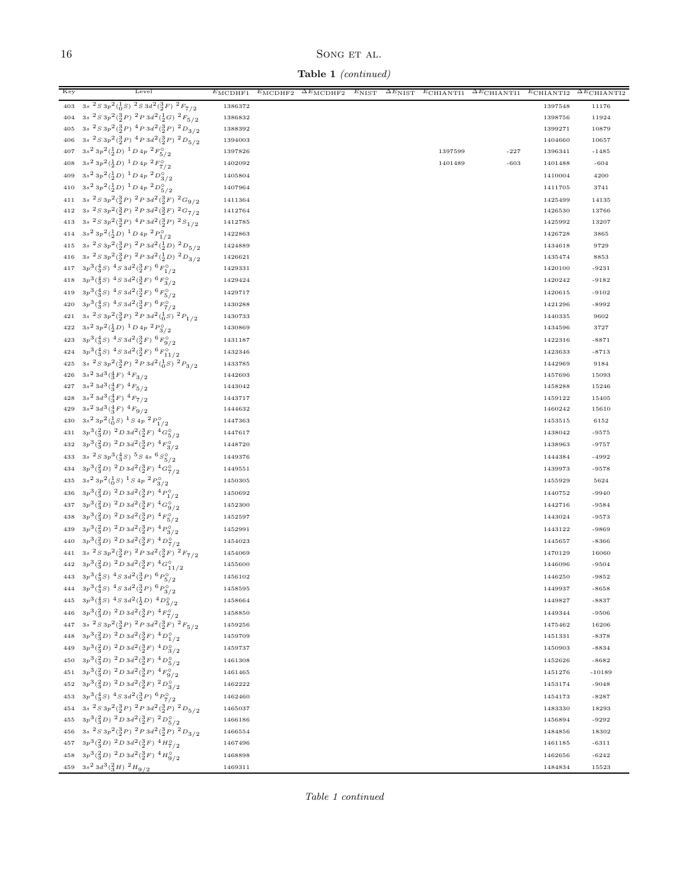**Table 1** *(continued)*

| Key | Level | $E_{\rm MCDHF1}$ | $E_{\rm MCDHF2}$ | $\Delta E_{\rm MCDHF2}$ | $E_{\rm NIST}$ | $\Delta E_{\rm NIST}$ | $E_{\rm CHIANTI1}$ | $\Delta E_{\rm CHIANTI1}$ | $E_{\rm CHIANTI2}$ | $\Delta E_{\rm CHIANTI2}$ |
|---|---|---|---|---|---|---|---|---|---|---|
| 403 | $3s\ ^2S\,3p^2(^1_0S)\ ^2S\,3d^2(^3_2F)\ ^2F_{7/2}$ | 1386372 | | | | | | | 1397548 | 11176 |
| 404 | $3s\ ^2S\,3p^2(^3_2P)\ ^2P\,3d^2(^1_2G)\ ^2F_{5/2}$ | 1386832 | | | | | | | 1398756 | 11924 |
| 405 | $3s\ ^2S\,3p^2(^3_2P)\ ^4P\,3d^2(^3_2P)\ ^2D_{3/2}$ | 1388392 | | | | | | | 1399271 | 10879 |
| 406 | $3s\ ^2S\,3p^2(^3_2P)\ ^4P\,3d^2(^3_2P)\ ^2D_{5/2}$ | 1394003 | | | | | | | 1404660 | 10657 |
| 407 | $3s^2\,3p^2(^1_2D)\ ^1D\,4p\ ^2F^\circ_{5/2}$ | 1397826 | | | | | 1397599 | -227 | 1396341 | -1485 |
| 408 | $3s^2\,3p^2(^1_2D)\ ^1D\,4p\ ^2F^\circ_{7/2}$ | 1402092 | | | | | 1401489 | -603 | 1401488 | -604 |
| 409 | $3s^2\,3p^2(^1_2D)\ ^1D\,4p\ ^2D^\circ_{3/2}$ | 1405804 | | | | | | | 1410004 | 4200 |
| 410 | $3s^2\,3p^2(^1_2D)\ ^1D\,4p\ ^2D^\circ_{5/2}$ | 1407964 | | | | | | | 1411705 | 3741 |
| 411 | $3s\ ^2S\,3p^2(^3_2P)\ ^2P\,3d^2(^3_2F)\ ^2G_{9/2}$ | 1411364 | | | | | | | 1425499 | 14135 |
| 412 | $3s\ ^2S\,3p^2(^3_2P)\ ^2P\,3d^2(^3_2F)\ ^2G_{7/2}$ | 1412764 | | | | | | | 1426530 | 13766 |
| 413 | $3s\ ^2S\,3p^2(^3_2P)\ ^4P\,3d^2(^3_2P)\ ^2S_{1/2}$ | 1412785 | | | | | | | 1425992 | 13207 |
| 414 | $3s^2\,3p^2(^1_2D)\ ^1D\,4p\ ^2P^\circ_{1/2}$ | 1422863 | | | | | | | 1426728 | 3865 |
| 415 | $3s\ ^2S\,3p^2(^3_2P)\ ^2P\,3d^2(^1_2D)\ ^2D_{5/2}$ | 1424889 | | | | | | | 1434618 | 9729 |
| 416 | $3s\ ^2S\,3p^2(^3_2P)\ ^2P\,3d^2(^1_2D)\ ^2D_{3/2}$ | 1426621 | | | | | | | 1435474 | 8853 |
| 417 | $3p^3(^4_3S)\ ^4S\,3d^2(^3_2F)\ ^6F^\circ_{1/2}$ | 1429331 | | | | | | | 1420100 | -9231 |
| 418 | $3p^3(^4_3S)\ ^4S\,3d^2(^3_2F)\ ^6F^\circ_{3/2}$ | 1429424 | | | | | | | 1420242 | -9182 |
| 419 | $3p^3(^4_3S)\ ^4S\,3d^2(^3_2F)\ ^6F^\circ_{5/2}$ | 1429717 | | | | | | | 1420615 | -9102 |
| 420 | $3p^3(^4_3S)\ ^4S\,3d^2(^3_2F)\ ^6F^\circ_{7/2}$ | 1430288 | | | | | | | 1421296 | -8992 |
| 421 | $3s\ ^2S\,3p^2(^3_2P)\ ^2P\,3d^2(^1_0S)\ ^2P_{1/2}$ | 1430733 | | | | | | | 1440335 | 9602 |
| 422 | $3s^2\,3p^2(^1_2D)\ ^1D\,4p\ ^2P^\circ_{3/2}$ | 1430869 | | | | | | | 1434596 | 3727 |
| 423 | $3p^3(^4_3S)\ ^4S\,3d^2(^3_2F)\ ^6F^\circ_{9/2}$ | 1431187 | | | | | | | 1422316 | -8871 |
| 424 | $3p^3(^4_3S)\ ^4S\,3d^2(^3_2F)\ ^6F^\circ_{11/2}$ | 1432346 | | | | | | | 1423633 | -8713 |
| 425 | $3s\ ^2S\,3p^2(^3_2P)\ ^2P\,3d^2(^1_0S)\ ^2P_{3/2}$ | 1433785 | | | | | | | 1442969 | 9184 |
| 426 | $3s^2\,3d^3(^4_3F)\ ^4F_{3/2}$ | 1442603 | | | | | | | 1457696 | 15093 |
| 427 | $3s^2\,3d^3(^4_3F)\ ^4F_{5/2}$ | 1443042 | | | | | | | 1458288 | 15246 |
| 428 | $3s^2\,3d^3(^4_3F)\ ^4F_{7/2}$ | 1443717 | | | | | | | 1459122 | 15405 |
| 429 | $3s^2\,3d^3(^4_3F)\ ^4F_{9/2}$ | 1444632 | | | | | | | 1460242 | 15610 |
| 430 | $3s^2\,3p^2(^1_0S)\ ^1S\,4p\ ^2P^\circ_{1/2}$ | 1447363 | | | | | | | 1453515 | 6152 |
| 431 | $3p^3(^2_3D)\ ^2D\,3d^2(^3_2F)\ ^4G^\circ_{5/2}$ | 1447617 | | | | | | | 1438042 | -9575 |
| 432 | $3p^3(^2_3D)\ ^2D\,3d^2(^3_2P)\ ^4F^\circ_{3/2}$ | 1448720 | | | | | | | 1438963 | -9757 |
| 433 | $3s\ ^2S\,3p^3(^4_3S)\ ^5S\,4s\ ^6S^\circ_{5/2}$ | 1449376 | | | | | | | 1444384 | -4992 |
| 434 | $3p^3(^2_3D)\ ^2D\,3d^2(^3_2F)\ ^4G^\circ_{7/2}$ | 1449551 | | | | | | | 1439973 | -9578 |
| 435 | $3s^2\,3p^2(^1_0S)\ ^1S\,4p\ ^2P^\circ_{3/2}$ | 1450305 | | | | | | | 1455929 | 5624 |
| 436 | $3p^3(^2_3D)\ ^2D\,3d^2(^3_2P)\ ^4P^\circ_{1/2}$ | 1450692 | | | | | | | 1440752 | -9940 |
| 437 | $3p^3(^2_3D)\ ^2D\,3d^2(^3_2F)\ ^4G^\circ_{9/2}$ | 1452300 | | | | | | | 1442716 | -9584 |
| 438 | $3p^3(^2_3D)\ ^2D\,3d^2(^3_2P)\ ^4F^\circ_{5/2}$ | 1452597 | | | | | | | 1443024 | -9573 |
| 439 | $3p^3(^2_3D)\ ^2D\,3d^2(^3_2P)\ ^4P^\circ_{3/2}$ | 1452991 | | | | | | | 1443122 | -9869 |
| 440 | $3p^3(^2_3D)\ ^2D\,3d^2(^3_2F)\ ^4D^\circ_{7/2}$ | 1454023 | | | | | | | 1445657 | -8366 |
| 441 | $3s\ ^2S\,3p^2(^3_2P)\ ^2P\,3d^2(^3_2F)\ ^2F_{7/2}$ | 1454069 | | | | | | | 1470129 | 16060 |
| 442 | $3p^3(^2_3D)\ ^2D\,3d^2(^3_2F)\ ^4G^\circ_{11/2}$ | 1455600 | | | | | | | 1446096 | -9504 |
| 443 | $3p^3(^4_3S)\ ^4S\,3d^2(^3_2P)\ ^6P^\circ_{5/2}$ | 1456102 | | | | | | | 1446250 | -9852 |
| 444 | $3p^3(^4_3S)\ ^4S\,3d^2(^3_2P)\ ^6P^\circ_{3/2}$ | 1458595 | | | | | | | 1449937 | -8658 |
| 445 | $3p^3(^4_3S)\ ^4S\,3d^2(^1_2D)\ ^4D^\circ_{5/2}$ | 1458664 | | | | | | | 1449827 | -8837 |
| 446 | $3p^3(^2_3D)\ ^2D\,3d^2(^3_2P)\ ^4F^\circ_{7/2}$ | 1458850 | | | | | | | 1449344 | -9506 |
| 447 | $3s\ ^2S\,3p^2(^3_2P)\ ^2P\,3d^2(^3_2F)\ ^2F_{5/2}$ | 1459256 | | | | | | | 1475462 | 16206 |
| 448 | $3p^3(^2_3D)\ ^2D\,3d^2(^3_2F)\ ^4D^\circ_{1/2}$ | 1459709 | | | | | | | 1451331 | -8378 |
| 449 | $3p^3(^2_3D)\ ^2D\,3d^2(^3_2F)\ ^4D^\circ_{3/2}$ | 1459737 | | | | | | | 1450903 | -8834 |
| 450 | $3p^3(^2_3D)\ ^2D\,3d^2(^3_2F)\ ^4D^\circ_{5/2}$ | 1461308 | | | | | | | 1452626 | -8682 |
| 451 | $3p^3(^2_3D)\ ^2D\,3d^2(^3_2P)\ ^4F^\circ_{9/2}$ | 1461465 | | | | | | | 1451276 | -10189 |
| 452 | $3p^3(^2_3D)\ ^2D\,3d^2(^3_2F)\ ^2D^\circ_{3/2}$ | 1462222 | | | | | | | 1453174 | -9048 |
| 453 | $3p^3(^4_3S)\ ^4S\,3d^2(^3_2P)\ ^6P^\circ_{7/2}$ | 1462460 | | | | | | | 1454173 | -8287 |
| 454 | $3s\ ^2S\,3p^2(^3_2P)\ ^2P\,3d^2(^3_2P)\ ^2D_{5/2}$ | 1465037 | | | | | | | 1483330 | 18293 |
| 455 | $3p^3(^2_3D)\ ^2D\,3d^2(^3_2F)\ ^2D^\circ_{5/2}$ | 1466186 | | | | | | | 1456894 | -9292 |
| 456 | $3s\ ^2S\,3p^2(^3_2P)\ ^2P\,3d^2(^3_2P)\ ^2D_{3/2}$ | 1466554 | | | | | | | 1484856 | 18302 |
| 457 | $3p^3(^2_3D)\ ^2D\,3d^2(^3_2F)\ ^4H^\circ_{7/2}$ | 1467496 | | | | | | | 1461185 | -6311 |
| 458 | $3p^3(^2_3D)\ ^2D\,3d^2(^3_2F)\ ^4H^\circ_{9/2}$ | 1468898 | | | | | | | 1462656 | -6242 |
| 459 | $3s^2\,3d^3(^2_3H)\ ^2H_{9/2}$ | 1469311 | | | | | | | 1484834 | 15523 |

*Table 1 continued*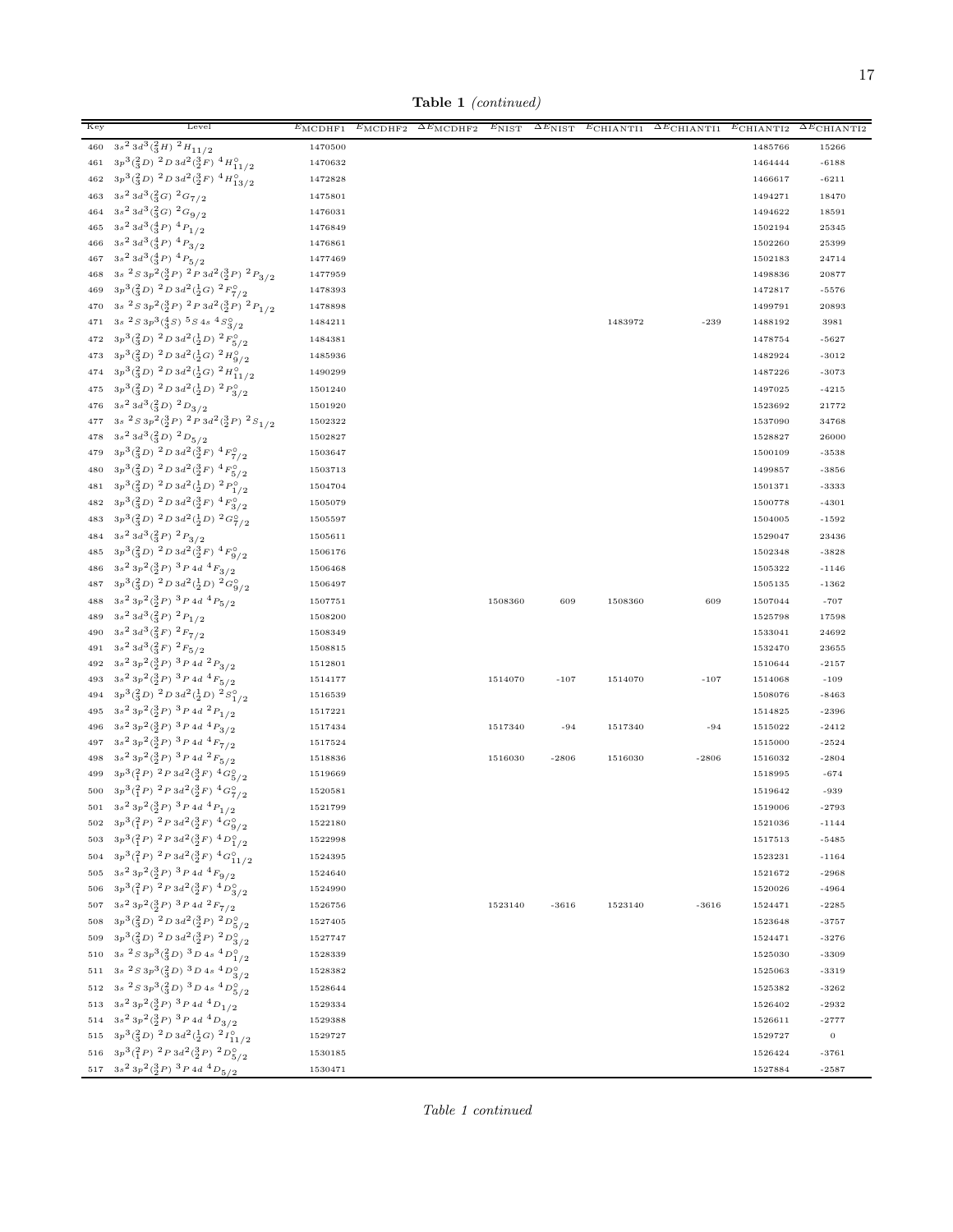**Table 1** *(continued)*

| Key | Level | $E_{\rm MCDHF1}$ | $E_{\rm MCDHF2}$ | $\Delta E_{\rm MCDHF2}$ | $E_{\rm NIST}$ | $\Delta E_{\rm NIST}$ | $E_{\rm CHIANTI1}$ | $\Delta E_{\rm CHIANTI1}$ | $E_{\rm CHIANTI2}$ | $\Delta E_{\rm CHIANTI2}$ |
|---|---|---|---|---|---|---|---|---|---|---|
| 460 | $3s^2\,3d^3(^2_3H)\;^2H_{11/2}$ | 1470500 | | | | | | | 1485766 | 15266 |
| 461 | $3p^3(^2_3D)\;^2D\,3d^2(^3_2F)\;^4H^\circ_{11/2}$ | 1470632 | | | | | | | 1464444 | -6188 |
| 462 | $3p^3(^2_3D)\;^2D\,3d^2(^3_2F)\;^4H^\circ_{13/2}$ | 1472828 | | | | | | | 1466617 | -6211 |
| 463 | $3s^2\,3d^3(^2_3G)\;^2G_{7/2}$ | 1475801 | | | | | | | 1494271 | 18470 |
| 464 | $3s^2\,3d^3(^2_3G)\;^2G_{9/2}$ | 1476031 | | | | | | | 1494622 | 18591 |
| 465 | $3s^2\,3d^3(^4_3P)\;^4P_{1/2}$ | 1476849 | | | | | | | 1502194 | 25345 |
| 466 | $3s^2\,3d^3(^4_3P)\;^4P_{3/2}$ | 1476861 | | | | | | | 1502260 | 25399 |
| 467 | $3s^2\,3d^3(^4_3P)\;^4P_{5/2}$ | 1477469 | | | | | | | 1502183 | 24714 |
| 468 | $3s\;^2S\,3p^2(^3_2P)\;^2P\,3d^2(^3_2P)\;^2P_{3/2}$ | 1477959 | | | | | | | 1498836 | 20877 |
| 469 | $3p^3(^2_3D)\;^2D\,3d^2(^1_2G)\;^2F^\circ_{7/2}$ | 1478393 | | | | | | | 1472817 | -5576 |
| 470 | $3s\;^2S\,3p^2(^3_2P)\;^2P\,3d^2(^3_2P)\;^2P_{1/2}$ | 1478898 | | | | | | | 1499791 | 20893 |
| 471 | $3s\;^2S\,3p^3(^4_3S)\;^5S\,4s\;^4S^\circ_{3/2}$ | 1484211 | | | | | 1483972 | -239 | 1488192 | 3981 |
| 472 | $3p^3(^2_3D)\;^2D\,3d^2(^1_2D)\;^2F^\circ_{5/2}$ | 1484381 | | | | | | | 1478754 | -5627 |
| 473 | $3p^3(^2_3D)\;^2D\,3d^2(^1_2G)\;^2H^\circ_{9/2}$ | 1485936 | | | | | | | 1482924 | -3012 |
| 474 | $3p^3(^2_3D)\;^2D\,3d^2(^1_2G)\;^2H^\circ_{11/2}$ | 1490299 | | | | | | | 1487226 | -3073 |
| 475 | $3p^3(^2_3D)\;^2D\,3d^2(^1_2D)\;^2P^\circ_{3/2}$ | 1501240 | | | | | | | 1497025 | -4215 |
| 476 | $3s^2\,3d^3(^2_3D)\;^2D_{3/2}$ | 1501920 | | | | | | | 1523692 | 21772 |
| 477 | $3s\;^2S\,3p^2(^3_2P)\;^2P\,3d^2(^3_2P)\;^2S_{1/2}$ | 1502322 | | | | | | | 1537090 | 34768 |
| 478 | $3s^2\,3d^3(^2_3D)\;^2D_{5/2}$ | 1502827 | | | | | | | 1528827 | 26000 |
| 479 | $3p^3(^2_3D)\;^2D\,3d^2(^3_2F)\;^4F^\circ_{7/2}$ | 1503647 | | | | | | | 1500109 | -3538 |
| 480 | $3p^3(^2_3D)\;^2D\,3d^2(^3_2F)\;^4F^\circ_{5/2}$ | 1503713 | | | | | | | 1499857 | -3856 |
| 481 | $3p^3(^2_3D)\;^2D\,3d^2(^1_2D)\;^2P^\circ_{1/2}$ | 1504704 | | | | | | | 1501371 | -3333 |
| 482 | $3p^3(^2_3D)\;^2D\,3d^2(^3_2F)\;^4F^\circ_{3/2}$ | 1505079 | | | | | | | 1500778 | -4301 |
| 483 | $3p^3(^2_3D)\;^2D\,3d^2(^1_2D)\;^2G^\circ_{7/2}$ | 1505597 | | | | | | | 1504005 | -1592 |
| 484 | $3s^2\,3d^3(^2_3P)\;^2P_{3/2}$ | 1505611 | | | | | | | 1529047 | 23436 |
| 485 | $3p^3(^2_3D)\;^2D\,3d^2(^3_2F)\;^4F^\circ_{9/2}$ | 1506176 | | | | | | | 1502348 | -3828 |
| 486 | $3s^2\,3p^2(^3_2P)\;^3P\,4d\;^4F_{3/2}$ | 1506468 | | | | | | | 1505322 | -1146 |
| 487 | $3p^3(^2_3D)\;^2D\,3d^2(^1_2D)\;^2G^\circ_{9/2}$ | 1506497 | | | | | | | 1505135 | -1362 |
| 488 | $3s^2\,3p^2(^3_2P)\;^3P\,4d\;^4P_{5/2}$ | 1507751 | | | 1508360 | 609 | 1508360 | 609 | 1507044 | -707 |
| 489 | $3s^2\,3d^3(^2_3P)\;^2P_{1/2}$ | 1508200 | | | | | | | 1525798 | 17598 |
| 490 | $3s^2\,3d^3(^2_3F)\;^2F_{7/2}$ | 1508349 | | | | | | | 1533041 | 24692 |
| 491 | $3s^2\,3d^3(^2_3F)\;^2F_{5/2}$ | 1508815 | | | | | | | 1532470 | 23655 |
| 492 | $3s^2\,3p^2(^3_2P)\;^3P\,4d\;^2P_{3/2}$ | 1512801 | | | | | | | 1510644 | -2157 |
| 493 | $3s^2\,3p^2(^3_2P)\;^3P\,4d\;^4F_{5/2}$ | 1514177 | | | 1514070 | -107 | 1514070 | -107 | 1514068 | -109 |
| 494 | $3p^3(^2_3D)\;^2D\,3d^2(^1_2D)\;^2S^\circ_{1/2}$ | 1516539 | | | | | | | 1508076 | -8463 |
| 495 | $3s^2\,3p^2(^3_2P)\;^3P\,4d\;^2P_{1/2}$ | 1517221 | | | | | | | 1514825 | -2396 |
| 496 | $3s^2\,3p^2(^3_2P)\;^3P\,4d\;^4P_{3/2}$ | 1517434 | | | 1517340 | -94 | 1517340 | -94 | 1515022 | -2412 |
| 497 | $3s^2\,3p^2(^3_2P)\;^3P\,4d\;^4F_{7/2}$ | 1517524 | | | | | | | 1515000 | -2524 |
| 498 | $3s^2\,3p^2(^3_2P)\;^3P\,4d\;^2F_{5/2}$ | 1518836 | | | 1516030 | -2806 | 1516030 | -2806 | 1516032 | -2804 |
| 499 | $3p^3(^2_1P)\;^2P\,3d^2(^3_2F)\;^4G^\circ_{5/2}$ | 1519669 | | | | | | | 1518995 | -674 |
| 500 | $3p^3(^2_1P)\;^2P\,3d^2(^3_2F)\;^4G^\circ_{7/2}$ | 1520581 | | | | | | | 1519642 | -939 |
| 501 | $3s^2\,3p^2(^3_2P)\;^3P\,4d\;^4P_{1/2}$ | 1521799 | | | | | | | 1519006 | -2793 |
| 502 | $3p^3(^2_1P)\;^2P\,3d^2(^3_2F)\;^4G^\circ_{9/2}$ | 1522180 | | | | | | | 1521036 | -1144 |
| 503 | $3p^3(^2_1P)\;^2P\,3d^2(^3_2F)\;^4D^\circ_{1/2}$ | 1522998 | | | | | | | 1517513 | -5485 |
| 504 | $3p^3(^2_1P)\;^2P\,3d^2(^3_2F)\;^4G^\circ_{11/2}$ | 1524395 | | | | | | | 1523231 | -1164 |
| 505 | $3s^2\,3p^2(^3_2P)\;^3P\,4d\;^4F_{9/2}$ | 1524640 | | | | | | | 1521672 | -2968 |
| 506 | $3p^3(^2_1P)\;^2P\,3d^2(^3_2F)\;^4D^\circ_{3/2}$ | 1524990 | | | | | | | 1520026 | -4964 |
| 507 | $3s^2\,3p^2(^3_2P)\;^3P\,4d\;^2F_{7/2}$ | 1526756 | | | 1523140 | -3616 | 1523140 | -3616 | 1524471 | -2285 |
| 508 | $3p^3(^2_3D)\;^2D\,3d^2(^3_2P)\;^2D^\circ_{5/2}$ | 1527405 | | | | | | | 1523648 | -3757 |
| 509 | $3p^3(^2_3D)\;^2D\,3d^2(^3_2P)\;^2D^\circ_{3/2}$ | 1527747 | | | | | | | 1524471 | -3276 |
| 510 | $3s\;^2S\,3p^3(^2_3D)\;^3D\,4s\;^4D^\circ_{1/2}$ | 1528339 | | | | | | | 1525030 | -3309 |
| 511 | $3s\;^2S\,3p^3(^2_3D)\;^3D\,4s\;^4D^\circ_{3/2}$ | 1528382 | | | | | | | 1525063 | -3319 |
| 512 | $3s\;^2S\,3p^3(^2_3D)\;^3D\,4s\;^4D^\circ_{5/2}$ | 1528644 | | | | | | | 1525382 | -3262 |
| 513 | $3s^2\,3p^2(^3_2P)\;^3P\,4d\;^4D_{1/2}$ | 1529334 | | | | | | | 1526402 | -2932 |
| 514 | $3s^2\,3p^2(^3_2P)\;^3P\,4d\;^4D_{3/2}$ | 1529388 | | | | | | | 1526611 | -2777 |
| 515 | $3p^3(^2_3D)\;^2D\,3d^2(^1_2G)\;^2I^\circ_{11/2}$ | 1529727 | | | | | | | 1529727 | 0 |
| 516 | $3p^3(^2_1P)\;^2P\,3d^2(^3_2P)\;^2D^\circ_{5/2}$ | 1530185 | | | | | | | 1526424 | -3761 |
| 517 | $3s^2\,3p^2(^3_2P)\;^3P\,4d\;^4D_{5/2}$ | 1530471 | | | | | | | 1527884 | -2587 |

*Table 1 continued*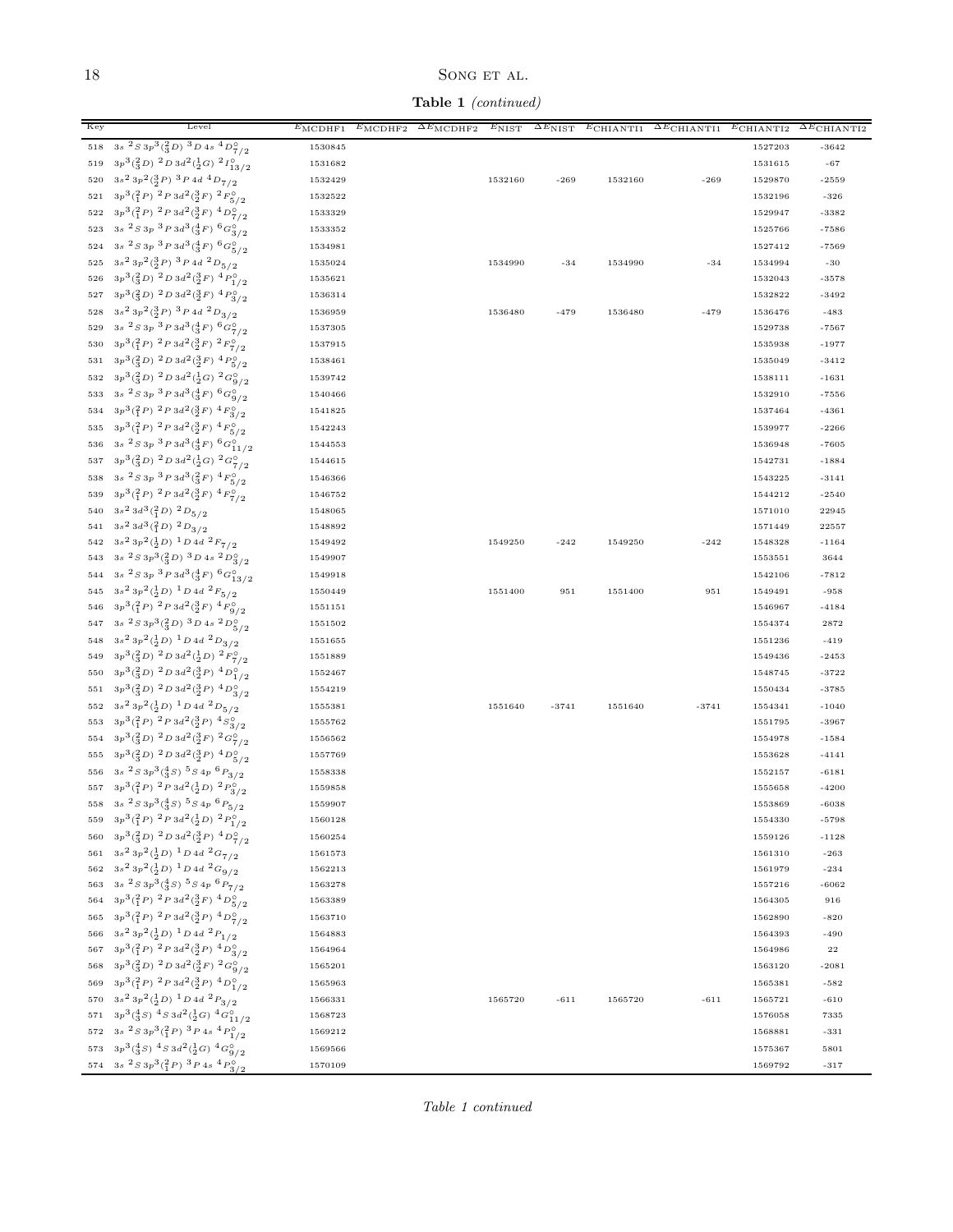**Table 1** *(continued)*

| Key | Level | $E_{\rm MCDHF1}$ | $E_{\rm MCDHF2}$ | $\Delta E_{\rm MCDHF2}$ | $E_{\rm NIST}$ | $\Delta E_{\rm NIST}$ | $E_{\rm CHIANTI1}$ | $\Delta E_{\rm CHIANTI1}$ | $E_{\rm CHIANTI2}$ | $\Delta E_{\rm CHIANTI2}$ |
|---|---|---|---|---|---|---|---|---|---|---|
| 518 | $3s\ ^2S\,3p^3(^2_3D)\ ^3D\,4s\ ^4D^\circ_{7/2}$ | 1530845 | | | | | | | 1527203 | -3642 |
| 519 | $3p^3(^2_3D)\ ^2D\,3d^2(^1_2G)\ ^2I^\circ_{13/2}$ | 1531682 | | | | | | | 1531615 | -67 |
| 520 | $3s^2\,3p^2(^3_2P)\ ^3P\,4d\ ^4D_{7/2}$ | 1532429 | | | 1532160 | -269 | 1532160 | -269 | 1529870 | -2559 |
| 521 | $3p^3(^2_1P)\ ^2P\,3d^2(^3_2F)\ ^2F^\circ_{5/2}$ | 1532522 | | | | | | | 1532196 | -326 |
| 522 | $3p^3(^2_1P)\ ^2P\,3d^2(^3_2F)\ ^4D^\circ_{7/2}$ | 1533329 | | | | | | | 1529947 | -3382 |
| 523 | $3s\ ^2S\,3p\ ^3P\,3d^3(^4_3F)\ ^6G^\circ_{3/2}$ | 1533352 | | | | | | | 1525766 | -7586 |
| 524 | $3s\ ^2S\,3p\ ^3P\,3d^3(^4_3F)\ ^6G^\circ_{5/2}$ | 1534981 | | | | | | | 1527412 | -7569 |
| 525 | $3s^2\,3p^2(^3_2P)\ ^3P\,4d\ ^2D_{5/2}$ | 1535024 | | | 1534990 | -34 | 1534990 | -34 | 1534994 | -30 |
| 526 | $3p^3(^2_3D)\ ^2D\,3d^2(^3_2F)\ ^4P^\circ_{1/2}$ | 1535621 | | | | | | | 1532043 | -3578 |
| 527 | $3p^3(^2_3D)\ ^2D\,3d^2(^3_2F)\ ^4P^\circ_{3/2}$ | 1536314 | | | | | | | 1532822 | -3492 |
| 528 | $3s^2\,3p^2(^3_2P)\ ^3P\,4d\ ^2D_{3/2}$ | 1536959 | | | 1536480 | -479 | 1536480 | -479 | 1536476 | -483 |
| 529 | $3s\ ^2S\,3p\ ^3P\,3d^3(^4_3F)\ ^6G^\circ_{7/2}$ | 1537305 | | | | | | | 1529738 | -7567 |
| 530 | $3p^3(^2_1P)\ ^2P\,3d^2(^3_2F)\ ^2F^\circ_{7/2}$ | 1537915 | | | | | | | 1535938 | -1977 |
| 531 | $3p^3(^2_3D)\ ^2D\,3d^2(^3_2F)\ ^4P^\circ_{5/2}$ | 1538461 | | | | | | | 1535049 | -3412 |
| 532 | $3p^3(^2_3D)\ ^2D\,3d^2(^1_2G)\ ^2G^\circ_{9/2}$ | 1539742 | | | | | | | 1538111 | -1631 |
| 533 | $3s\ ^2S\,3p\ ^3P\,3d^3(^4_3F)\ ^6G^\circ_{9/2}$ | 1540466 | | | | | | | 1532910 | -7556 |
| 534 | $3p^3(^2_1P)\ ^2P\,3d^2(^3_2F)\ ^4F^\circ_{3/2}$ | 1541825 | | | | | | | 1537464 | -4361 |
| 535 | $3p^3(^2_1P)\ ^2P\,3d^2(^3_2F)\ ^4F^\circ_{5/2}$ | 1542243 | | | | | | | 1539977 | -2266 |
| 536 | $3s\ ^2S\,3p\ ^3P\,3d^3(^4_3F)\ ^6G^\circ_{11/2}$ | 1544553 | | | | | | | 1536948 | -7605 |
| 537 | $3p^3(^2_3D)\ ^2D\,3d^2(^1_2G)\ ^2G^\circ_{7/2}$ | 1544615 | | | | | | | 1542731 | -1884 |
| 538 | $3s\ ^2S\,3p\ ^3P\,3d^3(^2_3F)\ ^4F^\circ_{5/2}$ | 1546366 | | | | | | | 1543225 | -3141 |
| 539 | $3p^3(^2_1P)\ ^2P\,3d^2(^3_2F)\ ^4F^\circ_{7/2}$ | 1546752 | | | | | | | 1544212 | -2540 |
| 540 | $3s^2\,3d^3(^2_1D)\ ^2D_{5/2}$ | 1548065 | | | | | | | 1571010 | 22945 |
| 541 | $3s^2\,3d^3(^2_1D)\ ^2D_{3/2}$ | 1548892 | | | | | | | 1571449 | 22557 |
| 542 | $3s^2\,3p^2(^1_2D)\ ^1D\,4d\ ^2F_{7/2}$ | 1549492 | | | 1549250 | -242 | 1549250 | -242 | 1548328 | -1164 |
| 543 | $3s\ ^2S\,3p^3(^2_3D)\ ^3D\,4s\ ^2D^\circ_{3/2}$ | 1549907 | | | | | | | 1553551 | 3644 |
| 544 | $3s\ ^2S\,3p\ ^3P\,3d^3(^4_3F)\ ^6G^\circ_{13/2}$ | 1549918 | | | | | | | 1542106 | -7812 |
| 545 | $3s^2\,3p^2(^1_2D)\ ^1D\,4d\ ^2F_{5/2}$ | 1550449 | | | 1551400 | 951 | 1551400 | 951 | 1549491 | -958 |
| 546 | $3p^3(^2_1P)\ ^2P\,3d^2(^3_2F)\ ^4F^\circ_{9/2}$ | 1551151 | | | | | | | 1546967 | -4184 |
| 547 | $3s\ ^2S\,3p^3(^2_3D)\ ^3D\,4s\ ^2D^\circ_{5/2}$ | 1551502 | | | | | | | 1554374 | 2872 |
| 548 | $3s^2\,3p^2(^1_2D)\ ^1D\,4d\ ^2D_{3/2}$ | 1551655 | | | | | | | 1551236 | -419 |
| 549 | $3p^3(^2_3D)\ ^2D\,3d^2(^1_2D)\ ^2F^\circ_{7/2}$ | 1551889 | | | | | | | 1549436 | -2453 |
| 550 | $3p^3(^2_3D)\ ^2D\,3d^2(^3_2P)\ ^4D^\circ_{1/2}$ | 1552467 | | | | | | | 1548745 | -3722 |
| 551 | $3p^3(^2_3D)\ ^2D\,3d^2(^3_2P)\ ^4D^\circ_{3/2}$ | 1554219 | | | | | | | 1550434 | -3785 |
| 552 | $3s^2\,3p^2(^1_2D)\ ^1D\,4d\ ^2D_{5/2}$ | 1555381 | | | 1551640 | -3741 | 1551640 | -3741 | 1554341 | -1040 |
| 553 | $3p^3(^2_1P)\ ^2P\,3d^2(^3_2P)\ ^4S^\circ_{3/2}$ | 1555762 | | | | | | | 1551795 | -3967 |
| 554 | $3p^3(^2_3D)\ ^2D\,3d^2(^3_2F)\ ^2G^\circ_{7/2}$ | 1556562 | | | | | | | 1554978 | -1584 |
| 555 | $3p^3(^2_3D)\ ^2D\,3d^2(^3_2P)\ ^4D^\circ_{5/2}$ | 1557769 | | | | | | | 1553628 | -4141 |
| 556 | $3s\ ^2S\,3p^3(^4_3S)\ ^5S\,4p\ ^6P_{3/2}$ | 1558338 | | | | | | | 1552157 | -6181 |
| 557 | $3p^3(^2_1P)\ ^2P\,3d^2(^1_2D)\ ^2P^\circ_{3/2}$ | 1559858 | | | | | | | 1555658 | -4200 |
| 558 | $3s\ ^2S\,3p^3(^4_3S)\ ^5S\,4p\ ^6P_{5/2}$ | 1559907 | | | | | | | 1553869 | -6038 |
| 559 | $3p^3(^2_1P)\ ^2P\,3d^2(^1_2D)\ ^2P^\circ_{1/2}$ | 1560128 | | | | | | | 1554330 | -5798 |
| 560 | $3p^3(^2_3D)\ ^2D\,3d^2(^3_2P)\ ^4D^\circ_{7/2}$ | 1560254 | | | | | | | 1559126 | -1128 |
| 561 | $3s^2\,3p^2(^1_2D)\ ^1D\,4d\ ^2G_{7/2}$ | 1561573 | | | | | | | 1561310 | -263 |
| 562 | $3s^2\,3p^2(^1_2D)\ ^1D\,4d\ ^2G_{9/2}$ | 1562213 | | | | | | | 1561979 | -234 |
| 563 | $3s\ ^2S\,3p^3(^4_3S)\ ^5S\,4p\ ^6P_{7/2}$ | 1563278 | | | | | | | 1557216 | -6062 |
| 564 | $3p^3(^2_1P)\ ^2P\,3d^2(^3_2F)\ ^4D^\circ_{5/2}$ | 1563389 | | | | | | | 1564305 | 916 |
| 565 | $3p^3(^2_1P)\ ^2P\,3d^2(^3_2P)\ ^4D^\circ_{7/2}$ | 1563710 | | | | | | | 1562890 | -820 |
| 566 | $3s^2\,3p^2(^1_2D)\ ^1D\,4d\ ^2P_{1/2}$ | 1564883 | | | | | | | 1564393 | -490 |
| 567 | $3p^3(^2_1P)\ ^2P\,3d^2(^3_2P)\ ^4D^\circ_{3/2}$ | 1564964 | | | | | | | 1564986 | 22 |
| 568 | $3p^3(^2_3D)\ ^2D\,3d^2(^3_2F)\ ^2G^\circ_{9/2}$ | 1565201 | | | | | | | 1563120 | -2081 |
| 569 | $3p^3(^2_1P)\ ^2P\,3d^2(^3_2P)\ ^4D^\circ_{1/2}$ | 1565963 | | | | | | | 1565381 | -582 |
| 570 | $3s^2\,3p^2(^1_2D)\ ^1D\,4d\ ^2P_{3/2}$ | 1566331 | | | 1565720 | -611 | 1565720 | -611 | 1565721 | -610 |
| 571 | $3p^3(^4_3S)\ ^4S\,3d^2(^1_2G)\ ^4G^\circ_{11/2}$ | 1568723 | | | | | | | 1576058 | 7335 |
| 572 | $3s\ ^2S\,3p^3(^2_1P)\ ^3P\,4s\ ^4P^\circ_{1/2}$ | 1569212 | | | | | | | 1568881 | -331 |
| 573 | $3p^3(^4_3S)\ ^4S\,3d^2(^1_2G)\ ^4G^\circ_{9/2}$ | 1569566 | | | | | | | 1575367 | 5801 |
| 574 | $3s\ ^2S\,3p^3(^2_1P)\ ^3P\,4s\ ^4P^\circ_{3/2}$ | 1570109 | | | | | | | 1569792 | -317 |

*Table 1 continued*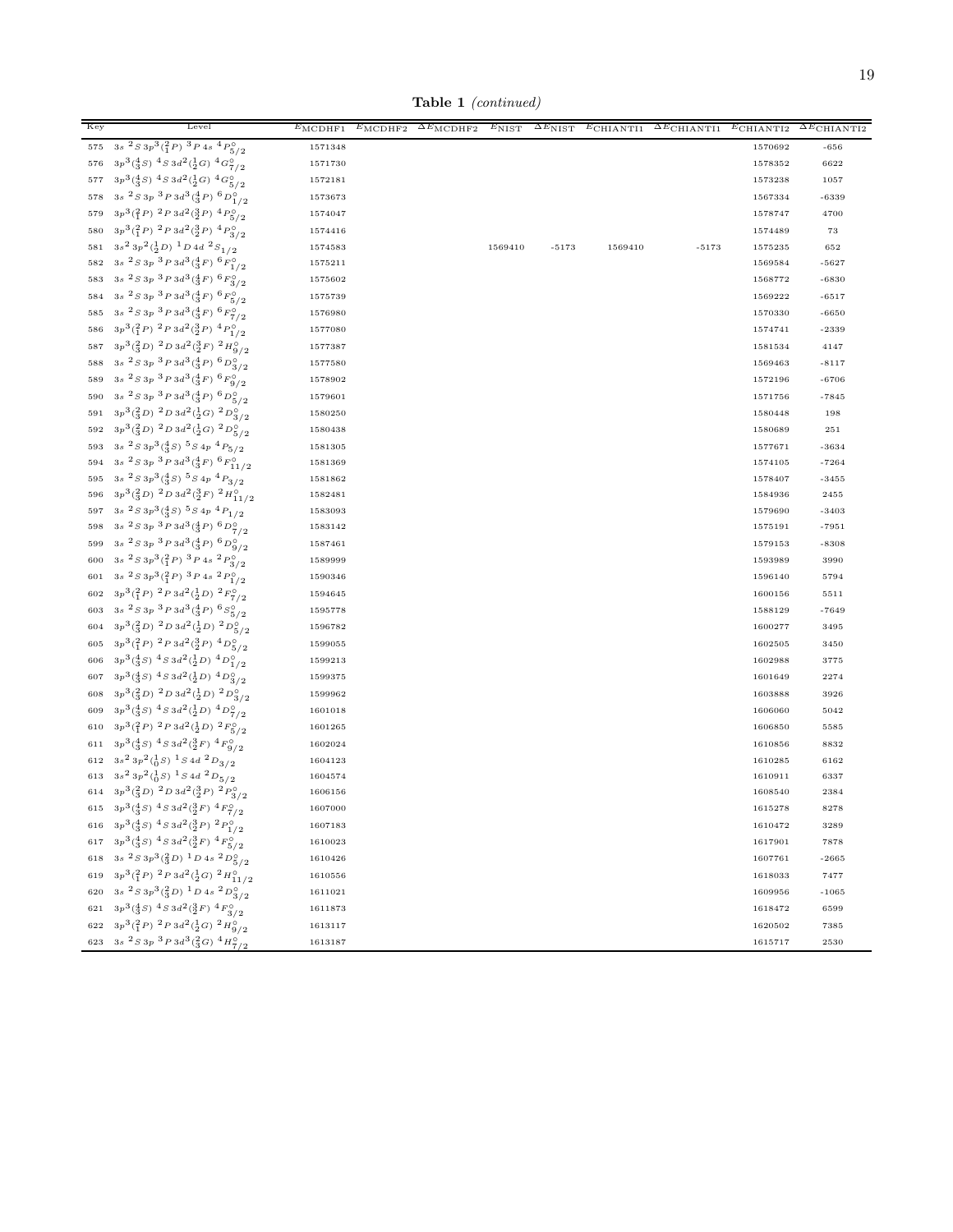**Table 1** *(continued)*

| Key | Level | $E_{\rm MCDHF1}$ | $E_{\rm MCDHF2}$ | $\Delta E_{\rm MCDHF2}$ | $E_{\rm NIST}$ | $\Delta E_{\rm NIST}$ | $E_{\rm CHIANTI1}$ | $\Delta E_{\rm CHIANTI1}$ | $E_{\rm CHIANTI2}$ | $\Delta E_{\rm CHIANTI2}$ |
|---|---|---|---|---|---|---|---|---|---|---|
| 575 | $3s\ ^2S\, 3p^3(^2_1P)\ ^3P\, 4s\ ^4P^{\circ}_{5/2}$ | 1571348 | | | | | | | 1570692 | -656 |
| 576 | $3p^3(^4_3S)\ ^4S\, 3d^2(^1_2G)\ ^4G^{\circ}_{7/2}$ | 1571730 | | | | | | | 1578352 | 6622 |
| 577 | $3p^3(^4_3S)\ ^4S\, 3d^2(^1_2G)\ ^4G^{\circ}_{5/2}$ | 1572181 | | | | | | | 1573238 | 1057 |
| 578 | $3s\ ^2S\, 3p\ ^3P\, 3d^3(^4_3P)\ ^6D^{\circ}_{1/2}$ | 1573673 | | | | | | | 1567334 | -6339 |
| 579 | $3p^3(^2_1P)\ ^2P\, 3d^2(^3_2P)\ ^4P^{\circ}_{5/2}$ | 1574047 | | | | | | | 1578747 | 4700 |
| 580 | $3p^3(^2_1P)\ ^2P\, 3d^2(^3_2P)\ ^4P^{\circ}_{3/2}$ | 1574416 | | | | | | | 1574489 | 73 |
| 581 | $3s^2\, 3p^2(^1_2D)\ ^1D\, 4d\ ^2S_{1/2}$ | 1574583 | | | 1569410 | -5173 | 1569410 | -5173 | 1575235 | 652 |
| 582 | $3s\ ^2S\, 3p\ ^3P\, 3d^3(^4_3F)\ ^6F^{\circ}_{1/2}$ | 1575211 | | | | | | | 1569584 | -5627 |
| 583 | $3s\ ^2S\, 3p\ ^3P\, 3d^3(^4_3F)\ ^6F^{\circ}_{3/2}$ | 1575602 | | | | | | | 1568772 | -6830 |
| 584 | $3s\ ^2S\, 3p\ ^3P\, 3d^3(^4_3F)\ ^6F^{\circ}_{5/2}$ | 1575739 | | | | | | | 1569222 | -6517 |
| 585 | $3s\ ^2S\, 3p\ ^3P\, 3d^3(^4_3F)\ ^6F^{\circ}_{7/2}$ | 1576980 | | | | | | | 1570330 | -6650 |
| 586 | $3p^3(^2_1P)\ ^2P\, 3d^2(^3_2P)\ ^4P^{\circ}_{1/2}$ | 1577080 | | | | | | | 1574741 | -2339 |
| 587 | $3p^3(^2_3D)\ ^2D\, 3d^2(^3_2F)\ ^2H^{\circ}_{9/2}$ | 1577387 | | | | | | | 1581534 | 4147 |
| 588 | $3s\ ^2S\, 3p\ ^3P\, 3d^3(^4_3P)\ ^6D^{\circ}_{3/2}$ | 1577580 | | | | | | | 1569463 | -8117 |
| 589 | $3s\ ^2S\, 3p\ ^3P\, 3d^3(^4_3F)\ ^6F^{\circ}_{9/2}$ | 1578902 | | | | | | | 1572196 | -6706 |
| 590 | $3s\ ^2S\, 3p\ ^3P\, 3d^3(^4_3P)\ ^6D^{\circ}_{5/2}$ | 1579601 | | | | | | | 1571756 | -7845 |
| 591 | $3p^3(^2_3D)\ ^2D\, 3d^2(^1_2G)\ ^2D^{\circ}_{3/2}$ | 1580250 | | | | | | | 1580448 | 198 |
| 592 | $3p^3(^2_3D)\ ^2D\, 3d^2(^1_2G)\ ^2D^{\circ}_{5/2}$ | 1580438 | | | | | | | 1580689 | 251 |
| 593 | $3s\ ^2S\, 3p^3(^4_3S)\ ^5S\, 4p\ ^4P_{5/2}$ | 1581305 | | | | | | | 1577671 | -3634 |
| 594 | $3s\ ^2S\, 3p\ ^3P\, 3d^3(^4_3F)\ ^6F^{\circ}_{11/2}$ | 1581369 | | | | | | | 1574105 | -7264 |
| 595 | $3s\ ^2S\, 3p^3(^4_3S)\ ^5S\, 4p\ ^4P_{3/2}$ | 1581862 | | | | | | | 1578407 | -3455 |
| 596 | $3p^3(^2_3D)\ ^2D\, 3d^2(^3_2F)\ ^2H^{\circ}_{11/2}$ | 1582481 | | | | | | | 1584936 | 2455 |
| 597 | $3s\ ^2S\, 3p^3(^4_3S)\ ^5S\, 4p\ ^4P_{1/2}$ | 1583093 | | | | | | | 1579690 | -3403 |
| 598 | $3s\ ^2S\, 3p\ ^3P\, 3d^3(^4_3P)\ ^6D^{\circ}_{7/2}$ | 1583142 | | | | | | | 1575191 | -7951 |
| 599 | $3s\ ^2S\, 3p\ ^3P\, 3d^3(^4_3P)\ ^6D^{\circ}_{9/2}$ | 1587461 | | | | | | | 1579153 | -8308 |
| 600 | $3s\ ^2S\, 3p^3(^2_1P)\ ^3P\, 4s\ ^2P^{\circ}_{3/2}$ | 1589999 | | | | | | | 1593989 | 3990 |
| 601 | $3s\ ^2S\, 3p^3(^2_1P)\ ^3P\, 4s\ ^2P^{\circ}_{1/2}$ | 1590346 | | | | | | | 1596140 | 5794 |
| 602 | $3p^3(^2_1P)\ ^2P\, 3d^2(^1_2D)\ ^2F^{\circ}_{7/2}$ | 1594645 | | | | | | | 1600156 | 5511 |
| 603 | $3s\ ^2S\, 3p\ ^3P\, 3d^3(^4_3P)\ ^6S^{\circ}_{5/2}$ | 1595778 | | | | | | | 1588129 | -7649 |
| 604 | $3p^3(^2_3D)\ ^2D\, 3d^2(^1_2D)\ ^2D^{\circ}_{5/2}$ | 1596782 | | | | | | | 1600277 | 3495 |
| 605 | $3p^3(^2_1P)\ ^2P\, 3d^2(^3_2P)\ ^4D^{\circ}_{5/2}$ | 1599055 | | | | | | | 1602505 | 3450 |
| 606 | $3p^3(^4_3S)\ ^4S\, 3d^2(^1_2D)\ ^4D^{\circ}_{1/2}$ | 1599213 | | | | | | | 1602988 | 3775 |
| 607 | $3p^3(^4_3S)\ ^4S\, 3d^2(^1_2D)\ ^4D^{\circ}_{3/2}$ | 1599375 | | | | | | | 1601649 | 2274 |
| 608 | $3p^3(^2_3D)\ ^2D\, 3d^2(^1_2D)\ ^2D^{\circ}_{3/2}$ | 1599962 | | | | | | | 1603888 | 3926 |
| 609 | $3p^3(^4_3S)\ ^4S\, 3d^2(^1_2D)\ ^4D^{\circ}_{7/2}$ | 1601018 | | | | | | | 1606060 | 5042 |
| 610 | $3p^3(^2_1P)\ ^2P\, 3d^2(^1_2D)\ ^2F^{\circ}_{5/2}$ | 1601265 | | | | | | | 1606850 | 5585 |
| 611 | $3p^3(^4_3S)\ ^4S\, 3d^2(^3_2F)\ ^4F^{\circ}_{9/2}$ | 1602024 | | | | | | | 1610856 | 8832 |
| 612 | $3s^2\, 3p^2(^1_0S)\ ^1S\, 4d\ ^2D_{3/2}$ | 1604123 | | | | | | | 1610285 | 6162 |
| 613 | $3s^2\, 3p^2(^1_0S)\ ^1S\, 4d\ ^2D_{5/2}$ | 1604574 | | | | | | | 1610911 | 6337 |
| 614 | $3p^3(^2_3D)\ ^2D\, 3d^2(^3_2P)\ ^2P^{\circ}_{3/2}$ | 1606156 | | | | | | | 1608540 | 2384 |
| 615 | $3p^3(^4_3S)\ ^4S\, 3d^2(^3_2F)\ ^4F^{\circ}_{7/2}$ | 1607000 | | | | | | | 1615278 | 8278 |
| 616 | $3p^3(^4_3S)\ ^4S\, 3d^2(^3_2P)\ ^2P^{\circ}_{1/2}$ | 1607183 | | | | | | | 1610472 | 3289 |
| 617 | $3p^3(^4_3S)\ ^4S\, 3d^2(^3_2F)\ ^4F^{\circ}_{5/2}$ | 1610023 | | | | | | | 1617901 | 7878 |
| 618 | $3s\ ^2S\, 3p^3(^2_3D)\ ^1D\, 4s\ ^2D^{\circ}_{5/2}$ | 1610426 | | | | | | | 1607761 | -2665 |
| 619 | $3p^3(^2_1P)\ ^2P\, 3d^2(^1_2G)\ ^2H^{\circ}_{11/2}$ | 1610556 | | | | | | | 1618033 | 7477 |
| 620 | $3s\ ^2S\, 3p^3(^2_3D)\ ^1D\, 4s\ ^2D^{\circ}_{3/2}$ | 1611021 | | | | | | | 1609956 | -1065 |
| 621 | $3p^3(^4_3S)\ ^4S\, 3d^2(^3_2F)\ ^4F^{\circ}_{3/2}$ | 1611873 | | | | | | | 1618472 | 6599 |
| 622 | $3p^3(^2_1P)\ ^2P\, 3d^2(^1_2G)\ ^2H^{\circ}_{9/2}$ | 1613117 | | | | | | | 1620502 | 7385 |
| 623 | $3s\ ^2S\, 3p\ ^3P\, 3d^3(^2_3G)\ ^4H^{\circ}_{7/2}$ | 1613187 | | | | | | | 1615717 | 2530 |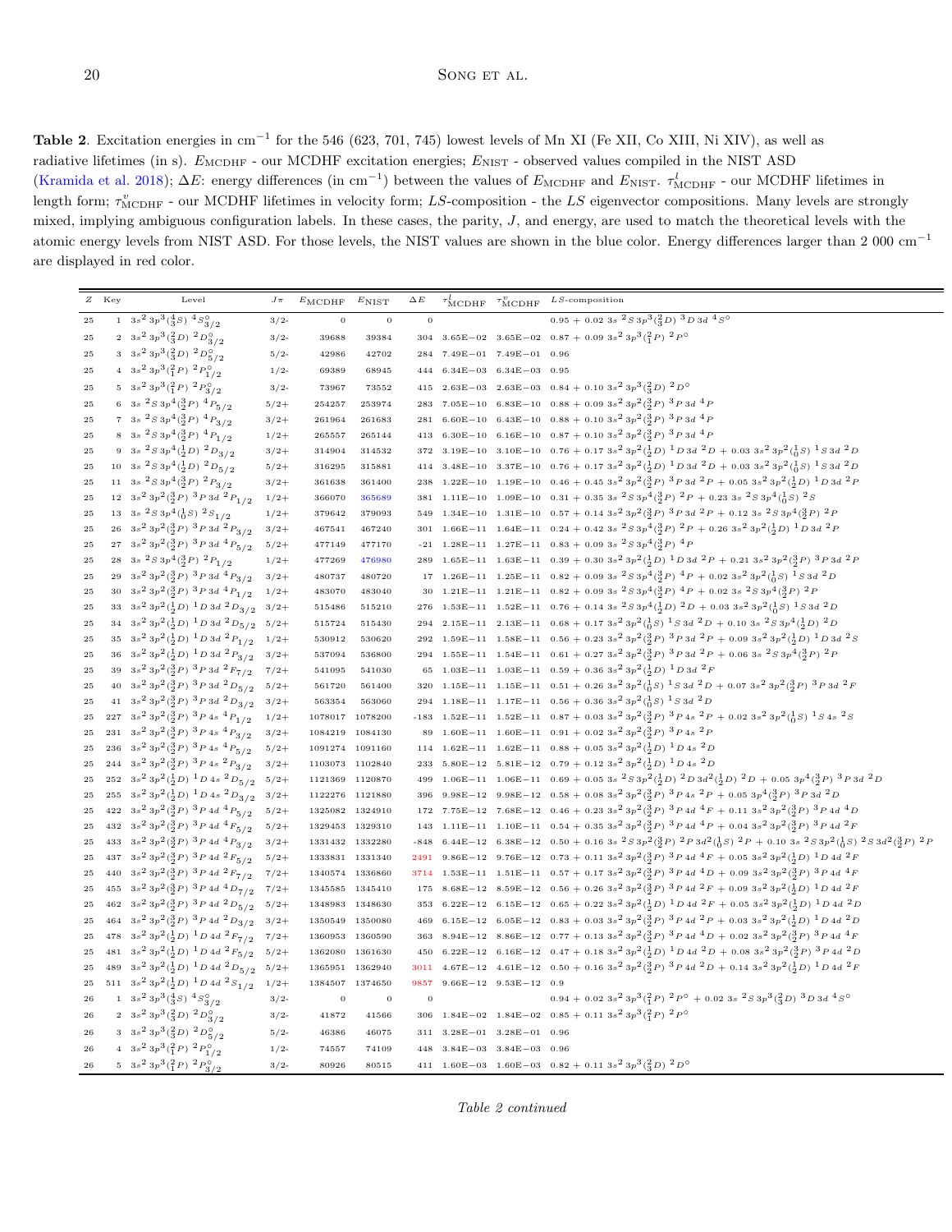**Table 2**. Excitation energies in cm$^{-1}$ for the 546 (623, 701, 745) lowest levels of Mn XI (Fe XII, Co XIII, Ni XIV), as well as radiative lifetimes (in s). $E_{\rm MCDHF}$ - our MCDHF excitation energies; $E_{\rm NIST}$ - observed values compiled in the NIST ASD (Kramida et al. 2018); $\Delta E$: energy differences (in cm$^{-1}$) between the values of $E_{\rm MCDHF}$ and $E_{\rm NIST}$. $\tau^{l}_{\rm MCDHF}$ - our MCDHF lifetimes in length form; $\tau^{v}_{\rm MCDHF}$ - our MCDHF lifetimes in velocity form; $LS$-composition - the $LS$ eigenvector compositions. Many levels are strongly mixed, implying ambiguous configuration labels. In these cases, the parity, $J$, and energy, are used to match the theoretical levels with the atomic energy levels from NIST ASD. For those levels, the NIST values are shown in the blue color. Energy differences larger than 2 000 cm$^{-1}$ are displayed in red color.

| $Z$ | Key | Level | $J\pi$ | $E_{\rm MCDHF}$ | $E_{\rm NIST}$ | $\Delta E$ | $\tau^{l}_{\rm MCDHF}$ | $\tau^{v}_{\rm MCDHF}$ | $LS$-composition |
|---|---|---|---|---|---|---|---|---|---|
| 25 | 1 | $3s^2\,3p^3(^4_3S)\ ^4S^\circ_{3/2}$ | 3/2- | 0 | 0 | 0 | | | 0.95 + 0.02 $3s\ ^2S\,3p^3(^2_3D)\ ^3D\,3d\ ^4S^\circ$ |
| 25 | 2 | $3s^2\,3p^3(^2_3D)\ ^2D^\circ_{3/2}$ | 3/2- | 39688 | 39384 | 304 | 3.65E−02 | 3.65E−02 | 0.87 + 0.09 $3s^2\,3p^3(^2_1P)\ ^2P^\circ$ |
| 25 | 3 | $3s^2\,3p^3(^2_3D)\ ^2D^\circ_{5/2}$ | 5/2- | 42986 | 42702 | 284 | 7.49E−01 | 7.49E−01 | 0.96 |
| 25 | 4 | $3s^2\,3p^3(^2_1P)\ ^2P^\circ_{1/2}$ | 1/2- | 69389 | 68945 | 444 | 6.34E−03 | 6.34E−03 | 0.95 |
| 25 | 5 | $3s^2\,3p^3(^2_1P)\ ^2P^\circ_{3/2}$ | 3/2- | 73967 | 73552 | 415 | 2.63E−03 | 2.63E−03 | 0.84 + 0.10 $3s^2\,3p^3(^2_3D)\ ^2D^\circ$ |
| 25 | 6 | $3s\ ^2S\,3p^4(^3_2P)\ ^4P_{5/2}$ | 5/2+ | 254257 | 253974 | 283 | 7.05E−10 | 6.83E−10 | 0.88 + 0.09 $3s^2\,3p^2(^3_2P)\ ^3P\,3d\ ^4P$ |
| 25 | 7 | $3s\ ^2S\,3p^4(^3_2P)\ ^4P_{3/2}$ | 3/2+ | 261964 | 261683 | 281 | 6.60E−10 | 6.43E−10 | 0.88 + 0.10 $3s^2\,3p^2(^3_2P)\ ^3P\,3d\ ^4P$ |
| 25 | 8 | $3s\ ^2S\,3p^4(^3_2P)\ ^4P_{1/2}$ | 1/2+ | 265557 | 265144 | 413 | 6.30E−10 | 6.16E−10 | 0.87 + 0.10 $3s^2\,3p^2(^3_2P)\ ^3P\,3d\ ^4P$ |
| 25 | 9 | $3s\ ^2S\,3p^4(^1_2D)\ ^2D_{3/2}$ | 3/2+ | 314904 | 314532 | 372 | 3.19E−10 | 3.10E−10 | 0.76 + 0.17 $3s^2\,3p^2(^1_2D)\ ^1D\,3d\ ^2D$ + 0.03 $3s^2\,3p^2(^1_0S)\ ^1S\,3d\ ^2D$ |
| 25 | 10 | $3s\ ^2S\,3p^4(^1_2D)\ ^2D_{5/2}$ | 5/2+ | 316295 | 315881 | 414 | 3.48E−10 | 3.37E−10 | 0.76 + 0.17 $3s^2\,3p^2(^1_2D)\ ^1D\,3d\ ^2D$ + 0.03 $3s^2\,3p^2(^1_0S)\ ^1S\,3d\ ^2D$ |
| 25 | 11 | $3s\ ^2S\,3p^4(^3_2P)\ ^2P_{3/2}$ | 3/2+ | 361638 | 361400 | 238 | 1.22E−10 | 1.19E−10 | 0.46 + 0.45 $3s^2\,3p^2(^3_2P)\ ^3P\,3d\ ^2P$ + 0.05 $3s^2\,3p^2(^1_2D)\ ^1D\,3d\ ^2P$ |
| 25 | 12 | $3s^2\,3p^2(^3_2P)\ ^3P\,3d\ ^2P_{1/2}$ | 1/2+ | 366070 | 365689 | 381 | 1.11E−10 | 1.09E−10 | 0.31 + 0.35 $3s\ ^2S\,3p^4(^3_2P)\ ^2P$ + 0.23 $3s\ ^2S\,3p^4(^1_0S)\ ^2S$ |
| 25 | 13 | $3s\ ^2S\,3p^4(^1_0S)\ ^2S_{1/2}$ | 1/2+ | 379642 | 379093 | 549 | 1.34E−10 | 1.31E−10 | 0.57 + 0.14 $3s^2\,3p^2(^3_2P)\ ^3P\,3d\ ^2P$ + 0.12 $3s\ ^2S\,3p^4(^3_2P)\ ^2P$ |
| 25 | 26 | $3s^2\,3p^2(^3_2P)\ ^3P\,3d\ ^2P_{3/2}$ | 3/2+ | 467541 | 467240 | 301 | 1.66E−11 | 1.64E−11 | 0.24 + 0.42 $3s\ ^2S\,3p^4(^3_2P)\ ^2P$ + 0.26 $3s^2\,3p^2(^1_2D)\ ^1D\,3d\ ^2P$ |
| 25 | 27 | $3s^2\,3p^2(^3_2P)\ ^3P\,3d\ ^4P_{5/2}$ | 5/2+ | 477149 | 477170 | -21 | 1.28E−11 | 1.27E−11 | 0.83 + 0.09 $3s\ ^2S\,3p^4(^3_2P)\ ^4P$ |
| 25 | 28 | $3s\ ^2S\,3p^4(^3_2P)\ ^2P_{1/2}$ | 1/2+ | 477269 | 476980 | 289 | 1.65E−11 | 1.63E−11 | 0.39 + 0.30 $3s^2\,3p^2(^1_2D)\ ^1D\,3d\ ^2P$ + 0.21 $3s^2\,3p^2(^3_2P)\ ^3P\,3d\ ^2P$ |
| 25 | 29 | $3s^2\,3p^2(^3_2P)\ ^3P\,3d\ ^4P_{3/2}$ | 3/2+ | 480737 | 480720 | 17 | 1.26E−11 | 1.25E−11 | 0.82 + 0.09 $3s\ ^2S\,3p^4(^3_2P)\ ^4P$ + 0.02 $3s^2\,3p^2(^1_0S)\ ^1S\,3d\ ^2D$ |
| 25 | 30 | $3s^2\,3p^2(^3_2P)\ ^3P\,3d\ ^4P_{1/2}$ | 1/2+ | 483070 | 483040 | 30 | 1.21E−11 | 1.21E−11 | 0.82 + 0.09 $3s\ ^2S\,3p^4(^3_2P)\ ^4P$ + 0.02 $3s\ ^2S\,3p^4(^3_2P)\ ^2P$ |
| 25 | 33 | $3s^2\,3p^2(^1_2D)\ ^1D\,3d\ ^2D_{3/2}$ | 3/2+ | 515486 | 515210 | 276 | 1.53E−11 | 1.52E−11 | 0.76 + 0.14 $3s\ ^2S\,3p^4(^1_2D)\ ^2D$ + 0.03 $3s^2\,3p^2(^1_0S)\ ^1S\,3d\ ^2D$ |
| 25 | 34 | $3s^2\,3p^2(^1_2D)\ ^1D\,3d\ ^2D_{5/2}$ | 5/2+ | 515724 | 515430 | 294 | 2.15E−11 | 2.13E−11 | 0.68 + 0.17 $3s^2\,3p^2(^1_0S)\ ^1S\,3d\ ^2D$ + 0.10 $3s\ ^2S\,3p^4(^1_2D)\ ^2D$ |
| 25 | 35 | $3s^2\,3p^2(^1_2D)\ ^1D\,3d\ ^2P_{1/2}$ | 1/2+ | 530912 | 530620 | 292 | 1.59E−11 | 1.58E−11 | 0.56 + 0.23 $3s^2\,3p^2(^3_2P)\ ^3P\,3d\ ^2P$ + 0.09 $3s^2\,3p^2(^1_2D)\ ^1D\,3d\ ^2S$ |
| 25 | 36 | $3s^2\,3p^2(^1_2D)\ ^1D\,3d\ ^2P_{3/2}$ | 3/2+ | 537094 | 536800 | 294 | 1.55E−11 | 1.54E−11 | 0.61 + 0.27 $3s^2\,3p^2(^3_2P)\ ^3P\,3d\ ^2P$ + 0.06 $3s\ ^2S\,3p^4(^3_2P)\ ^2P$ |
| 25 | 39 | $3s^2\,3p^2(^3_2P)\ ^3P\,3d\ ^2F_{7/2}$ | 7/2+ | 541095 | 541030 | 65 | 1.03E−11 | 1.03E−11 | 0.59 + 0.36 $3s^2\,3p^2(^1_2D)\ ^1D\,3d\ ^2F$ |
| 25 | 40 | $3s^2\,3p^2(^3_2P)\ ^3P\,3d\ ^2D_{5/2}$ | 5/2+ | 561720 | 561400 | 320 | 1.15E−11 | 1.15E−11 | 0.51 + 0.26 $3s^2\,3p^2(^1_0S)\ ^1S\,3d\ ^2D$ + 0.07 $3s^2\,3p^2(^3_2P)\ ^3P\,3d\ ^2F$ |
| 25 | 41 | $3s^2\,3p^2(^3_2P)\ ^3P\,3d\ ^2D_{3/2}$ | 3/2+ | 563354 | 563060 | 294 | 1.18E−11 | 1.17E−11 | 0.56 + 0.36 $3s^2\,3p^2(^1_0S)\ ^1S\,3d\ ^2D$ |
| 25 | 227 | $3s^2\,3p^2(^3_2P)\ ^3P\,4s\ ^4P_{1/2}$ | 1/2+ | 1078017 | 1078200 | -183 | 1.52E−11 | 1.52E−11 | 0.87 + 0.03 $3s^2\,3p^2(^3_2P)\ ^3P\,4s\ ^2P$ + 0.02 $3s^2\,3p^2(^1_0S)\ ^1S\,4s\ ^2S$ |
| 25 | 231 | $3s^2\,3p^2(^3_2P)\ ^3P\,4s\ ^4P_{3/2}$ | 3/2+ | 1084219 | 1084130 | 89 | 1.60E−11 | 1.60E−11 | 0.91 + 0.02 $3s^2\,3p^2(^3_2P)\ ^3P\,4s\ ^2P$ |
| 25 | 236 | $3s^2\,3p^2(^3_2P)\ ^3P\,4s\ ^4P_{5/2}$ | 5/2+ | 1091274 | 1091160 | 114 | 1.62E−11 | 1.62E−11 | 0.88 + 0.05 $3s^2\,3p^2(^1_2D)\ ^1D\,4s\ ^2D$ |
| 25 | 244 | $3s^2\,3p^2(^3_2P)\ ^3P\,4s\ ^2P_{3/2}$ | 3/2+ | 1103073 | 1102840 | 233 | 5.80E−12 | 5.81E−12 | 0.79 + 0.12 $3s^2\,3p^2(^1_2D)\ ^1D\,4s\ ^2D$ |
| 25 | 252 | $3s^2\,3p^2(^1_2D)\ ^1D\,4s\ ^2D_{5/2}$ | 5/2+ | 1121369 | 1120870 | 499 | 1.06E−11 | 1.06E−11 | 0.69 + 0.05 $3s\ ^2S\,3p^2(^1_2D)\ ^2D\,3d^2(^1_2D)\ ^2D$ + 0.05 $3p^4(^3_2P)\ ^3P\,3d\ ^2D$ |
| 25 | 255 | $3s^2\,3p^2(^1_2D)\ ^1D\,4s\ ^2D_{3/2}$ | 3/2+ | 1122276 | 1121880 | 396 | 9.98E−12 | 9.98E−12 | 0.58 + 0.08 $3s^2\,3p^2(^3_2P)\ ^3P\,4s\ ^2P$ + 0.05 $3p^4(^3_2P)\ ^3P\,3d\ ^2D$ |
| 25 | 422 | $3s^2\,3p^2(^3_2P)\ ^3P\,4d\ ^4P_{5/2}$ | 5/2+ | 1325082 | 1324910 | 172 | 7.75E−12 | 7.68E−12 | 0.46 + 0.23 $3s^2\,3p^2(^3_2P)\ ^3P\,4d\ ^4F$ + 0.11 $3s^2\,3p^2(^3_2P)\ ^3P\,4d\ ^4D$ |
| 25 | 432 | $3s^2\,3p^2(^3_2P)\ ^3P\,4d\ ^4F_{5/2}$ | 5/2+ | 1329453 | 1329310 | 143 | 1.11E−11 | 1.10E−11 | 0.54 + 0.35 $3s^2\,3p^2(^3_2P)\ ^3P\,4d\ ^4P$ + 0.04 $3s^2\,3p^2(^3_2P)\ ^3P\,4d\ ^2F$ |
| 25 | 433 | $3s^2\,3p^2(^3_2P)\ ^3P\,4d\ ^4P_{3/2}$ | 3/2+ | 1331432 | 1332280 | -848 | 6.44E−12 | 6.38E−12 | 0.50 + 0.16 $3s\ ^2S\,3p^2(^3_2P)\ ^2P\,3d^2(^1_0S)\ ^2P$ + 0.10 $3s\ ^2S\,3p^2(^1_0S)\ ^2S\,3d^2(^3_2P)\ ^2P$ |
| 25 | 437 | $3s^2\,3p^2(^3_2P)\ ^3P\,4d\ ^2F_{5/2}$ | 5/2+ | 1333831 | 1331340 | 2491 | 9.86E−12 | 9.76E−12 | 0.73 + 0.11 $3s^2\,3p^2(^3_2P)\ ^3P\,4d\ ^4F$ + 0.05 $3s^2\,3p^2(^1_2D)\ ^1D\,4d\ ^2F$ |
| 25 | 440 | $3s^2\,3p^2(^3_2P)\ ^3P\,4d\ ^2F_{7/2}$ | 7/2+ | 1340574 | 1336860 | 3714 | 1.53E−11 | 1.51E−11 | 0.57 + 0.17 $3s^2\,3p^2(^3_2P)\ ^3P\,4d\ ^4D$ + 0.09 $3s^2\,3p^2(^3_2P)\ ^3P\,4d\ ^4F$ |
| 25 | 455 | $3s^2\,3p^2(^3_2P)\ ^3P\,4d\ ^4D_{7/2}$ | 7/2+ | 1345585 | 1345410 | 175 | 8.68E−12 | 8.59E−12 | 0.56 + 0.26 $3s^2\,3p^2(^3_2P)\ ^3P\,4d\ ^2F$ + 0.09 $3s^2\,3p^2(^1_2D)\ ^1D\,4d\ ^2F$ |
| 25 | 462 | $3s^2\,3p^2(^3_2P)\ ^3P\,4d\ ^2D_{5/2}$ | 5/2+ | 1348983 | 1348630 | 353 | 6.22E−12 | 6.15E−12 | 0.65 + 0.22 $3s^2\,3p^2(^1_2D)\ ^1D\,4d\ ^2F$ + 0.05 $3s^2\,3p^2(^1_2D)\ ^1D\,4d\ ^2D$ |
| 25 | 464 | $3s^2\,3p^2(^3_2P)\ ^3P\,4d\ ^2D_{3/2}$ | 3/2+ | 1350549 | 1350080 | 469 | 6.15E−12 | 6.05E−12 | 0.83 + 0.03 $3s^2\,3p^2(^3_2P)\ ^3P\,4d\ ^2P$ + 0.03 $3s^2\,3p^2(^1_2D)\ ^1D\,4d\ ^2D$ |
| 25 | 478 | $3s^2\,3p^2(^1_2D)\ ^1D\,4d\ ^2F_{7/2}$ | 7/2+ | 1360953 | 1360590 | 363 | 8.94E−12 | 8.86E−12 | 0.77 + 0.13 $3s^2\,3p^2(^3_2P)\ ^3P\,4d\ ^4D$ + 0.02 $3s^2\,3p^2(^3_2P)\ ^3P\,4d\ ^4F$ |
| 25 | 481 | $3s^2\,3p^2(^1_2D)\ ^1D\,4d\ ^2F_{5/2}$ | 5/2+ | 1362080 | 1361630 | 450 | 6.22E−12 | 6.16E−12 | 0.47 + 0.18 $3s^2\,3p^2(^1_2D)\ ^1D\,4d\ ^2D$ + 0.08 $3s^2\,3p^2(^3_2P)\ ^3P\,4d\ ^2D$ |
| 25 | 489 | $3s^2\,3p^2(^1_2D)\ ^1D\,4d\ ^2D_{5/2}$ | 5/2+ | 1365951 | 1362940 | 3011 | 4.67E−12 | 4.61E−12 | 0.50 + 0.16 $3s^2\,3p^2(^3_2P)\ ^3P\,4d\ ^2D$ + 0.14 $3s^2\,3p^2(^1_2D)\ ^1D\,4d\ ^2F$ |
| 25 | 511 | $3s^2\,3p^2(^1_2D)\ ^1D\,4d\ ^2S_{1/2}$ | 1/2+ | 1384507 | 1374650 | 9857 | 9.66E−12 | 9.53E−12 | 0.9 |
| 26 | 1 | $3s^2\,3p^3(^4_3S)\ ^4S^\circ_{3/2}$ | 3/2- | 0 | 0 | 0 | | | 0.94 + 0.02 $3s^2\,3p^3(^2_1P)\ ^2P^\circ$ + 0.02 $3s\ ^2S\,3p^3(^2_3D)\ ^3D\,3d\ ^4S^\circ$ |
| 26 | 2 | $3s^2\,3p^3(^2_3D)\ ^2D^\circ_{3/2}$ | 3/2- | 41872 | 41566 | 306 | 1.84E−02 | 1.84E−02 | 0.85 + 0.11 $3s^2\,3p^3(^2_1P)\ ^2P^\circ$ |
| 26 | 3 | $3s^2\,3p^3(^2_3D)\ ^2D^\circ_{5/2}$ | 5/2- | 46386 | 46075 | 311 | 3.28E−01 | 3.28E−01 | 0.96 |
| 26 | 4 | $3s^2\,3p^3(^2_1P)\ ^2P^\circ_{1/2}$ | 1/2- | 74557 | 74109 | 448 | 3.84E−03 | 3.84E−03 | 0.96 |
| 26 | 5 | $3s^2\,3p^3(^2_1P)\ ^2P^\circ_{3/2}$ | 3/2- | 80926 | 80515 | 411 | 1.60E−03 | 1.60E−03 | 0.82 + 0.11 $3s^2\,3p^3(^2_3D)\ ^2D^\circ$ |

*Table 2 continued*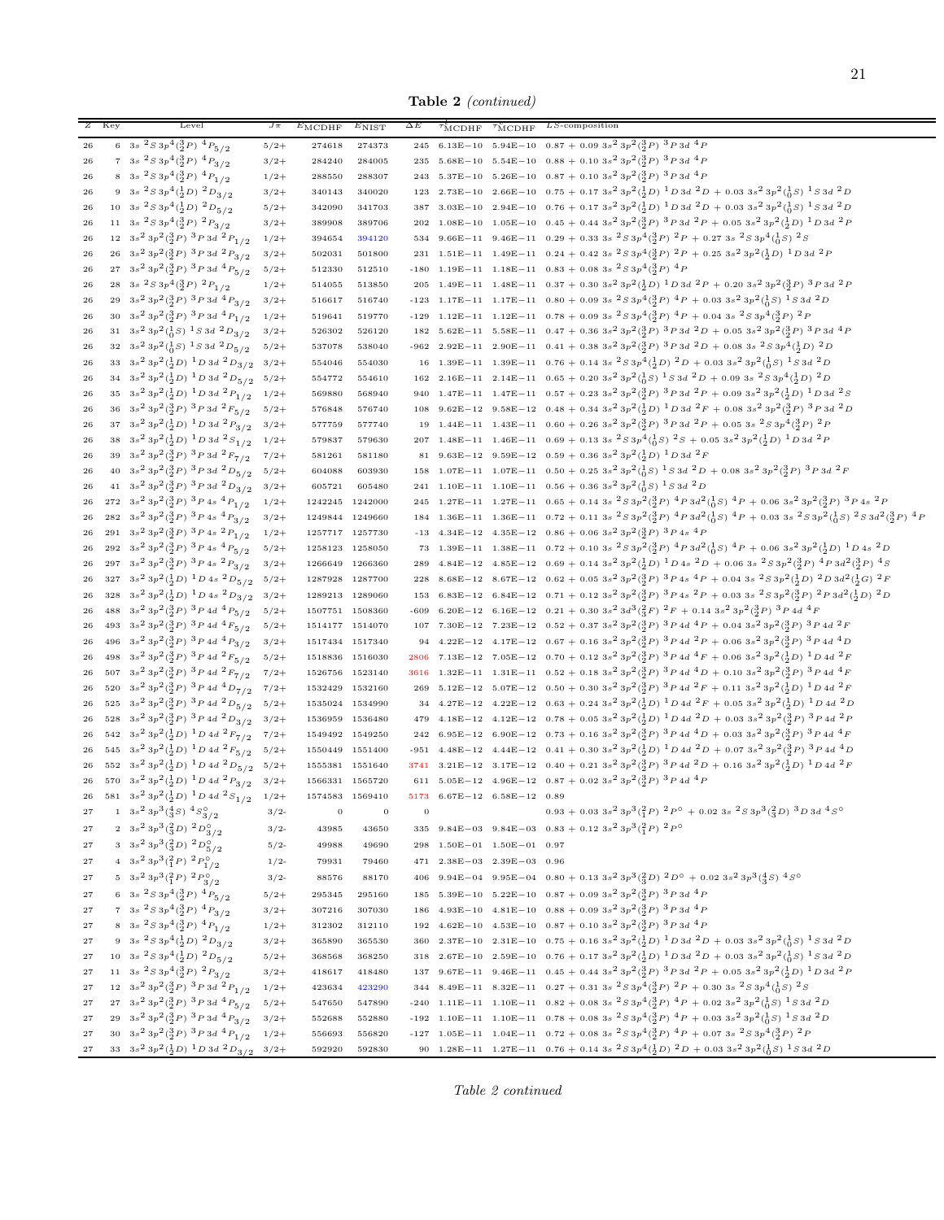**Table 2** *(continued)*

| Z | Key | Level | $J\pi$ | $E_{\rm MCDHF}$ | $E_{\rm NIST}$ | $\Delta E$ | $\tau^{l}_{\rm MCDHF}$ | $\tau^{v}_{\rm MCDHF}$ | LS-composition |
|---|---|---|---|---|---|---|---|---|---|
| 26 | 6 | $3s\,^2S\,3p^4(^3_2P)\;^4P_{5/2}$ | 5/2+ | 274618 | 274373 | 245 | 6.13E−10 | 5.94E−10 | $0.87 + 0.09\;3s^2\,3p^2(^3_2P)\;^3P\,3d\;^4P$ |
| 26 | 7 | $3s\,^2S\,3p^4(^3_2P)\;^4P_{3/2}$ | 3/2+ | 284240 | 284005 | 235 | 5.68E−10 | 5.54E−10 | $0.88 + 0.10\;3s^2\,3p^2(^3_2P)\;^3P\,3d\;^4P$ |
| 26 | 8 | $3s\,^2S\,3p^4(^3_2P)\;^4P_{1/2}$ | 1/2+ | 288550 | 288307 | 243 | 5.37E−10 | 5.26E−10 | $0.87 + 0.10\;3s^2\,3p^2(^3_2P)\;^3P\,3d\;^4P$ |
| 26 | 9 | $3s\,^2S\,3p^4(^1_2D)\;^2D_{3/2}$ | 3/2+ | 340143 | 340020 | 123 | 2.73E−10 | 2.66E−10 | $0.75 + 0.17\;3s^2\,3p^2(^1_2D)\;^1D\,3d\;^2D + 0.03\;3s^2\,3p^2(^1_0S)\;^1S\,3d\;^2D$ |
| 26 | 10 | $3s\,^2S\,3p^4(^1_2D)\;^2D_{5/2}$ | 5/2+ | 342090 | 341703 | 387 | 3.03E−10 | 2.94E−10 | $0.76 + 0.17\;3s^2\,3p^2(^1_2D)\;^1D\,3d\;^2D + 0.03\;3s^2\,3p^2(^1_0S)\;^1S\,3d\;^2D$ |
| 26 | 11 | $3s\,^2S\,3p^4(^3_2P)\;^2P_{3/2}$ | 3/2+ | 389908 | 389706 | 202 | 1.08E−10 | 1.05E−10 | $0.45 + 0.44\;3s^2\,3p^2(^3_2P)\;^3P\,3d\;^2P + 0.05\;3s^2\,3p^2(^1_2D)\;^1D\,3d\;^2P$ |
| 26 | 12 | $3s^2\,3p^2(^3_2P)\;^3P\,3d\;^2P_{1/2}$ | 1/2+ | 394654 | 394120 | 534 | 9.66E−11 | 9.46E−11 | $0.29 + 0.33\;3s\,^2S\,3p^4(^3_2P)\;^2P + 0.27\;3s\,^2S\,3p^4(^1_0S)\;^2S$ |
| 26 | 26 | $3s^2\,3p^2(^3_2P)\;^3P\,3d\;^2P_{3/2}$ | 3/2+ | 502031 | 501800 | 231 | 1.51E−11 | 1.49E−11 | $0.24 + 0.42\;3s\,^2S\,3p^4(^3_2P)\;^2P + 0.25\;3s^2\,3p^2(^1_2D)\;^1D\,3d\;^2P$ |
| 26 | 27 | $3s^2\,3p^2(^3_2P)\;^3P\,3d\;^4P_{5/2}$ | 5/2+ | 512330 | 512510 | -180 | 1.19E−11 | 1.18E−11 | $0.83 + 0.08\;3s\,^2S\,3p^4(^3_2P)\;^4P$ |
| 26 | 28 | $3s\,^2S\,3p^4(^3_2P)\;^2P_{1/2}$ | 1/2+ | 514055 | 513850 | 205 | 1.49E−11 | 1.48E−11 | $0.37 + 0.30\;3s^2\,3p^2(^1_2D)\;^1D\,3d\;^2P + 0.20\;3s^2\,3p^2(^3_2P)\;^3P\,3d\;^2P$ |
| 26 | 29 | $3s^2\,3p^2(^3_2P)\;^3P\,3d\;^4P_{3/2}$ | 3/2+ | 516617 | 516740 | -123 | 1.17E−11 | 1.17E−11 | $0.80 + 0.09\;3s\,^2S\,3p^4(^3_2P)\;^4P + 0.03\;3s^2\,3p^2(^1_0S)\;^1S\,3d\;^2D$ |
| 26 | 30 | $3s^2\,3p^2(^3_2P)\;^3P\,3d\;^4P_{1/2}$ | 1/2+ | 519641 | 519770 | -129 | 1.12E−11 | 1.12E−11 | $0.78 + 0.09\;3s\,^2S\,3p^4(^3_2P)\;^4P + 0.04\;3s\,^2S\,3p^4(^3_2P)\;^2P$ |
| 26 | 31 | $3s^2\,3p^2(^1_0S)\;^1S\,3d\;^2D_{3/2}$ | 3/2+ | 526302 | 526120 | 182 | 5.62E−11 | 5.58E−11 | $0.47 + 0.36\;3s^2\,3p^2(^3_2P)\;^3P\,3d\;^2D + 0.05\;3s^2\,3p^2(^3_2P)\;^3P\,3d\;^4P$ |
| 26 | 32 | $3s^2\,3p^2(^1_0S)\;^1S\,3d\;^2D_{5/2}$ | 5/2+ | 537078 | 538040 | -962 | 2.92E−11 | 2.90E−11 | $0.41 + 0.38\;3s^2\,3p^2(^3_2P)\;^3P\,3d\;^2D + 0.08\;3s\,^2S\,3p^4(^1_2D)\;^2D$ |
| 26 | 33 | $3s^2\,3p^2(^1_2D)\;^1D\,3d\;^2D_{3/2}$ | 3/2+ | 554046 | 554030 | 16 | 1.39E−11 | 1.39E−11 | $0.76 + 0.14\;3s\,^2S\,3p^4(^1_2D)\;^2D + 0.03\;3s^2\,3p^2(^1_0S)\;^1S\,3d\;^2D$ |
| 26 | 34 | $3s^2\,3p^2(^1_2D)\;^1D\,3d\;^2D_{5/2}$ | 5/2+ | 554772 | 554610 | 162 | 2.16E−11 | 2.14E−11 | $0.65 + 0.20\;3s^2\,3p^2(^1_0S)\;^1S\,3d\;^2D + 0.09\;3s\,^2S\,3p^4(^1_2D)\;^2D$ |
| 26 | 35 | $3s^2\,3p^2(^1_2D)\;^1D\,3d\;^2P_{1/2}$ | 1/2+ | 569880 | 568940 | 940 | 1.47E−11 | 1.47E−11 | $0.57 + 0.23\;3s^2\,3p^2(^3_2P)\;^3P\,3d\;^2P + 0.09\;3s^2\,3p^2(^1_2D)\;^1D\,3d\;^2S$ |
| 26 | 36 | $3s^2\,3p^2(^3_2P)\;^3P\,3d\;^2F_{5/2}$ | 5/2+ | 576848 | 576740 | 108 | 9.62E−12 | 9.58E−12 | $0.48 + 0.34\;3s^2\,3p^2(^1_2D)\;^1D\,3d\;^2F + 0.08\;3s^2\,3p^2(^3_2P)\;^3P\,3d\;^2D$ |
| 26 | 37 | $3s^2\,3p^2(^1_2D)\;^1D\,3d\;^2P_{3/2}$ | 3/2+ | 577759 | 577740 | 19 | 1.44E−11 | 1.43E−11 | $0.60 + 0.26\;3s^2\,3p^2(^3_2P)\;^3P\,3d\;^2P + 0.05\;3s\,^2S\,3p^4(^3_2P)\;^2P$ |
| 26 | 38 | $3s^2\,3p^2(^1_2D)\;^1D\,3d\;^2S_{1/2}$ | 1/2+ | 579837 | 579630 | 207 | 1.48E−11 | 1.46E−11 | $0.69 + 0.13\;3s\,^2S\,3p^4(^1_0S)\;^2S + 0.05\;3s^2\,3p^2(^1_2D)\;^1D\,3d\;^2P$ |
| 26 | 39 | $3s^2\,3p^2(^3_2P)\;^3P\,3d\;^2F_{7/2}$ | 7/2+ | 581261 | 581180 | 81 | 9.63E−12 | 9.59E−12 | $0.59 + 0.36\;3s^2\,3p^2(^1_2D)\;^1D\,3d\;^2F$ |
| 26 | 40 | $3s^2\,3p^2(^3_2P)\;^3P\,3d\;^2D_{5/2}$ | 5/2+ | 604088 | 603930 | 158 | 1.07E−11 | 1.07E−11 | $0.50 + 0.25\;3s^2\,3p^2(^1_0S)\;^1S\,3d\;^2D + 0.08\;3s^2\,3p^2(^3_2P)\;^3P\,3d\;^2F$ |
| 26 | 41 | $3s^2\,3p^2(^3_2P)\;^3P\,3d\;^2D_{3/2}$ | 3/2+ | 605721 | 605480 | 241 | 1.10E−11 | 1.10E−11 | $0.56 + 0.36\;3s^2\,3p^2(^1_0S)\;^1S\,3d\;^2D$ |
| 26 | 272 | $3s^2\,3p^2(^3_2P)\;^3P\,4s\;^4P_{1/2}$ | 1/2+ | 1242245 | 1242000 | 245 | 1.27E−11 | 1.27E−11 | $0.65 + 0.14\;3s\,^2S\,3p^2(^3_2P)\;^4P\,3d^2(^1_0S)\;^4P + 0.06\;3s^2\,3p^2(^3_2P)\;^3P\,4s\;^2P$ |
| 26 | 282 | $3s^2\,3p^2(^3_2P)\;^3P\,4s\;^4P_{3/2}$ | 3/2+ | 1249844 | 1249660 | 184 | 1.36E−11 | 1.36E−11 | $0.72 + 0.11\;3s\,^2S\,3p^2(^3_2P)\;^4P\,3d^2(^1_0S)\;^4P + 0.03\;3s\,^2S\,3p^2(^1_0S)\;^2S\,3d^2(^3_2P)\;^4P$ |
| 26 | 291 | $3s^2\,3p^2(^3_2P)\;^3P\,4s\;^2P_{1/2}$ | 1/2+ | 1257717 | 1257730 | -13 | 4.34E−12 | 4.35E−12 | $0.86 + 0.06\;3s^2\,3p^2(^3_2P)\;^3P\,4s\;^4P$ |
| 26 | 292 | $3s^2\,3p^2(^3_2P)\;^3P\,4s\;^4P_{5/2}$ | 5/2+ | 1258123 | 1258050 | 73 | 1.39E−11 | 1.38E−11 | $0.72 + 0.10\;3s\,^2S\,3p^2(^3_2P)\;^4P\,3d^2(^1_0S)\;^4P + 0.06\;3s^2\,3p^2(^1_2D)\;^1D\,4s\;^2D$ |
| 26 | 297 | $3s^2\,3p^2(^3_2P)\;^3P\,4s\;^2P_{3/2}$ | 3/2+ | 1266649 | 1266360 | 289 | 4.84E−12 | 4.85E−12 | $0.69 + 0.14\;3s^2\,3p^2(^1_2D)\;^1D\,4s\;^2D + 0.06\;3s\,^2S\,3p^2(^3_2P)\;^4P\,3d^2(^3_2P)\;^4S$ |
| 26 | 327 | $3s^2\,3p^2(^1_2D)\;^1D\,4s\;^2D_{5/2}$ | 5/2+ | 1287928 | 1287700 | 228 | 8.68E−12 | 8.67E−12 | $0.62 + 0.05\;3s^2\,3p^2(^3_2P)\;^3P\,4s\;^4P + 0.04\;3s\,^2S\,3p^2(^1_2D)\;^2D\,3d^2(^1_2G)\;^2F$ |
| 26 | 328 | $3s^2\,3p^2(^1_2D)\;^1D\,4s\;^2D_{3/2}$ | 3/2+ | 1289213 | 1289060 | 153 | 6.83E−12 | 6.84E−12 | $0.71 + 0.12\;3s^2\,3p^2(^3_2P)\;^3P\,4s\;^2P + 0.03\;3s\,^2S\,3p^2(^3_2P)\;^2P\,3d^2(^1_2D)\;^2D$ |
| 26 | 488 | $3s^2\,3p^2(^3_2P)\;^3P\,4d\;^4P_{5/2}$ | 5/2+ | 1507751 | 1508360 | -609 | 6.20E−12 | 6.16E−12 | $0.21 + 0.30\;3s^2\,3d^3(^3_2F)\;^2F + 0.14\;3s^2\,3p^2(^3_2P)\;^3P\,4d\;^4F$ |
| 26 | 493 | $3s^2\,3p^2(^3_2P)\;^3P\,4d\;^4F_{5/2}$ | 5/2+ | 1514177 | 1514070 | 107 | 7.30E−12 | 7.23E−12 | $0.52 + 0.37\;3s^2\,3p^2(^3_2P)\;^3P\,4d\;^4P + 0.04\;3s^2\,3p^2(^3_2P)\;^3P\,4d\;^2F$ |
| 26 | 496 | $3s^2\,3p^2(^3_2P)\;^3P\,4d\;^4P_{3/2}$ | 3/2+ | 1517434 | 1517340 | 94 | 4.22E−12 | 4.17E−12 | $0.67 + 0.16\;3s^2\,3p^2(^3_2P)\;^3P\,4d\;^2P + 0.06\;3s^2\,3p^2(^3_2P)\;^3P\,4d\;^4D$ |
| 26 | 498 | $3s^2\,3p^2(^3_2P)\;^3P\,4d\;^2F_{5/2}$ | 5/2+ | 1518836 | 1516030 | 2806 | 7.13E−12 | 7.05E−12 | $0.70 + 0.12\;3s^2\,3p^2(^3_2P)\;^3P\,4d\;^4F + 0.06\;3s^2\,3p^2(^1_2D)\;^1D\,4d\;^2F$ |
| 26 | 507 | $3s^2\,3p^2(^3_2P)\;^3P\,4d\;^2F_{7/2}$ | 7/2+ | 1526756 | 1523140 | 3616 | 1.32E−11 | 1.31E−11 | $0.52 + 0.18\;3s^2\,3p^2(^3_2P)\;^3P\,4d\;^4D + 0.10\;3s^2\,3p^2(^3_2P)\;^3P\,4d\;^4F$ |
| 26 | 520 | $3s^2\,3p^2(^3_2P)\;^3P\,4d\;^4D_{7/2}$ | 7/2+ | 1532429 | 1532160 | 269 | 5.12E−12 | 5.07E−12 | $0.50 + 0.30\;3s^2\,3p^2(^3_2P)\;^3P\,4d\;^2F + 0.11\;3s^2\,3p^2(^1_2D)\;^1D\,4d\;^2F$ |
| 26 | 525 | $3s^2\,3p^2(^3_2P)\;^3P\,4d\;^2D_{5/2}$ | 5/2+ | 1535024 | 1534990 | 34 | 4.27E−12 | 4.22E−12 | $0.63 + 0.24\;3s^2\,3p^2(^1_2D)\;^1D\,4d\;^2F + 0.05\;3s^2\,3p^2(^1_2D)\;^1D\,4d\;^2D$ |
| 26 | 528 | $3s^2\,3p^2(^3_2P)\;^3P\,4d\;^2D_{3/2}$ | 3/2+ | 1536959 | 1536480 | 479 | 4.18E−12 | 4.12E−12 | $0.78 + 0.05\;3s^2\,3p^2(^1_2D)\;^1D\,4d\;^2D + 0.03\;3s^2\,3p^2(^3_2P)\;^3P\,4d\;^2P$ |
| 26 | 542 | $3s^2\,3p^2(^1_2D)\;^1D\,4d\;^2F_{7/2}$ | 7/2+ | 1549492 | 1549250 | 242 | 6.95E−12 | 6.90E−12 | $0.73 + 0.16\;3s^2\,3p^2(^3_2P)\;^3P\,4d\;^4D + 0.03\;3s^2\,3p^2(^3_2P)\;^3P\,4d\;^4F$ |
| 26 | 545 | $3s^2\,3p^2(^1_2D)\;^1D\,4d\;^2F_{5/2}$ | 5/2+ | 1550449 | 1551400 | -951 | 4.48E−12 | 4.44E−12 | $0.41 + 0.30\;3s^2\,3p^2(^1_2D)\;^1D\,4d\;^2D + 0.07\;3s^2\,3p^2(^3_2P)\;^3P\,4d\;^4D$ |
| 26 | 552 | $3s^2\,3p^2(^1_2D)\;^1D\,4d\;^2D_{5/2}$ | 5/2+ | 1555381 | 1551640 | 3741 | 3.21E−12 | 3.17E−12 | $0.40 + 0.21\;3s^2\,3p^2(^3_2P)\;^3P\,4d\;^2D + 0.16\;3s^2\,3p^2(^1_2D)\;^1D\,4d\;^2F$ |
| 26 | 570 | $3s^2\,3p^2(^1_2D)\;^1D\,4d\;^2P_{3/2}$ | 3/2+ | 1566331 | 1565720 | 611 | 5.05E−12 | 4.96E−12 | $0.87 + 0.02\;3s^2\,3p^2(^3_2P)\;^3P\,4d\;^4P$ |
| 26 | 581 | $3s^2\,3p^2(^1_2D)\;^1D\,4d\;^2S_{1/2}$ | 1/2+ | 1574583 | 1569410 | 5173 | 6.67E−12 | 6.58E−12 | 0.89 |
| 27 | 1 | $3s^2\,3p^3(^4_3S)\;^4S^\circ_{3/2}$ | 3/2- | 0 | 0 | 0 | | | $0.93 + 0.03\;3s^2\,3p^3(^2_1P)\;^2P^\circ + 0.02\;3s\,^2S\,3p^3(^2_3D)\;^3D\,3d\;^4S^\circ$ |
| 27 | 2 | $3s^2\,3p^3(^2_3D)\;^2D^\circ_{3/2}$ | 3/2- | 43985 | 43650 | 335 | 9.84E−03 | 9.84E−03 | $0.83 + 0.12\;3s^2\,3p^3(^2_1P)\;^2P^\circ$ |
| 27 | 3 | $3s^2\,3p^3(^2_3D)\;^2D^\circ_{5/2}$ | 5/2- | 49988 | 49690 | 298 | 1.50E−01 | 1.50E−01 | 0.97 |
| 27 | 4 | $3s^2\,3p^3(^2_1P)\;^2P^\circ_{1/2}$ | 1/2- | 79931 | 79460 | 471 | 2.38E−03 | 2.39E−03 | 0.96 |
| 27 | 5 | $3s^2\,3p^3(^2_1P)\;^2P^\circ_{3/2}$ | 3/2- | 88576 | 88170 | 406 | 9.94E−04 | 9.95E−04 | $0.80 + 0.13\;3s^2\,3p^3(^2_3D)\;^2D^\circ + 0.02\;3s^2\,3p^3(^4_3S)\;^4S^\circ$ |
| 27 | 6 | $3s\,^2S\,3p^4(^3_2P)\;^4P_{5/2}$ | 5/2+ | 295345 | 295160 | 185 | 5.39E−10 | 5.22E−10 | $0.87 + 0.09\;3s^2\,3p^2(^3_2P)\;^3P\,3d\;^4P$ |
| 27 | 7 | $3s\,^2S\,3p^4(^3_2P)\;^4P_{3/2}$ | 3/2+ | 307216 | 307030 | 186 | 4.93E−10 | 4.81E−10 | $0.88 + 0.09\;3s^2\,3p^2(^3_2P)\;^3P\,3d\;^4P$ |
| 27 | 8 | $3s\,^2S\,3p^4(^3_2P)\;^4P_{1/2}$ | 1/2+ | 312302 | 312110 | 192 | 4.62E−10 | 4.53E−10 | $0.87 + 0.10\;3s^2\,3p^2(^3_2P)\;^3P\,3d\;^4P$ |
| 27 | 9 | $3s\,^2S\,3p^4(^1_2D)\;^2D_{3/2}$ | 3/2+ | 365890 | 365530 | 360 | 2.37E−10 | 2.31E−10 | $0.75 + 0.16\;3s^2\,3p^2(^1_2D)\;^1D\,3d\;^2D + 0.03\;3s^2\,3p^2(^1_0S)\;^1S\,3d\;^2D$ |
| 27 | 10 | $3s\,^2S\,3p^4(^1_2D)\;^2D_{5/2}$ | 5/2+ | 368568 | 368250 | 318 | 2.67E−10 | 2.59E−10 | $0.76 + 0.17\;3s^2\,3p^2(^1_2D)\;^1D\,3d\;^2D + 0.03\;3s^2\,3p^2(^1_0S)\;^1S\,3d\;^2D$ |
| 27 | 11 | $3s\,^2S\,3p^4(^3_2P)\;^2P_{3/2}$ | 3/2+ | 418617 | 418480 | 137 | 9.67E−11 | 9.46E−11 | $0.45 + 0.44\;3s^2\,3p^2(^3_2P)\;^3P\,3d\;^2P + 0.05\;3s^2\,3p^2(^1_2D)\;^1D\,3d\;^2P$ |
| 27 | 12 | $3s^2\,3p^2(^3_2P)\;^3P\,3d\;^2P_{1/2}$ | 1/2+ | 423634 | 423290 | 344 | 8.49E−11 | 8.32E−11 | $0.27 + 0.31\;3s\,^2S\,3p^4(^3_2P)\;^2P + 0.30\;3s\,^2S\,3p^4(^1_0S)\;^2S$ |
| 27 | 27 | $3s^2\,3p^2(^3_2P)\;^3P\,3d\;^4P_{5/2}$ | 5/2+ | 547650 | 547890 | -240 | 1.11E−11 | 1.10E−11 | $0.82 + 0.08\;3s\,^2S\,3p^4(^3_2P)\;^4P + 0.02\;3s^2\,3p^2(^1_0S)\;^1S\,3d\;^2D$ |
| 27 | 29 | $3s^2\,3p^2(^3_2P)\;^3P\,3d\;^4P_{3/2}$ | 3/2+ | 552688 | 552880 | -192 | 1.10E−11 | 1.10E−11 | $0.78 + 0.08\;3s\,^2S\,3p^4(^3_2P)\;^4P + 0.03\;3s^2\,3p^2(^1_0S)\;^1S\,3d\;^2D$ |
| 27 | 30 | $3s^2\,3p^2(^3_2P)\;^3P\,3d\;^4P_{1/2}$ | 1/2+ | 556693 | 556820 | -127 | 1.05E−11 | 1.04E−11 | $0.72 + 0.08\;3s\,^2S\,3p^4(^3_2P)\;^4P + 0.07\;3s\,^2S\,3p^4(^3_2P)\;^2P$ |
| 27 | 33 | $3s^2\,3p^2(^1_2D)\;^1D\,3d\;^2D_{3/2}$ | 3/2+ | 592920 | 592830 | 90 | 1.28E−11 | 1.27E−11 | $0.76 + 0.14\;3s\,^2S\,3p^4(^1_2D)\;^2D + 0.03\;3s^2\,3p^2(^1_0S)\;^1S\,3d\;^2D$ |

*Table 2 continued*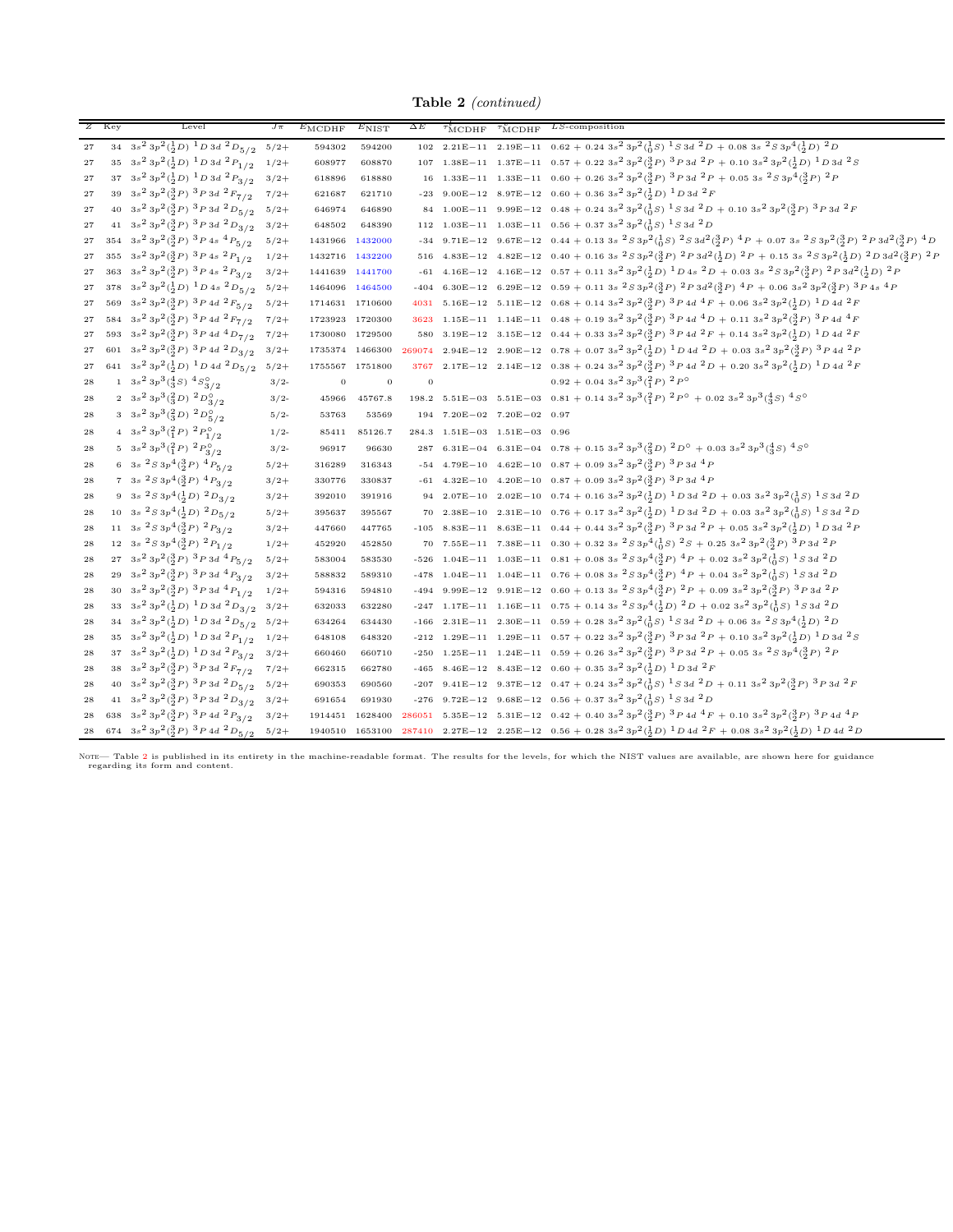**Table 2** *(continued)*

| Z | Key | Level | $J\pi$ | $E_{\rm MCDHF}$ | $E_{\rm NIST}$ | $\Delta E$ | $\tau^{l}_{\rm MCDHF}$ | $\tau^{v}_{\rm MCDHF}$ | $LS$-composition |
|---|---|---|---|---|---|---|---|---|---|
| 27 | 34 | $3s^2\,3p^2(^1_2D)\;^1D\,3d\;^2D_{5/2}$ | 5/2+ | 594302 | 594200 | 102 | 2.21E−11 | 2.19E−11 | 0.62 + 0.24 $3s^2\,3p^2(^1_0S)\;^1S\,3d\;^2D$ + 0.08 $3s\;^2S\,3p^4(^1_2D)\;^2D$ |
| 27 | 35 | $3s^2\,3p^2(^1_2D)\;^1D\,3d\;^2P_{1/2}$ | 1/2+ | 608977 | 608870 | 107 | 1.38E−11 | 1.37E−11 | 0.57 + 0.22 $3s^2\,3p^2(^3_2P)\;^3P\,3d\;^2P$ + 0.10 $3s^2\,3p^2(^1_2D)\;^1D\,3d\;^2S$ |
| 27 | 37 | $3s^2\,3p^2(^1_2D)\;^1D\,3d\;^2P_{3/2}$ | 3/2+ | 618896 | 618880 | 16 | 1.33E−11 | 1.33E−11 | 0.60 + 0.26 $3s^2\,3p^2(^3_2P)\;^3P\,3d\;^2P$ + 0.05 $3s\;^2S\,3p^4(^3_2P)\;^2P$ |
| 27 | 39 | $3s^2\,3p^2(^3_2P)\;^3P\,3d\;^2F_{7/2}$ | 7/2+ | 621687 | 621710 | -23 | 9.00E−12 | 8.97E−12 | 0.60 + 0.36 $3s^2\,3p^2(^1_2D)\;^1D\,3d\;^2F$ |
| 27 | 40 | $3s^2\,3p^2(^3_2P)\;^3P\,3d\;^2D_{5/2}$ | 5/2+ | 646974 | 646890 | 84 | 1.00E−11 | 9.99E−12 | 0.48 + 0.24 $3s^2\,3p^2(^1_0S)\;^1S\,3d\;^2D$ + 0.10 $3s^2\,3p^2(^3_2P)\;^3P\,3d\;^2F$ |
| 27 | 41 | $3s^2\,3p^2(^3_2P)\;^3P\,3d\;^2D_{3/2}$ | 3/2+ | 648502 | 648390 | 112 | 1.03E−11 | 1.03E−11 | 0.56 + 0.37 $3s^2\,3p^2(^1_0S)\;^1S\,3d\;^2D$ |
| 27 | 354 | $3s^2\,3p^2(^3_2P)\;^3P\,4s\;^4P_{5/2}$ | 5/2+ | 1431966 | 1432000 | -34 | 9.71E−12 | 9.67E−12 | 0.44 + 0.13 $3s\;^2S\,3p^2(^1_0S)\;^2S\,3d^2(^3_2P)\;^4P$ + 0.07 $3s\;^2S\,3p^2(^3_2P)\;^2P\,3d^2(^3_2P)\;^4D$ |
| 27 | 355 | $3s^2\,3p^2(^3_2P)\;^3P\,4s\;^2P_{1/2}$ | 1/2+ | 1432716 | 1432200 | 516 | 4.83E−12 | 4.82E−12 | 0.40 + 0.16 $3s\;^2S\,3p^2(^3_2P)\;^2P\,3d^2(^1_2D)\;^2P$ + 0.15 $3s\;^2S\,3p^2(^1_2D)\;^2D\,3d^2(^3_2P)\;^2P$ |
| 27 | 363 | $3s^2\,3p^2(^3_2P)\;^3P\,4s\;^2P_{3/2}$ | 3/2+ | 1441639 | 1441700 | -61 | 4.16E−12 | 4.16E−12 | 0.57 + 0.11 $3s^2\,3p^2(^1_2D)\;^1D\,4s\;^2D$ + 0.03 $3s\;^2S\,3p^2(^3_2P)\;^2P\,3d^2(^1_2D)\;^2P$ |
| 27 | 378 | $3s^2\,3p^2(^1_2D)\;^1D\,4s\;^2D_{5/2}$ | 5/2+ | 1464096 | 1464500 | -404 | 6.30E−12 | 6.29E−12 | 0.59 + 0.11 $3s\;^2S\,3p^2(^3_2P)\;^2P\,3d^2(^3_2P)\;^4P$ + 0.06 $3s^2\,3p^2(^3_2P)\;^3P\,4s\;^4P$ |
| 27 | 569 | $3s^2\,3p^2(^3_2P)\;^3P\,4d\;^2F_{5/2}$ | 5/2+ | 1714631 | 1710600 | 4031 | 5.16E−12 | 5.11E−12 | 0.68 + 0.14 $3s^2\,3p^2(^3_2P)\;^3P\,4d\;^4F$ + 0.06 $3s^2\,3p^2(^1_2D)\;^1D\,4d\;^2F$ |
| 27 | 584 | $3s^2\,3p^2(^3_2P)\;^3P\,4d\;^2F_{7/2}$ | 7/2+ | 1723923 | 1720300 | 3623 | 1.15E−11 | 1.14E−11 | 0.48 + 0.19 $3s^2\,3p^2(^3_2P)\;^3P\,4d\;^4D$ + 0.11 $3s^2\,3p^2(^3_2P)\;^3P\,4d\;^4F$ |
| 27 | 593 | $3s^2\,3p^2(^3_2P)\;^3P\,4d\;^4D_{7/2}$ | 7/2+ | 1730080 | 1729500 | 580 | 3.19E−12 | 3.15E−12 | 0.44 + 0.33 $3s^2\,3p^2(^3_2P)\;^3P\,4d\;^2F$ + 0.14 $3s^2\,3p^2(^1_2D)\;^1D\,4d\;^2F$ |
| 27 | 601 | $3s^2\,3p^2(^3_2P)\;^3P\,4d\;^2D_{3/2}$ | 3/2+ | 1735374 | 1466300 | 269074 | 2.94E−12 | 2.90E−12 | 0.78 + 0.07 $3s^2\,3p^2(^1_2D)\;^1D\,4d\;^2D$ + 0.03 $3s^2\,3p^2(^3_2P)\;^3P\,4d\;^2P$ |
| 27 | 641 | $3s^2\,3p^2(^1_2D)\;^1D\,4d\;^2D_{5/2}$ | 5/2+ | 1755567 | 1751800 | 3767 | 2.17E−12 | 2.14E−12 | 0.38 + 0.24 $3s^2\,3p^2(^3_2P)\;^3P\,4d\;^2D$ + 0.20 $3s^2\,3p^2(^1_2D)\;^1D\,4d\;^2F$ |
| 28 | 1 | $3s^2\,3p^3(^4_3S)\;^4S^\circ_{3/2}$ | 3/2- | 0 | 0 | 0 | | | 0.92 + 0.04 $3s^2\,3p^3(^2_1P)\;^2P^\circ$ |
| 28 | 2 | $3s^2\,3p^3(^2_3D)\;^2D^\circ_{3/2}$ | 3/2- | 45966 | 45767.8 | 198.2 | 5.51E−03 | 5.51E−03 | 0.81 + 0.14 $3s^2\,3p^3(^2_1P)\;^2P^\circ$ + 0.02 $3s^2\,3p^3(^4_3S)\;^4S^\circ$ |
| 28 | 3 | $3s^2\,3p^3(^2_3D)\;^2D^\circ_{5/2}$ | 5/2- | 53763 | 53569 | 194 | 7.20E−02 | 7.20E−02 | 0.97 |
| 28 | 4 | $3s^2\,3p^3(^2_1P)\;^2P^\circ_{1/2}$ | 1/2- | 85411 | 85126.7 | 284.3 | 1.51E−03 | 1.51E−03 | 0.96 |
| 28 | 5 | $3s^2\,3p^3(^2_1P)\;^2P^\circ_{3/2}$ | 3/2- | 96917 | 96630 | 287 | 6.31E−04 | 6.31E−04 | 0.78 + 0.15 $3s^2\,3p^3(^2_3D)\;^2D^\circ$ + 0.03 $3s^2\,3p^3(^4_3S)\;^4S^\circ$ |
| 28 | 6 | $3s\;^2S\,3p^4(^3_2P)\;^4P_{5/2}$ | 5/2+ | 316289 | 316343 | -54 | 4.79E−10 | 4.62E−10 | 0.87 + 0.09 $3s^2\,3p^2(^3_2P)\;^3P\,3d\;^4P$ |
| 28 | 7 | $3s\;^2S\,3p^4(^3_2P)\;^4P_{3/2}$ | 3/2+ | 330776 | 330837 | -61 | 4.32E−10 | 4.20E−10 | 0.87 + 0.09 $3s^2\,3p^2(^3_2P)\;^3P\,3d\;^4P$ |
| 28 | 9 | $3s\;^2S\,3p^4(^1_2D)\;^2D_{3/2}$ | 3/2+ | 392010 | 391916 | 94 | 2.07E−10 | 2.02E−10 | 0.74 + 0.16 $3s^2\,3p^2(^1_2D)\;^1D\,3d\;^2D$ + 0.03 $3s^2\,3p^2(^1_0S)\;^1S\,3d\;^2D$ |
| 28 | 10 | $3s\;^2S\,3p^4(^1_2D)\;^2D_{5/2}$ | 5/2+ | 395637 | 395567 | 70 | 2.38E−10 | 2.31E−10 | 0.76 + 0.17 $3s^2\,3p^2(^1_2D)\;^1D\,3d\;^2D$ + 0.03 $3s^2\,3p^2(^1_0S)\;^1S\,3d\;^2D$ |
| 28 | 11 | $3s\;^2S\,3p^4(^3_2P)\;^2P_{3/2}$ | 3/2+ | 447660 | 447765 | -105 | 8.83E−11 | 8.63E−11 | 0.44 + 0.44 $3s^2\,3p^2(^3_2P)\;^3P\,3d\;^2P$ + 0.05 $3s^2\,3p^2(^1_2D)\;^1D\,3d\;^2P$ |
| 28 | 12 | $3s\;^2S\,3p^4(^3_2P)\;^2P_{1/2}$ | 1/2+ | 452920 | 452850 | 70 | 7.55E−11 | 7.38E−11 | 0.30 + 0.32 $3s\;^2S\,3p^4(^1_0S)\;^2S$ + 0.25 $3s^2\,3p^2(^3_2P)\;^3P\,3d\;^2P$ |
| 28 | 27 | $3s^2\,3p^2(^3_2P)\;^3P\,3d\;^4P_{5/2}$ | 5/2+ | 583004 | 583530 | -526 | 1.04E−11 | 1.03E−11 | 0.81 + 0.08 $3s\;^2S\,3p^4(^3_2P)\;^4P$ + 0.02 $3s^2\,3p^2(^1_0S)\;^1S\,3d\;^2D$ |
| 28 | 29 | $3s^2\,3p^2(^3_2P)\;^3P\,3d\;^4P_{3/2}$ | 3/2+ | 588832 | 589310 | -478 | 1.04E−11 | 1.04E−11 | 0.76 + 0.08 $3s\;^2S\,3p^4(^3_2P)\;^4P$ + 0.04 $3s^2\,3p^2(^1_0S)\;^1S\,3d\;^2D$ |
| 28 | 30 | $3s^2\,3p^2(^3_2P)\;^3P\,3d\;^4P_{1/2}$ | 1/2+ | 594316 | 594810 | -494 | 9.99E−12 | 9.91E−12 | 0.60 + 0.13 $3s\;^2S\,3p^4(^3_2P)\;^2P$ + 0.09 $3s^2\,3p^2(^3_2P)\;^3P\,3d\;^2P$ |
| 28 | 33 | $3s^2\,3p^2(^1_2D)\;^1D\,3d\;^2D_{3/2}$ | 3/2+ | 632033 | 632280 | -247 | 1.17E−11 | 1.16E−11 | 0.75 + 0.14 $3s\;^2S\,3p^4(^1_2D)\;^2D$ + 0.02 $3s^2\,3p^2(^1_0S)\;^1S\,3d\;^2D$ |
| 28 | 34 | $3s^2\,3p^2(^1_2D)\;^1D\,3d\;^2D_{5/2}$ | 5/2+ | 634264 | 634430 | -166 | 2.31E−11 | 2.30E−11 | 0.59 + 0.28 $3s^2\,3p^2(^1_0S)\;^1S\,3d\;^2D$ + 0.06 $3s\;^2S\,3p^4(^1_2D)\;^2D$ |
| 28 | 35 | $3s^2\,3p^2(^1_2D)\;^1D\,3d\;^2P_{1/2}$ | 1/2+ | 648108 | 648320 | -212 | 1.29E−11 | 1.29E−11 | 0.57 + 0.22 $3s^2\,3p^2(^3_2P)\;^3P\,3d\;^2P$ + 0.10 $3s^2\,3p^2(^1_2D)\;^1D\,3d\;^2S$ |
| 28 | 37 | $3s^2\,3p^2(^1_2D)\;^1D\,3d\;^2P_{3/2}$ | 3/2+ | 660460 | 660710 | -250 | 1.25E−11 | 1.24E−11 | 0.59 + 0.26 $3s^2\,3p^2(^3_2P)\;^3P\,3d\;^2P$ + 0.05 $3s\;^2S\,3p^4(^3_2P)\;^2P$ |
| 28 | 38 | $3s^2\,3p^2(^3_2P)\;^3P\,3d\;^2F_{7/2}$ | 7/2+ | 662315 | 662780 | -465 | 8.46E−12 | 8.43E−12 | 0.60 + 0.35 $3s^2\,3p^2(^1_2D)\;^1D\,3d\;^2F$ |
| 28 | 40 | $3s^2\,3p^2(^3_2P)\;^3P\,3d\;^2D_{5/2}$ | 5/2+ | 690353 | 690560 | -207 | 9.41E−12 | 9.37E−12 | 0.47 + 0.24 $3s^2\,3p^2(^1_0S)\;^1S\,3d\;^2D$ + 0.11 $3s^2\,3p^2(^3_2P)\;^3P\,3d\;^2F$ |
| 28 | 41 | $3s^2\,3p^2(^3_2P)\;^3P\,3d\;^2D_{3/2}$ | 3/2+ | 691654 | 691930 | -276 | 9.72E−12 | 9.68E−12 | 0.56 + 0.37 $3s^2\,3p^2(^1_0S)\;^1S\,3d\;^2D$ |
| 28 | 638 | $3s^2\,3p^2(^3_2P)\;^3P\,4d\;^2P_{3/2}$ | 3/2+ | 1914451 | 1628400 | 286051 | 5.35E−12 | 5.31E−12 | 0.42 + 0.40 $3s^2\,3p^2(^3_2P)\;^3P\,4d\;^4F$ + 0.10 $3s^2\,3p^2(^3_2P)\;^3P\,4d\;^4P$ |
| 28 | 674 | $3s^2\,3p^2(^3_2P)\;^3P\,4d\;^2D_{5/2}$ | 5/2+ | 1940510 | 1653100 | 287410 | 2.27E−12 | 2.25E−12 | 0.56 + 0.28 $3s^2\,3p^2(^1_2D)\;^1D\,4d\;^2F$ + 0.08 $3s^2\,3p^2(^1_2D)\;^1D\,4d\;^2D$ |

Note— Table 2 is published in its entirety in the machine-readable format. The results for the levels, for which the NIST values are available, are shown here for guidance regarding its form and content.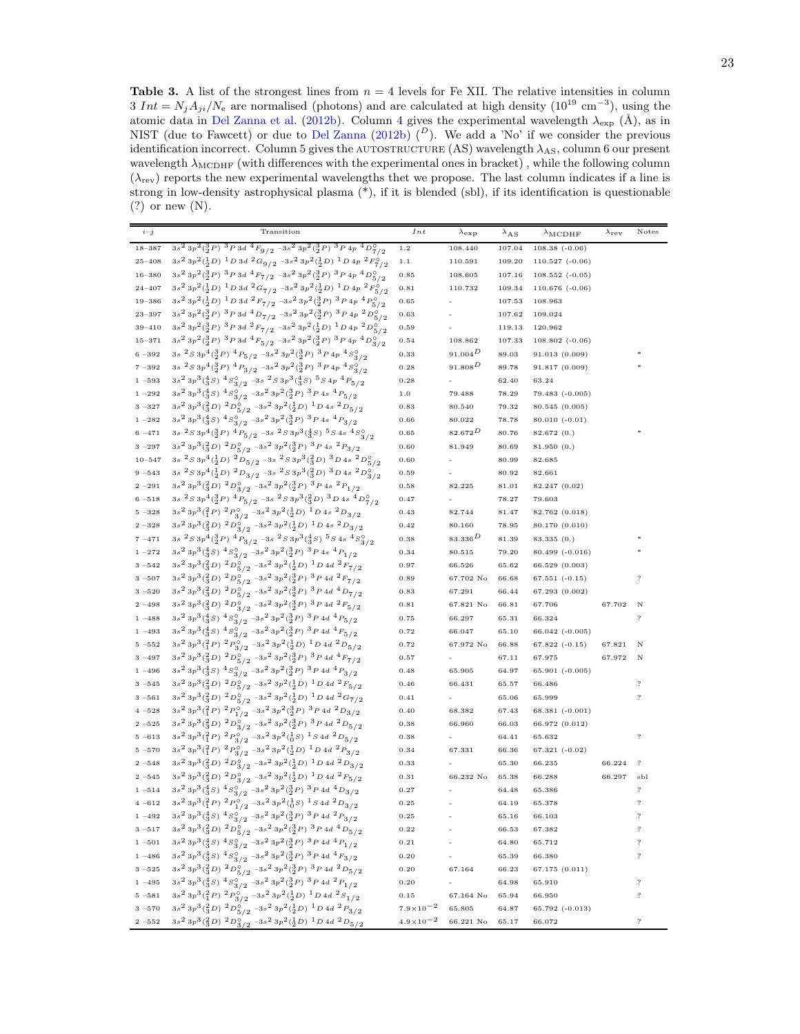**Table 3.** A list of the strongest lines from $n = 4$ levels for Fe XII. The relative intensities in column 3 $Int = N_j A_{ji}/N_e$ are normalised (photons) and are calculated at high density ($10^{19}$ cm$^{-3}$), using the atomic data in Del Zanna et al. (2012b). Column 4 gives the experimental wavelength $\lambda_{\rm exp}$ (Å), as in NIST (due to Fawcett) or due to Del Zanna (2012b) ($^D$). We add a 'No' if we consider the previous identification incorrect. Column 5 gives the AUTOSTRUCTURE (AS) wavelength $\lambda_{\rm AS}$, column 6 our present wavelength $\lambda_{\rm MCDHF}$ (with differences with the experimental ones in bracket) , while the following column ($\lambda_{\rm rev}$) reports the new experimental wavelengths thet we propose. The last column indicates if a line is strong in low-density astrophysical plasma (*), if it is blended (sbl), if its identification is questionable (?) or new (N).

| $i-j$ | Transition | $Int$ | $\lambda_{\rm exp}$ | $\lambda_{\rm AS}$ | $\lambda_{\rm MCDHF}$ | $\lambda_{\rm rev}$ | Notes |
|---|---|---|---|---|---|---|---|
| 18–387 | $3s^2\,3p^2(^3_2P)\;^3P\,3d\;^4F_{9/2}$ $-3s^2\,3p^2(^3_2P)\;^3P\,4p\;^4D^o_{7/2}$ | 1.2 | 108.440 | 107.04 | 108.38 (-0.06) | | |
| 25–408 | $3s^2\,3p^2(^1_2D)\;^1D\,3d\;^2G_{9/2}$ $-3s^2\,3p^2(^1_2D)\;^1D\,4p\;^2F^o_{7/2}$ | 1.1 | 110.591 | 109.20 | 110.527 (-0.06) | | |
| 16–380 | $3s^2\,3p^2(^3_2P)\;^3P\,3d\;^4F_{7/2}$ $-3s^2\,3p^2(^3_2P)\;^3P\,4p\;^4D^o_{5/2}$ | 0.85 | 108.605 | 107.16 | 108.552 (-0.05) | | |
| 24–407 | $3s^2\,3p^2(^1_2D)\;^1D\,3d\;^2G_{7/2}$ $-3s^2\,3p^2(^1_2D)\;^1D\,4p\;^2F^o_{5/2}$ | 0.81 | 110.732 | 109.34 | 110.676 (-0.06) | | |
| 19–386 | $3s^2\,3p^2(^1_2D)\;^1D\,3d\;^2F_{7/2}$ $-3s^2\,3p^2(^3_2P)\;^3P\,4p\;^4P^o_{5/2}$ | 0.65 | - | 107.53 | 108.963 | | |
| 23–397 | $3s^2\,3p^2(^3_2P)\;^3P\,3d\;^4D_{7/2}$ $-3s^2\,3p^2(^3_2P)\;^3P\,4p\;^2D^o_{5/2}$ | 0.63 | - | 107.62 | 109.024 | | |
| 39–410 | $3s^2\,3p^2(^3_2P)\;^3P\,3d\;^2F_{7/2}$ $-3s^2\,3p^2(^1_2D)\;^1D\,4p\;^2D^o_{5/2}$ | 0.59 | - | 119.13 | 120.962 | | |
| 15–371 | $3s^2\,3p^2(^3_2P)\;^3P\,3d\;^4F_{5/2}$ $-3s^2\,3p^2(^3_2P)\;^3P\,4p\;^4D^o_{3/2}$ | 0.54 | 108.862 | 107.33 | 108.802 (-0.06) | | |
| 6 –392 | $3s\;^2S\,3p^4(^3_2P)\;^4P_{5/2}$ $-3s^2\,3p^2(^3_2P)\;^3P\,4p\;^4S^o_{3/2}$ | 0.33 | 91.004$^D$ | 89.03 | 91.013 (0.009) | | * |
| 7 –392 | $3s\;^2S\,3p^4(^3_2P)\;^4P_{3/2}$ $-3s^2\,3p^2(^3_2P)\;^3P\,4p\;^4S^o_{3/2}$ | 0.28 | 91.808$^D$ | 89.78 | 91.817 (0.009) | | * |
| 1 –593 | $3s^2\,3p^3(^4_3S)\;^4S^o_{3/2}$ $-3s\;^2S\,3p^3(^4_3S)\;^5S\,4p\;^4P_{5/2}$ | 0.28 | - | 62.40 | 63.24 | | |
| 1 –292 | $3s^2\,3p^3(^4_3S)\;^4S^o_{3/2}$ $-3s^2\,3p^2(^3_2P)\;^3P\,4s\;^4P_{5/2}$ | 1.0 | 79.488 | 78.29 | 79.483 (-0.005) | | |
| 3 –327 | $3s^2\,3p^3(^2_3D)\;^2D^o_{5/2}$ $-3s^2\,3p^2(^1_2D)\;^1D\,4s\;^2D_{5/2}$ | 0.83 | 80.540 | 79.32 | 80.545 (0.005) | | |
| 1 –282 | $3s^2\,3p^3(^4_3S)\;^4S^o_{3/2}$ $-3s^2\,3p^2(^3_2P)\;^3P\,4s\;^4P_{3/2}$ | 0.66 | 80.022 | 78.78 | 80.010 (-0.01) | | |
| 6 –471 | $3s\;^2S\,3p^4(^3_2P)\;^4P_{5/2}$ $-3s\;^2S\,3p^3(^4_3S)\;^5S\,4s\;^4S^o_{3/2}$ | 0.65 | 82.672$^D$ | 80.76 | 82.672 (0.) | | * |
| 3 –297 | $3s^2\,3p^3(^2_3D)\;^2D^o_{5/2}$ $-3s^2\,3p^2(^3_2P)\;^3P\,4s\;^2P_{3/2}$ | 0.60 | 81.949 | 80.69 | 81.950 (0.) | | |
| 10–547 | $3s\;^2S\,3p^4(^1_2D)\;^2D_{5/2}$ $-3s\;^2S\,3p^3(^2_3D)\;^3D\,4s\;^2D^o_{5/2}$ | 0.60 | - | 80.99 | 82.685 | | |
| 9 –543 | $3s\;^2S\,3p^4(^1_2D)\;^2D_{3/2}$ $-3s\;^2S\,3p^3(^2_3D)\;^3D\,4s\;^2D^o_{3/2}$ | 0.59 | - | 80.92 | 82.661 | | |
| 2 –291 | $3s^2\,3p^3(^2_3D)\;^2D^o_{3/2}$ $-3s^2\,3p^2(^3_2P)\;^3P\,4s\;^2P_{1/2}$ | 0.58 | 82.225 | 81.01 | 82.247 (0.02) | | |
| 6 –518 | $3s\;^2S\,3p^4(^3_2P)\;^4P_{5/2}$ $-3s\;^2S\,3p^3(^2_3D)\;^3D\,4s\;^4D^o_{7/2}$ | 0.47 | - | 78.27 | 79.603 | | |
| 5 –328 | $3s^2\,3p^3(^2_1P)\;^2P^o_{3/2}$ $-3s^2\,3p^2(^1_2D)\;^1D\,4s\;^2D_{3/2}$ | 0.43 | 82.744 | 81.47 | 82.762 (0.018) | | |
| 2 –328 | $3s^2\,3p^3(^2_3D)\;^2D^o_{3/2}$ $-3s^2\,3p^2(^1_2D)\;^1D\,4s\;^2D_{3/2}$ | 0.42 | 80.160 | 78.95 | 80.170 (0.010) | | |
| 7 –471 | $3s\;^2S\,3p^4(^3_2P)\;^4P_{3/2}$ $-3s\;^2S\,3p^3(^4_3S)\;^5S\,4s\;^4S^o_{3/2}$ | 0.38 | 83.336$^D$ | 81.39 | 83.335 (0.) | | * |
| 1 –272 | $3s^2\,3p^3(^4_3S)\;^4S^o_{3/2}$ $-3s^2\,3p^2(^3_2P)\;^3P\,4s\;^4P_{1/2}$ | 0.34 | 80.515 | 79.20 | 80.499 (-0.016) | | * |
| 3 –542 | $3s^2\,3p^3(^2_3D)\;^2D^o_{5/2}$ $-3s^2\,3p^2(^1_2D)\;^1D\,4d\;^2F_{7/2}$ | 0.97 | 66.526 | 65.62 | 66.529 (0.003) | | |
| 3 –507 | $3s^2\,3p^3(^2_3D)\;^2D^o_{5/2}$ $-3s^2\,3p^2(^3_2P)\;^3P\,4d\;^2F_{7/2}$ | 0.89 | 67.702 No | 66.68 | 67.551 (-0.15) | | ? |
| 3 –520 | $3s^2\,3p^3(^2_3D)\;^2D^o_{5/2}$ $-3s^2\,3p^2(^3_2P)\;^3P\,4d\;^4D_{7/2}$ | 0.83 | 67.291 | 66.44 | 67.293 (0.002) | | |
| 2 –498 | $3s^2\,3p^3(^2_3D)\;^2D^o_{3/2}$ $-3s^2\,3p^2(^3_2P)\;^3P\,4d\;^2F_{5/2}$ | 0.81 | 67.821 No | 66.81 | 67.706 | 67.702 | N |
| 1 –488 | $3s^2\,3p^3(^4_3S)\;^4S^o_{3/2}$ $-3s^2\,3p^2(^3_2P)\;^3P\,4d\;^4P_{5/2}$ | 0.75 | 66.297 | 65.31 | 66.324 | | ? |
| 1 –493 | $3s^2\,3p^3(^4_3S)\;^4S^o_{3/2}$ $-3s^2\,3p^2(^3_2P)\;^3P\,4d\;^4F_{5/2}$ | 0.72 | 66.047 | 65.10 | 66.042 (-0.005) | | |
| 5 –552 | $3s^2\,3p^3(^2_1P)\;^2P^o_{3/2}$ $-3s^2\,3p^2(^1_2D)\;^1D\,4d\;^2D_{5/2}$ | 0.72 | 67.972 No | 66.88 | 67.822 (-0.15) | 67.821 | N |
| 3 –497 | $3s^2\,3p^3(^2_3D)\;^2D^o_{5/2}$ $-3s^2\,3p^2(^3_2P)\;^3P\,4d\;^4F_{7/2}$ | 0.57 | - | 67.11 | 67.975 | 67.972 | N |
| 1 –496 | $3s^2\,3p^3(^4_3S)\;^4S^o_{3/2}$ $-3s^2\,3p^2(^3_2P)\;^3P\,4d\;^4P_{3/2}$ | 0.48 | 65.905 | 64.97 | 65.901 (-0.005) | | |
| 3 –545 | $3s^2\,3p^3(^2_3D)\;^2D^o_{5/2}$ $-3s^2\,3p^2(^1_2D)\;^1D\,4d\;^2F_{5/2}$ | 0.46 | 66.431 | 65.57 | 66.486 | | ? |
| 3 –561 | $3s^2\,3p^3(^2_3D)\;^2D^o_{5/2}$ $-3s^2\,3p^2(^1_2D)\;^1D\,4d\;^2G_{7/2}$ | 0.41 | - | 65.06 | 65.999 | | ? |
| 4 –528 | $3s^2\,3p^3(^2_1P)\;^2P^o_{1/2}$ $-3s^2\,3p^2(^3_2P)\;^3P\,4d\;^2D_{3/2}$ | 0.40 | 68.382 | 67.43 | 68.381 (-0.001) | | |
| 2 –525 | $3s^2\,3p^3(^2_3D)\;^2D^o_{3/2}$ $-3s^2\,3p^2(^3_2P)\;^3P\,4d\;^2D_{5/2}$ | 0.38 | 66.960 | 66.03 | 66.972 (0.012) | | |
| 5 –613 | $3s^2\,3p^3(^2_1P)\;^2P^o_{3/2}$ $-3s^2\,3p^2(^1_0S)\;^1S\,4d\;^2D_{5/2}$ | 0.38 | - | 64.41 | 65.632 | | ? |
| 5 –570 | $3s^2\,3p^3(^2_1P)\;^2P^o_{3/2}$ $-3s^2\,3p^2(^1_2D)\;^1D\,4d\;^2P_{3/2}$ | 0.34 | 67.331 | 66.36 | 67.321 (-0.02) | | |
| 2 –548 | $3s^2\,3p^3(^2_3D)\;^2D^o_{3/2}$ $-3s^2\,3p^2(^1_2D)\;^1D\,4d\;^2D_{3/2}$ | 0.33 | - | 65.30 | 66.235 | 66.224 | ? |
| 2 –545 | $3s^2\,3p^3(^2_3D)\;^2D^o_{3/2}$ $-3s^2\,3p^2(^1_2D)\;^1D\,4d\;^2F_{5/2}$ | 0.31 | 66.232 No | 65.38 | 66.288 | 66.297 | sbl |
| 1 –514 | $3s^2\,3p^3(^4_3S)\;^4S^o_{3/2}$ $-3s^2\,3p^2(^3_2P)\;^3P\,4d\;^4D_{3/2}$ | 0.27 | - | 64.48 | 65.386 | | ? |
| 4 –612 | $3s^2\,3p^3(^2_1P)\;^2P^o_{1/2}$ $-3s^2\,3p^2(^1_0S)\;^1S\,4d\;^2D_{3/2}$ | 0.25 | - | 64.19 | 65.378 | | ? |
| 1 –492 | $3s^2\,3p^3(^4_3S)\;^4S^o_{3/2}$ $-3s^2\,3p^2(^3_2P)\;^3P\,4d\;^2P_{3/2}$ | 0.25 | - | 65.16 | 66.103 | | ? |
| 3 –517 | $3s^2\,3p^3(^2_3D)\;^2D^o_{5/2}$ $-3s^2\,3p^2(^3_2P)\;^3P\,4d\;^4D_{5/2}$ | 0.22 | - | 66.53 | 67.382 | | ? |
| 1 –501 | $3s^2\,3p^3(^4_3S)\;^4S^o_{3/2}$ $-3s^2\,3p^2(^3_2P)\;^3P\,4d\;^4P_{1/2}$ | 0.21 | - | 64.80 | 65.712 | | ? |
| 1 –486 | $3s^2\,3p^3(^4_3S)\;^4S^o_{3/2}$ $-3s^2\,3p^2(^3_2P)\;^3P\,4d\;^4F_{3/2}$ | 0.20 | - | 65.39 | 66.380 | | ? |
| 3 –525 | $3s^2\,3p^3(^2_3D)\;^2D^o_{5/2}$ $-3s^2\,3p^2(^3_2P)\;^3P\,4d\;^2D_{5/2}$ | 0.20 | 67.164 | 66.23 | 67.175 (0.011) | | |
| 1 –495 | $3s^2\,3p^3(^4_3S)\;^4S^o_{3/2}$ $-3s^2\,3p^2(^3_2P)\;^3P\,4d\;^2P_{1/2}$ | 0.20 | - | 64.98 | 65.910 | | ? |
| 5 –581 | $3s^2\,3p^3(^2_1P)\;^2P^o_{3/2}$ $-3s^2\,3p^2(^1_2D)\;^1D\,4d\;^2S_{1/2}$ | 0.15 | 67.164 No | 65.94 | 66.950 | | ? |
| 3 –570 | $3s^2\,3p^3(^2_3D)\;^2D^o_{5/2}$ $-3s^2\,3p^2(^1_2D)\;^1D\,4d\;^2P_{3/2}$ | $7.9\times10^{-2}$ | 65.805 | 64.87 | 65.792 (-0.013) | | |
| 2 –552 | $3s^2\,3p^3(^2_3D)\;^2D^o_{3/2}$ $-3s^2\,3p^2(^1_2D)\;^1D\,4d\;^2D_{5/2}$ | $4.9\times10^{-2}$ | 66.221 No | 65.17 | 66.072 | | ? |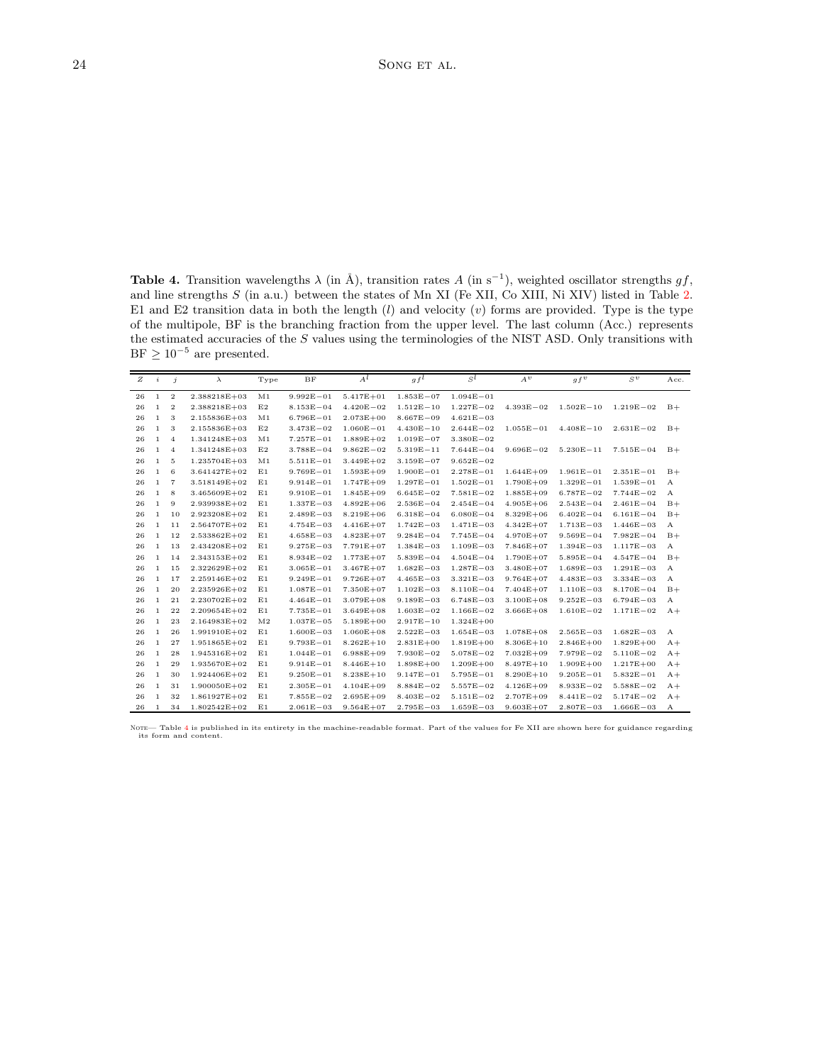**Table 4.** Transition wavelengths $\lambda$ (in Å), transition rates $A$ (in s$^{-1}$), weighted oscillator strengths $gf$, and line strengths $S$ (in a.u.) between the states of Mn XI (Fe XII, Co XIII, Ni XIV) listed in Table 2. E1 and E2 transition data in both the length ($l$) and velocity ($v$) forms are provided. Type is the type of the multipole, BF is the branching fraction from the upper level. The last column (Acc.) represents the estimated accuracies of the $S$ values using the terminologies of the NIST ASD. Only transitions with BF $\geq 10^{-5}$ are presented.

| $Z$ | $i$ | $j$ | $\lambda$ | Type | BF | $A^l$ | $gf^l$ | $S^l$ | $A^v$ | $gf^v$ | $S^v$ | Acc. |
|---|---|---|---|---|---|---|---|---|---|---|---|---|
| 26 | 1 | 2 | 2.388218E+03 | M1 | 9.992E−01 | 5.417E+01 | 1.853E−07 | 1.094E−01 | | | | |
| 26 | 1 | 2 | 2.388218E+03 | E2 | 8.153E−04 | 4.420E−02 | 1.512E−10 | 1.227E−02 | 4.393E−02 | 1.502E−10 | 1.219E−02 | B+ |
| 26 | 1 | 3 | 2.155836E+03 | M1 | 6.796E−01 | 2.073E+00 | 8.667E−09 | 4.621E−03 | | | | |
| 26 | 1 | 3 | 2.155836E+03 | E2 | 3.473E−02 | 1.060E−01 | 4.430E−10 | 2.644E−02 | 1.055E−01 | 4.408E−10 | 2.631E−02 | B+ |
| 26 | 1 | 4 | 1.341248E+03 | M1 | 7.257E−01 | 1.889E+02 | 1.019E−07 | 3.380E−02 | | | | |
| 26 | 1 | 4 | 1.341248E+03 | E2 | 3.788E−04 | 9.862E−02 | 5.319E−11 | 7.644E−04 | 9.696E−02 | 5.230E−11 | 7.515E−04 | B+ |
| 26 | 1 | 5 | 1.235704E+03 | M1 | 5.511E−01 | 3.449E+02 | 3.159E−07 | 9.652E−02 | | | | |
| 26 | 1 | 6 | 3.641427E+02 | E1 | 9.769E−01 | 1.593E+09 | 1.900E−01 | 2.278E−01 | 1.644E+09 | 1.961E−01 | 2.351E−01 | B+ |
| 26 | 1 | 7 | 3.518149E+02 | E1 | 9.914E−01 | 1.747E+09 | 1.297E−01 | 1.502E−01 | 1.790E+09 | 1.329E−01 | 1.539E−01 | A |
| 26 | 1 | 8 | 3.465609E+02 | E1 | 9.910E−01 | 1.845E+09 | 6.645E−02 | 7.581E−02 | 1.885E+09 | 6.787E−02 | 7.744E−02 | A |
| 26 | 1 | 9 | 2.939938E+02 | E1 | 1.337E−03 | 4.892E+06 | 2.536E−04 | 2.454E−04 | 4.905E+06 | 2.543E−04 | 2.461E−04 | B+ |
| 26 | 1 | 10 | 2.923208E+02 | E1 | 2.489E−03 | 8.219E+06 | 6.318E−04 | 6.080E−04 | 8.329E+06 | 6.402E−04 | 6.161E−04 | B+ |
| 26 | 1 | 11 | 2.564707E+02 | E1 | 4.754E−03 | 4.416E+07 | 1.742E−03 | 1.471E−03 | 4.342E+07 | 1.713E−03 | 1.446E−03 | A |
| 26 | 1 | 12 | 2.533862E+02 | E1 | 4.658E−03 | 4.823E+07 | 9.284E−04 | 7.745E−04 | 4.970E+07 | 9.569E−04 | 7.982E−04 | B+ |
| 26 | 1 | 13 | 2.434208E+02 | E1 | 9.275E−03 | 7.791E+07 | 1.384E−03 | 1.109E−03 | 7.846E+07 | 1.394E−03 | 1.117E−03 | A |
| 26 | 1 | 14 | 2.343153E+02 | E1 | 8.934E−02 | 1.773E+07 | 5.839E−04 | 4.504E−04 | 1.790E+07 | 5.895E−04 | 4.547E−04 | B+ |
| 26 | 1 | 15 | 2.322629E+02 | E1 | 3.065E−01 | 3.467E+07 | 1.682E−03 | 1.287E−03 | 3.480E+07 | 1.689E−03 | 1.291E−03 | A |
| 26 | 1 | 17 | 2.259146E+02 | E1 | 9.249E−01 | 9.726E+07 | 4.465E−03 | 3.321E−03 | 9.764E+07 | 4.483E−03 | 3.334E−03 | A |
| 26 | 1 | 20 | 2.235926E+02 | E1 | 1.087E−01 | 7.350E+07 | 1.102E−03 | 8.110E−04 | 7.404E+07 | 1.110E−03 | 8.170E−04 | B+ |
| 26 | 1 | 21 | 2.230702E+02 | E1 | 4.464E−01 | 3.079E+08 | 9.189E−03 | 6.748E−03 | 3.100E+08 | 9.252E−03 | 6.794E−03 | A |
| 26 | 1 | 22 | 2.209654E+02 | E1 | 7.735E−01 | 3.649E+08 | 1.603E−02 | 1.166E−02 | 3.666E+08 | 1.610E−02 | 1.171E−02 | A+ |
| 26 | 1 | 23 | 2.164983E+02 | M2 | 1.037E−05 | 5.189E+00 | 2.917E−10 | 1.324E+00 | | | | |
| 26 | 1 | 26 | 1.991910E+02 | E1 | 1.600E−03 | 1.060E+08 | 2.522E−03 | 1.654E−03 | 1.078E+08 | 2.565E−03 | 1.682E−03 | A |
| 26 | 1 | 27 | 1.951865E+02 | E1 | 9.793E−01 | 8.262E+10 | 2.831E+00 | 1.819E+00 | 8.306E+10 | 2.846E+00 | 1.829E+00 | A+ |
| 26 | 1 | 28 | 1.945316E+02 | E1 | 1.044E−01 | 6.988E+09 | 7.930E−02 | 5.078E−02 | 7.032E+09 | 7.979E−02 | 5.110E−02 | A+ |
| 26 | 1 | 29 | 1.935670E+02 | E1 | 9.914E−01 | 8.446E+10 | 1.898E+00 | 1.209E+00 | 8.497E+10 | 1.909E+00 | 1.217E+00 | A+ |
| 26 | 1 | 30 | 1.924406E+02 | E1 | 9.250E−01 | 8.238E+10 | 9.147E−01 | 5.795E−01 | 8.290E+10 | 9.205E−01 | 5.832E−01 | A+ |
| 26 | 1 | 31 | 1.900050E+02 | E1 | 2.305E−01 | 4.104E+09 | 8.884E−02 | 5.557E−02 | 4.126E+09 | 8.933E−02 | 5.588E−02 | A+ |
| 26 | 1 | 32 | 1.861927E+02 | E1 | 7.855E−02 | 2.695E+09 | 8.403E−02 | 5.151E−02 | 2.707E+09 | 8.441E−02 | 5.174E−02 | A+ |
| 26 | 1 | 34 | 1.802542E+02 | E1 | 2.061E−03 | 9.564E+07 | 2.795E−03 | 1.659E−03 | 9.603E+07 | 2.807E−03 | 1.666E−03 | A |

Note— Table 4 is published in its entirety in the machine-readable format. Part of the values for Fe XII are shown here for guidance regarding its form and content.